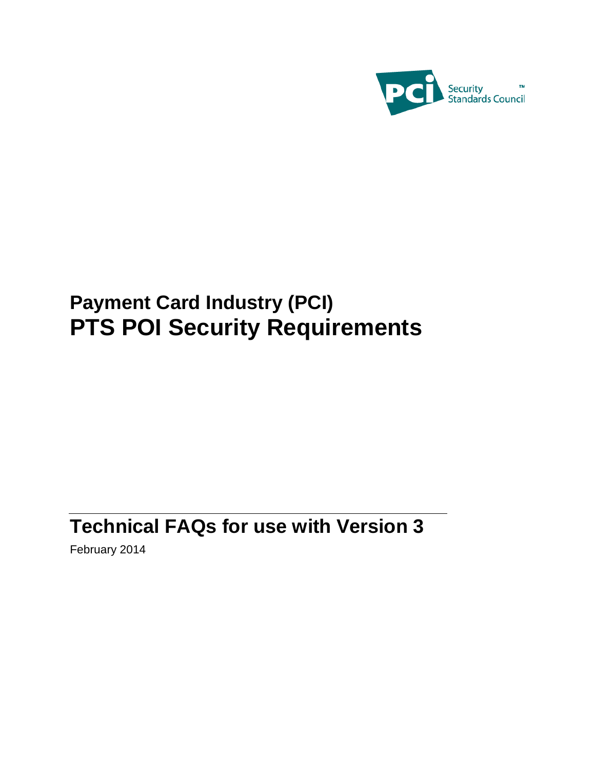# Payment Card Industry (PCI)
# PTS POI Security Requirements

## Technical FAQs for use with Version 3

February 2014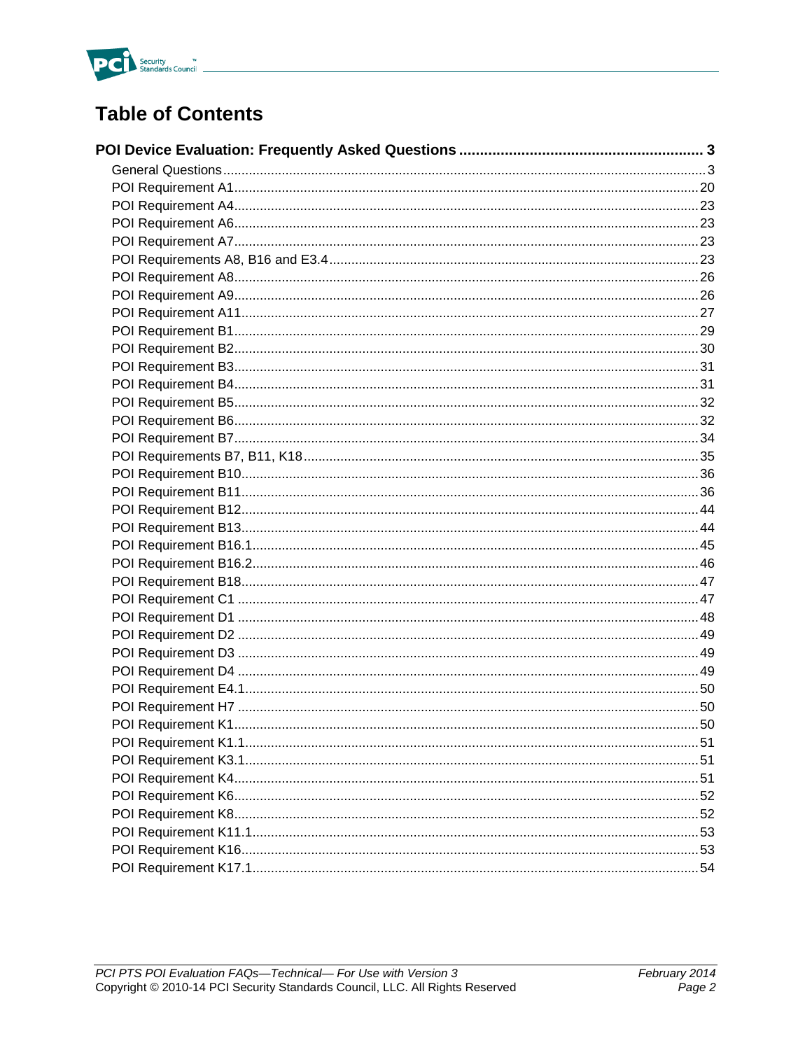# Table of Contents

**POI Device Evaluation: Frequently Asked Questions .......... 3**

- General Questions .......... 3
- POI Requirement A1 .......... 20
- POI Requirement A4 .......... 23
- POI Requirement A6 .......... 23
- POI Requirement A7 .......... 23
- POI Requirements A8, B16 and E3.4 .......... 23
- POI Requirement A8 .......... 26
- POI Requirement A9 .......... 26
- POI Requirement A11 .......... 27
- POI Requirement B1 .......... 29
- POI Requirement B2 .......... 30
- POI Requirement B3 .......... 31
- POI Requirement B4 .......... 31
- POI Requirement B5 .......... 32
- POI Requirement B6 .......... 32
- POI Requirement B7 .......... 34
- POI Requirements B7, B11, K18 .......... 35
- POI Requirement B10 .......... 36
- POI Requirement B11 .......... 36
- POI Requirement B12 .......... 44
- POI Requirement B13 .......... 44
- POI Requirement B16.1 .......... 45
- POI Requirement B16.2 .......... 46
- POI Requirement B18 .......... 47
- POI Requirement C1 .......... 47
- POI Requirement D1 .......... 48
- POI Requirement D2 .......... 49
- POI Requirement D3 .......... 49
- POI Requirement D4 .......... 49
- POI Requirement E4.1 .......... 50
- POI Requirement H7 .......... 50
- POI Requirement K1 .......... 50
- POI Requirement K1.1 .......... 51
- POI Requirement K3.1 .......... 51
- POI Requirement K4 .......... 51
- POI Requirement K6 .......... 52
- POI Requirement K8 .......... 52
- POI Requirement K11.1 .......... 53
- POI Requirement K16 .......... 53
- POI Requirement K17.1 .......... 54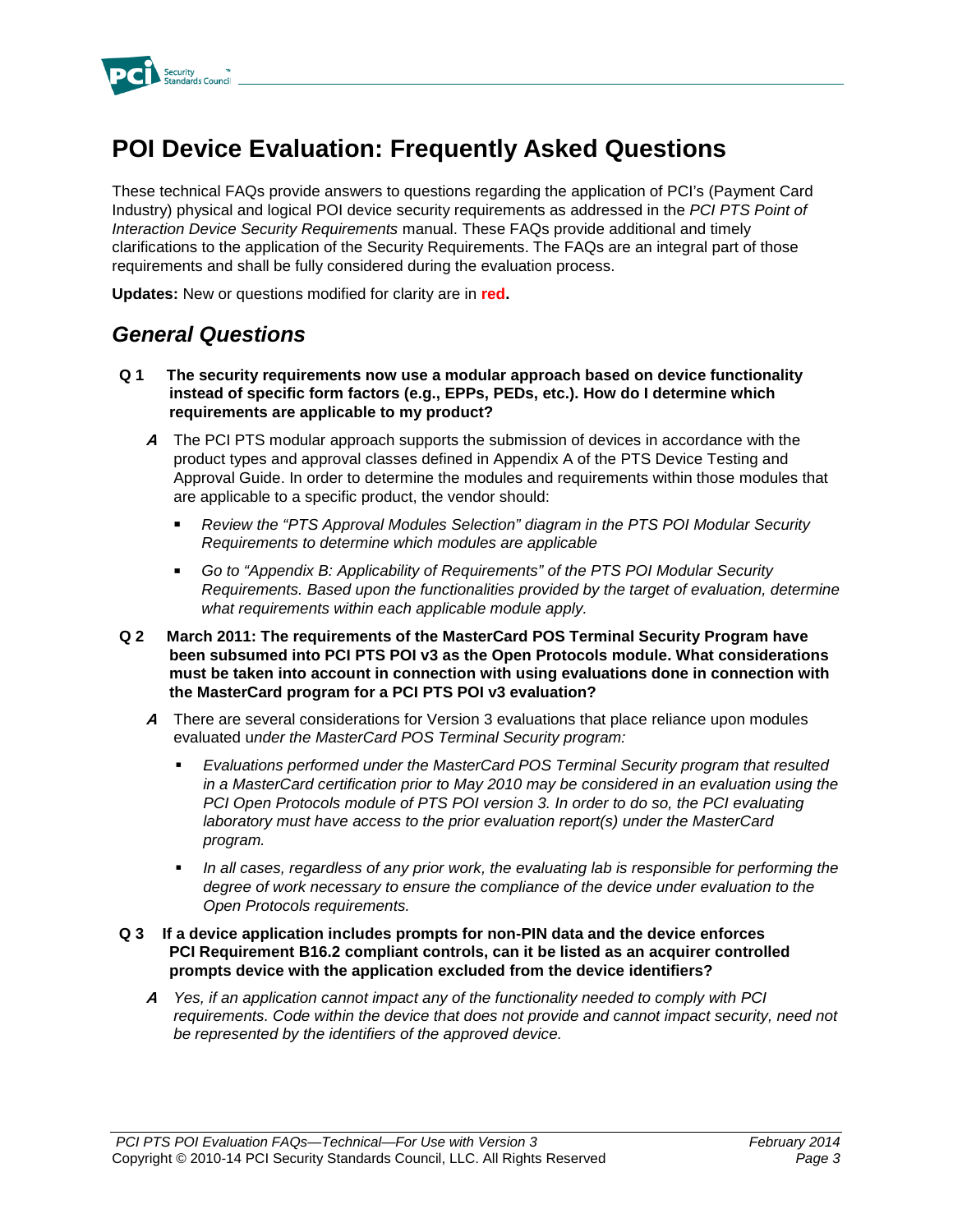# POI Device Evaluation: Frequently Asked Questions

These technical FAQs provide answers to questions regarding the application of PCI's (Payment Card Industry) physical and logical POI device security requirements as addressed in the *PCI PTS Point of Interaction Device Security Requirements* manual. These FAQs provide additional and timely clarifications to the application of the Security Requirements. The FAQs are an integral part of those requirements and shall be fully considered during the evaluation process.

**Updates:** New or questions modified for clarity are in **red.**

## *General Questions*

**Q 1 The security requirements now use a modular approach based on device functionality instead of specific form factors (e.g., EPPs, PEDs, etc.). How do I determine which requirements are applicable to my product?**

***A*** The PCI PTS modular approach supports the submission of devices in accordance with the product types and approval classes defined in Appendix A of the PTS Device Testing and Approval Guide. In order to determine the modules and requirements within those modules that are applicable to a specific product, the vendor should:

- *Review the "PTS Approval Modules Selection" diagram in the PTS POI Modular Security Requirements to determine which modules are applicable*
- *Go to "Appendix B: Applicability of Requirements" of the PTS POI Modular Security Requirements. Based upon the functionalities provided by the target of evaluation, determine what requirements within each applicable module apply.*

**Q 2 March 2011: The requirements of the MasterCard POS Terminal Security Program have been subsumed into PCI PTS POI v3 as the Open Protocols module. What considerations must be taken into account in connection with using evaluations done in connection with the MasterCard program for a PCI PTS POI v3 evaluation?**

***A*** There are several considerations for Version 3 evaluations that place reliance upon modules evaluated u*nder the MasterCard POS Terminal Security program:*

- *Evaluations performed under the MasterCard POS Terminal Security program that resulted in a MasterCard certification prior to May 2010 may be considered in an evaluation using the PCI Open Protocols module of PTS POI version 3. In order to do so, the PCI evaluating laboratory must have access to the prior evaluation report(s) under the MasterCard program.*
- *In all cases, regardless of any prior work, the evaluating lab is responsible for performing the degree of work necessary to ensure the compliance of the device under evaluation to the Open Protocols requirements.*

**Q 3 If a device application includes prompts for non-PIN data and the device enforces PCI Requirement B16.2 compliant controls, can it be listed as an acquirer controlled prompts device with the application excluded from the device identifiers?**

***A*** *Yes, if an application cannot impact any of the functionality needed to comply with PCI requirements. Code within the device that does not provide and cannot impact security, need not be represented by the identifiers of the approved device.*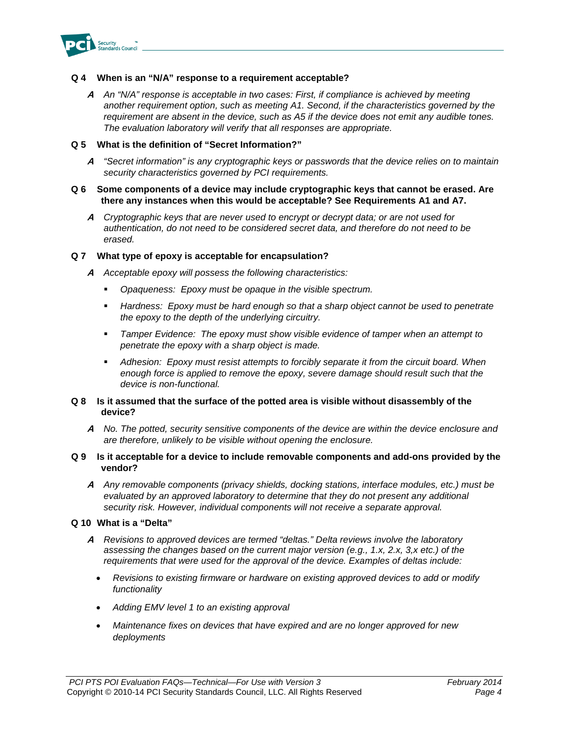**Q 4 When is an "N/A" response to a requirement acceptable?**

> ***A*** *An "N/A" response is acceptable in two cases: First, if compliance is achieved by meeting another requirement option, such as meeting A1. Second, if the characteristics governed by the requirement are absent in the device, such as A5 if the device does not emit any audible tones. The evaluation laboratory will verify that all responses are appropriate.*

**Q 5 What is the definition of "Secret Information?"**

> ***A*** *"Secret information" is any cryptographic keys or passwords that the device relies on to maintain security characteristics governed by PCI requirements.*

**Q 6 Some components of a device may include cryptographic keys that cannot be erased. Are there any instances when this would be acceptable? See Requirements A1 and A7.**

> ***A*** *Cryptographic keys that are never used to encrypt or decrypt data; or are not used for authentication, do not need to be considered secret data, and therefore do not need to be erased.*

**Q 7 What type of epoxy is acceptable for encapsulation?**

> ***A*** *Acceptable epoxy will possess the following characteristics:*
>
> - *Opaqueness: Epoxy must be opaque in the visible spectrum.*
> - *Hardness: Epoxy must be hard enough so that a sharp object cannot be used to penetrate the epoxy to the depth of the underlying circuitry.*
> - *Tamper Evidence: The epoxy must show visible evidence of tamper when an attempt to penetrate the epoxy with a sharp object is made.*
> - *Adhesion: Epoxy must resist attempts to forcibly separate it from the circuit board. When enough force is applied to remove the epoxy, severe damage should result such that the device is non-functional.*

**Q 8 Is it assumed that the surface of the potted area is visible without disassembly of the device?**

> ***A*** *No. The potted, security sensitive components of the device are within the device enclosure and are therefore, unlikely to be visible without opening the enclosure.*

**Q 9 Is it acceptable for a device to include removable components and add-ons provided by the vendor?**

> ***A*** *Any removable components (privacy shields, docking stations, interface modules, etc.) must be evaluated by an approved laboratory to determine that they do not present any additional security risk. However, individual components will not receive a separate approval.*

**Q 10 What is a "Delta"**

> ***A*** *Revisions to approved devices are termed "deltas." Delta reviews involve the laboratory assessing the changes based on the current major version (e.g., 1.x, 2.x, 3,x etc.) of the requirements that were used for the approval of the device. Examples of deltas include:*
>
> - *Revisions to existing firmware or hardware on existing approved devices to add or modify functionality*
> - *Adding EMV level 1 to an existing approval*
> - *Maintenance fixes on devices that have expired and are no longer approved for new deployments*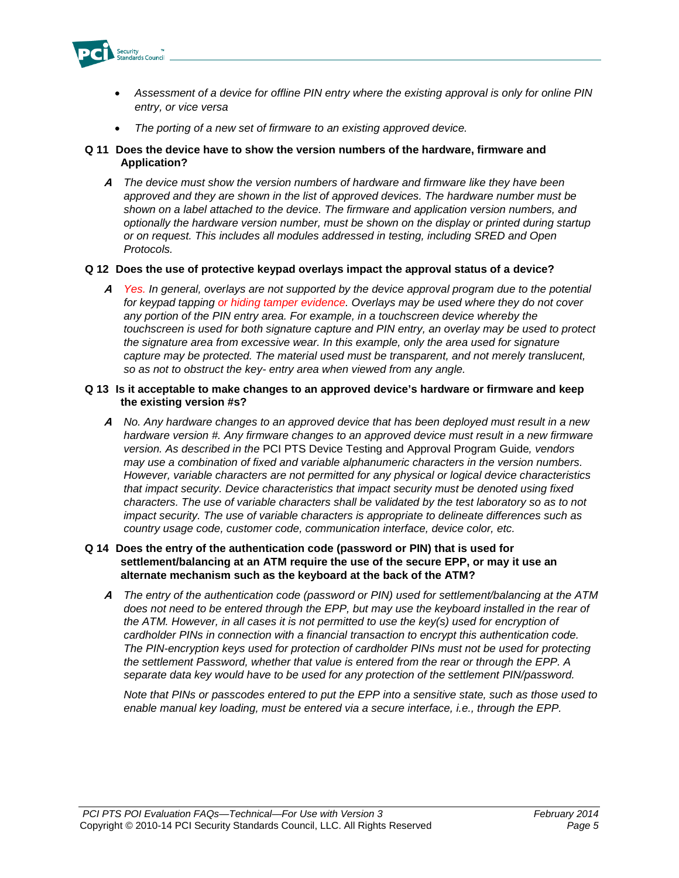- *Assessment of a device for offline PIN entry where the existing approval is only for online PIN entry, or vice versa*
- *The porting of a new set of firmware to an existing approved device.*

**Q 11 Does the device have to show the version numbers of the hardware, firmware and Application?**

> ***A*** *The device must show the version numbers of hardware and firmware like they have been approved and they are shown in the list of approved devices. The hardware number must be shown on a label attached to the device. The firmware and application version numbers, and optionally the hardware version number, must be shown on the display or printed during startup or on request. This includes all modules addressed in testing, including SRED and Open Protocols.*

**Q 12 Does the use of protective keypad overlays impact the approval status of a device?**

> ***A*** *Yes. In general, overlays are not supported by the device approval program due to the potential for keypad tapping or hiding tamper evidence. Overlays may be used where they do not cover any portion of the PIN entry area. For example, in a touchscreen device whereby the touchscreen is used for both signature capture and PIN entry, an overlay may be used to protect the signature area from excessive wear. In this example, only the area used for signature capture may be protected. The material used must be transparent, and not merely translucent, so as not to obstruct the key- entry area when viewed from any angle.*

**Q 13 Is it acceptable to make changes to an approved device's hardware or firmware and keep the existing version #s?**

> ***A*** *No. Any hardware changes to an approved device that has been deployed must result in a new hardware version #. Any firmware changes to an approved device must result in a new firmware version. As described in the* PCI PTS Device Testing and Approval Program Guide*, vendors may use a combination of fixed and variable alphanumeric characters in the version numbers. However, variable characters are not permitted for any physical or logical device characteristics that impact security. Device characteristics that impact security must be denoted using fixed characters. The use of variable characters shall be validated by the test laboratory so as to not impact security. The use of variable characters is appropriate to delineate differences such as country usage code, customer code, communication interface, device color, etc.*

**Q 14 Does the entry of the authentication code (password or PIN) that is used for settlement/balancing at an ATM require the use of the secure EPP, or may it use an alternate mechanism such as the keyboard at the back of the ATM?**

> ***A*** *The entry of the authentication code (password or PIN) used for settlement/balancing at the ATM does not need to be entered through the EPP, but may use the keyboard installed in the rear of the ATM. However, in all cases it is not permitted to use the key(s) used for encryption of cardholder PINs in connection with a financial transaction to encrypt this authentication code. The PIN-encryption keys used for protection of cardholder PINs must not be used for protecting the settlement Password, whether that value is entered from the rear or through the EPP. A separate data key would have to be used for any protection of the settlement PIN/password.*
>
> *Note that PINs or passcodes entered to put the EPP into a sensitive state, such as those used to enable manual key loading, must be entered via a secure interface, i.e., through the EPP.*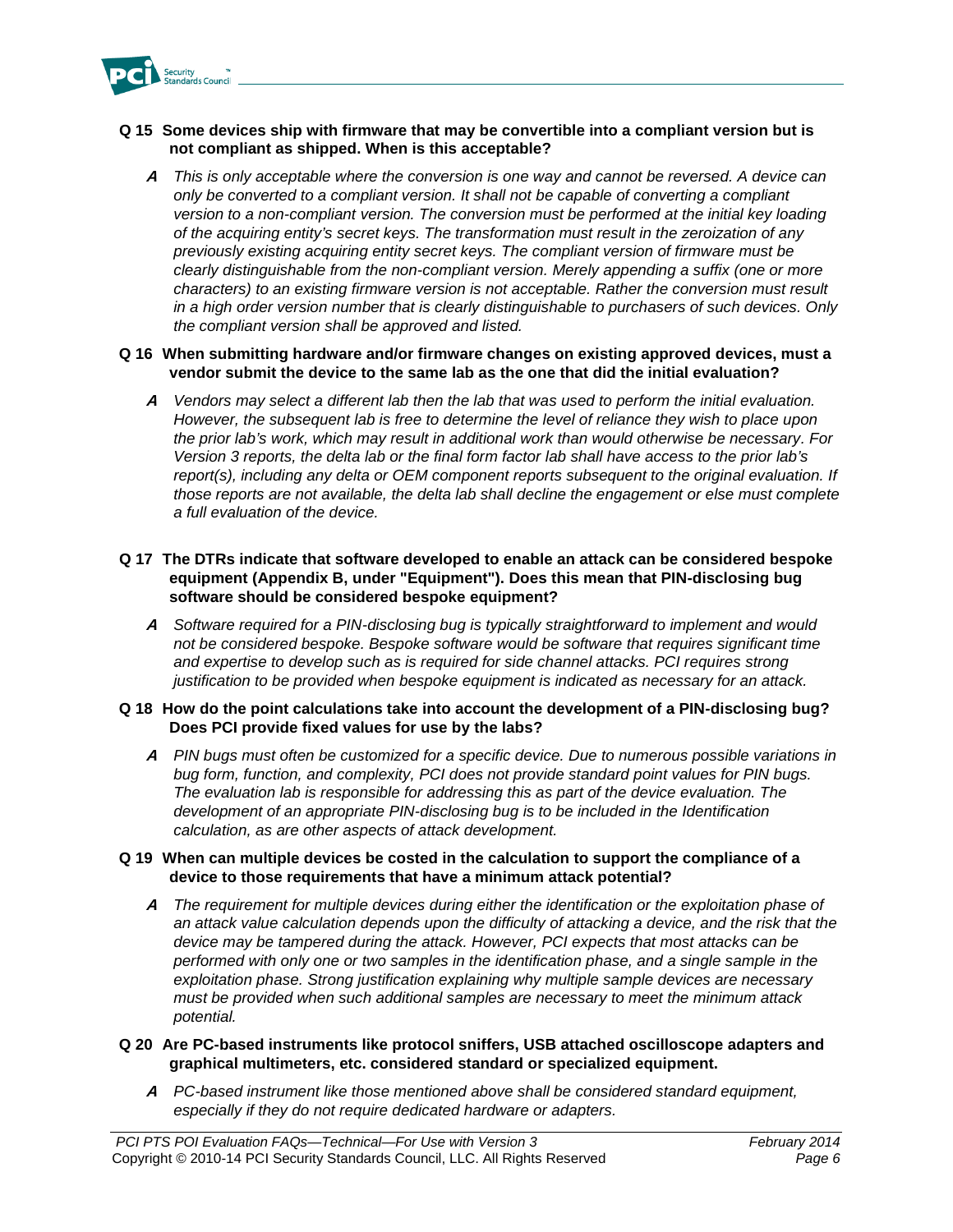**Q 15 Some devices ship with firmware that may be convertible into a compliant version but is not compliant as shipped. When is this acceptable?**

> ***A*** *This is only acceptable where the conversion is one way and cannot be reversed. A device can only be converted to a compliant version. It shall not be capable of converting a compliant version to a non-compliant version. The conversion must be performed at the initial key loading of the acquiring entity's secret keys. The transformation must result in the zeroization of any previously existing acquiring entity secret keys. The compliant version of firmware must be clearly distinguishable from the non-compliant version. Merely appending a suffix (one or more characters) to an existing firmware version is not acceptable. Rather the conversion must result in a high order version number that is clearly distinguishable to purchasers of such devices. Only the compliant version shall be approved and listed.*

**Q 16 When submitting hardware and/or firmware changes on existing approved devices, must a vendor submit the device to the same lab as the one that did the initial evaluation?**

> ***A*** *Vendors may select a different lab then the lab that was used to perform the initial evaluation. However, the subsequent lab is free to determine the level of reliance they wish to place upon the prior lab's work, which may result in additional work than would otherwise be necessary. For Version 3 reports, the delta lab or the final form factor lab shall have access to the prior lab's report(s), including any delta or OEM component reports subsequent to the original evaluation. If those reports are not available, the delta lab shall decline the engagement or else must complete a full evaluation of the device.*

**Q 17 The DTRs indicate that software developed to enable an attack can be considered bespoke equipment (Appendix B, under "Equipment"). Does this mean that PIN-disclosing bug software should be considered bespoke equipment?**

> ***A*** *Software required for a PIN-disclosing bug is typically straightforward to implement and would not be considered bespoke. Bespoke software would be software that requires significant time and expertise to develop such as is required for side channel attacks. PCI requires strong justification to be provided when bespoke equipment is indicated as necessary for an attack.*

**Q 18 How do the point calculations take into account the development of a PIN-disclosing bug? Does PCI provide fixed values for use by the labs?**

> ***A*** *PIN bugs must often be customized for a specific device. Due to numerous possible variations in bug form, function, and complexity, PCI does not provide standard point values for PIN bugs. The evaluation lab is responsible for addressing this as part of the device evaluation. The development of an appropriate PIN-disclosing bug is to be included in the Identification calculation, as are other aspects of attack development.*

**Q 19 When can multiple devices be costed in the calculation to support the compliance of a device to those requirements that have a minimum attack potential?**

> ***A*** *The requirement for multiple devices during either the identification or the exploitation phase of an attack value calculation depends upon the difficulty of attacking a device, and the risk that the device may be tampered during the attack. However, PCI expects that most attacks can be performed with only one or two samples in the identification phase, and a single sample in the exploitation phase. Strong justification explaining why multiple sample devices are necessary must be provided when such additional samples are necessary to meet the minimum attack potential.*

**Q 20 Are PC-based instruments like protocol sniffers, USB attached oscilloscope adapters and graphical multimeters, etc. considered standard or specialized equipment.**

> ***A*** *PC-based instrument like those mentioned above shall be considered standard equipment, especially if they do not require dedicated hardware or adapters.*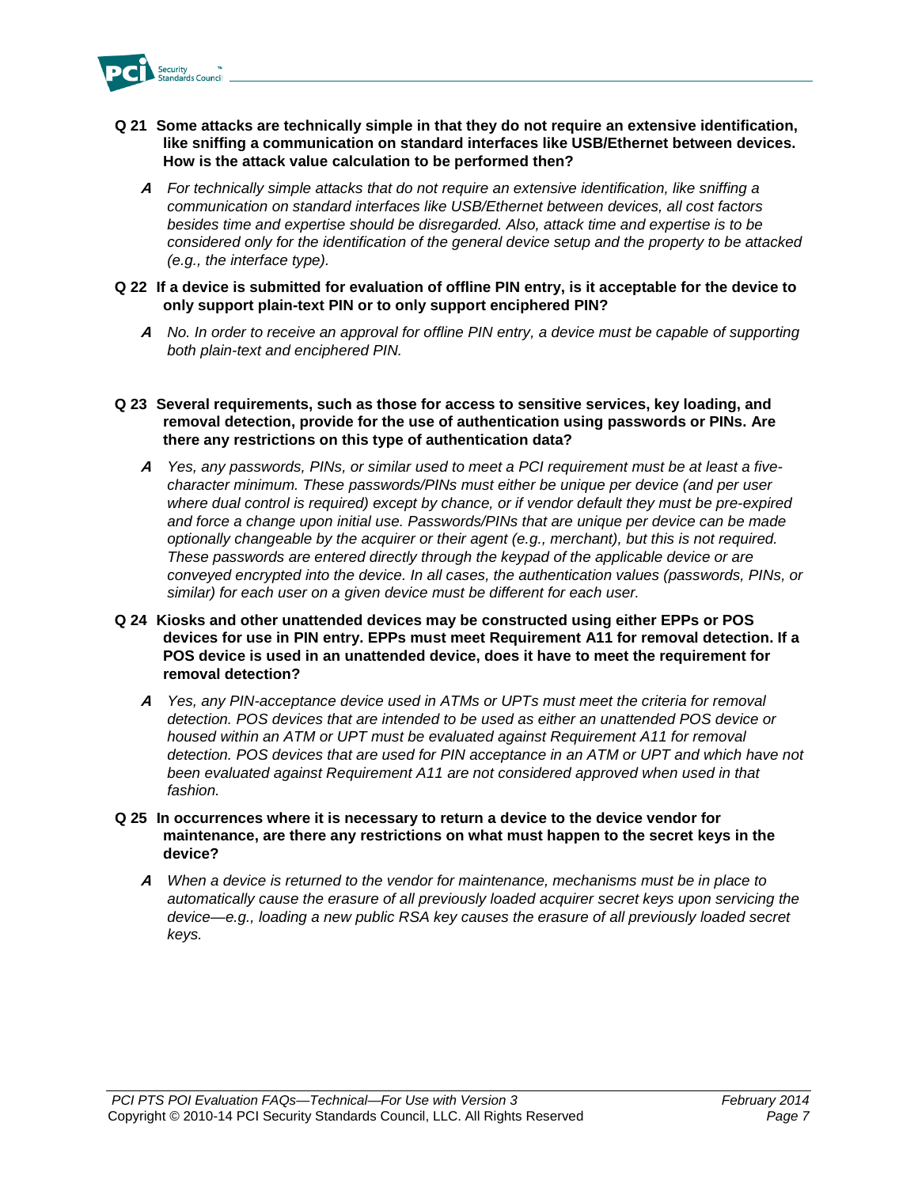**Q 21 Some attacks are technically simple in that they do not require an extensive identification, like sniffing a communication on standard interfaces like USB/Ethernet between devices. How is the attack value calculation to be performed then?**

***A*** *For technically simple attacks that do not require an extensive identification, like sniffing a communication on standard interfaces like USB/Ethernet between devices, all cost factors besides time and expertise should be disregarded. Also, attack time and expertise is to be considered only for the identification of the general device setup and the property to be attacked (e.g., the interface type).*

**Q 22 If a device is submitted for evaluation of offline PIN entry, is it acceptable for the device to only support plain-text PIN or to only support enciphered PIN?**

***A*** *No. In order to receive an approval for offline PIN entry, a device must be capable of supporting both plain-text and enciphered PIN.*

**Q 23 Several requirements, such as those for access to sensitive services, key loading, and removal detection, provide for the use of authentication using passwords or PINs. Are there any restrictions on this type of authentication data?**

***A*** *Yes, any passwords, PINs, or similar used to meet a PCI requirement must be at least a five-character minimum. These passwords/PINs must either be unique per device (and per user where dual control is required) except by chance, or if vendor default they must be pre-expired and force a change upon initial use. Passwords/PINs that are unique per device can be made optionally changeable by the acquirer or their agent (e.g., merchant), but this is not required. These passwords are entered directly through the keypad of the applicable device or are conveyed encrypted into the device. In all cases, the authentication values (passwords, PINs, or similar) for each user on a given device must be different for each user.*

**Q 24 Kiosks and other unattended devices may be constructed using either EPPs or POS devices for use in PIN entry. EPPs must meet Requirement A11 for removal detection. If a POS device is used in an unattended device, does it have to meet the requirement for removal detection?**

***A*** *Yes, any PIN-acceptance device used in ATMs or UPTs must meet the criteria for removal detection. POS devices that are intended to be used as either an unattended POS device or housed within an ATM or UPT must be evaluated against Requirement A11 for removal detection. POS devices that are used for PIN acceptance in an ATM or UPT and which have not been evaluated against Requirement A11 are not considered approved when used in that fashion.*

**Q 25 In occurrences where it is necessary to return a device to the device vendor for maintenance, are there any restrictions on what must happen to the secret keys in the device?**

***A*** *When a device is returned to the vendor for maintenance, mechanisms must be in place to automatically cause the erasure of all previously loaded acquirer secret keys upon servicing the device—e.g., loading a new public RSA key causes the erasure of all previously loaded secret keys.*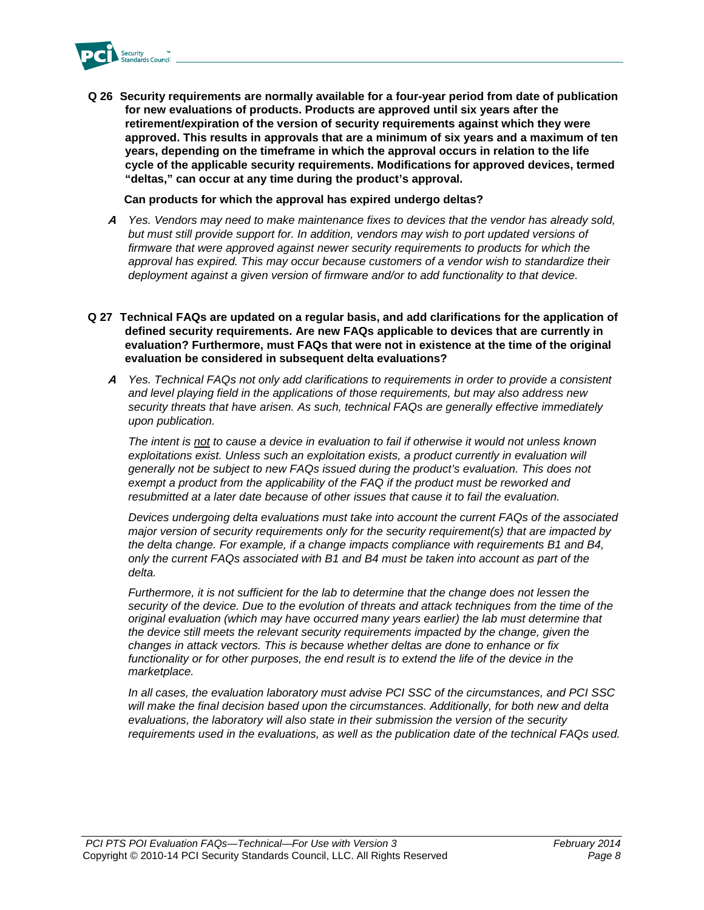**Q 26 Security requirements are normally available for a four-year period from date of publication for new evaluations of products. Products are approved until six years after the retirement/expiration of the version of security requirements against which they were approved. This results in approvals that are a minimum of six years and a maximum of ten years, depending on the timeframe in which the approval occurs in relation to the life cycle of the applicable security requirements. Modifications for approved devices, termed "deltas," can occur at any time during the product's approval.**

**Can products for which the approval has expired undergo deltas?**

***A*** *Yes. Vendors may need to make maintenance fixes to devices that the vendor has already sold, but must still provide support for. In addition, vendors may wish to port updated versions of firmware that were approved against newer security requirements to products for which the approval has expired. This may occur because customers of a vendor wish to standardize their deployment against a given version of firmware and/or to add functionality to that device.*

**Q 27 Technical FAQs are updated on a regular basis, and add clarifications for the application of defined security requirements. Are new FAQs applicable to devices that are currently in evaluation? Furthermore, must FAQs that were not in existence at the time of the original evaluation be considered in subsequent delta evaluations?**

***A*** *Yes. Technical FAQs not only add clarifications to requirements in order to provide a consistent and level playing field in the applications of those requirements, but may also address new security threats that have arisen. As such, technical FAQs are generally effective immediately upon publication.*

*The intent is <u>not</u> to cause a device in evaluation to fail if otherwise it would not unless known exploitations exist. Unless such an exploitation exists, a product currently in evaluation will generally not be subject to new FAQs issued during the product's evaluation. This does not exempt a product from the applicability of the FAQ if the product must be reworked and resubmitted at a later date because of other issues that cause it to fail the evaluation.*

*Devices undergoing delta evaluations must take into account the current FAQs of the associated major version of security requirements only for the security requirement(s) that are impacted by the delta change. For example, if a change impacts compliance with requirements B1 and B4, only the current FAQs associated with B1 and B4 must be taken into account as part of the delta.*

*Furthermore, it is not sufficient for the lab to determine that the change does not lessen the security of the device. Due to the evolution of threats and attack techniques from the time of the original evaluation (which may have occurred many years earlier) the lab must determine that the device still meets the relevant security requirements impacted by the change, given the changes in attack vectors. This is because whether deltas are done to enhance or fix functionality or for other purposes, the end result is to extend the life of the device in the marketplace.*

*In all cases, the evaluation laboratory must advise PCI SSC of the circumstances, and PCI SSC will make the final decision based upon the circumstances. Additionally, for both new and delta evaluations, the laboratory will also state in their submission the version of the security requirements used in the evaluations, as well as the publication date of the technical FAQs used.*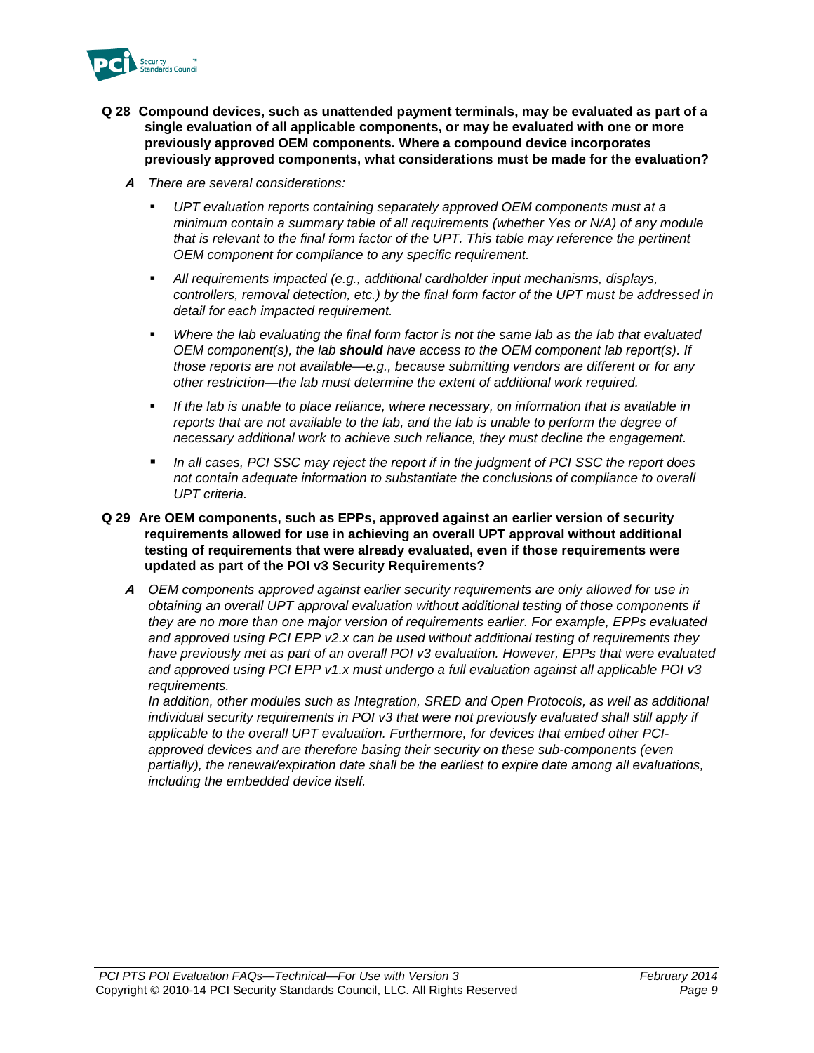**Q 28 Compound devices, such as unattended payment terminals, may be evaluated as part of a single evaluation of all applicable components, or may be evaluated with one or more previously approved OEM components. Where a compound device incorporates previously approved components, what considerations must be made for the evaluation?**

***A*** *There are several considerations:*

- *UPT evaluation reports containing separately approved OEM components must at a minimum contain a summary table of all requirements (whether Yes or N/A) of any module that is relevant to the final form factor of the UPT. This table may reference the pertinent OEM component for compliance to any specific requirement.*
- *All requirements impacted (e.g., additional cardholder input mechanisms, displays, controllers, removal detection, etc.) by the final form factor of the UPT must be addressed in detail for each impacted requirement.*
- *Where the lab evaluating the final form factor is not the same lab as the lab that evaluated OEM component(s), the lab* ***should*** *have access to the OEM component lab report(s). If those reports are not available—e.g., because submitting vendors are different or for any other restriction—the lab must determine the extent of additional work required.*
- *If the lab is unable to place reliance, where necessary, on information that is available in reports that are not available to the lab, and the lab is unable to perform the degree of necessary additional work to achieve such reliance, they must decline the engagement.*
- *In all cases, PCI SSC may reject the report if in the judgment of PCI SSC the report does not contain adequate information to substantiate the conclusions of compliance to overall UPT criteria.*

**Q 29 Are OEM components, such as EPPs, approved against an earlier version of security requirements allowed for use in achieving an overall UPT approval without additional testing of requirements that were already evaluated, even if those requirements were updated as part of the POI v3 Security Requirements?**

***A*** *OEM components approved against earlier security requirements are only allowed for use in obtaining an overall UPT approval evaluation without additional testing of those components if they are no more than one major version of requirements earlier. For example, EPPs evaluated and approved using PCI EPP v2.x can be used without additional testing of requirements they have previously met as part of an overall POI v3 evaluation. However, EPPs that were evaluated and approved using PCI EPP v1.x must undergo a full evaluation against all applicable POI v3 requirements.*

*In addition, other modules such as Integration, SRED and Open Protocols, as well as additional individual security requirements in POI v3 that were not previously evaluated shall still apply if applicable to the overall UPT evaluation. Furthermore, for devices that embed other PCI-approved devices and are therefore basing their security on these sub-components (even partially), the renewal/expiration date shall be the earliest to expire date among all evaluations, including the embedded device itself.*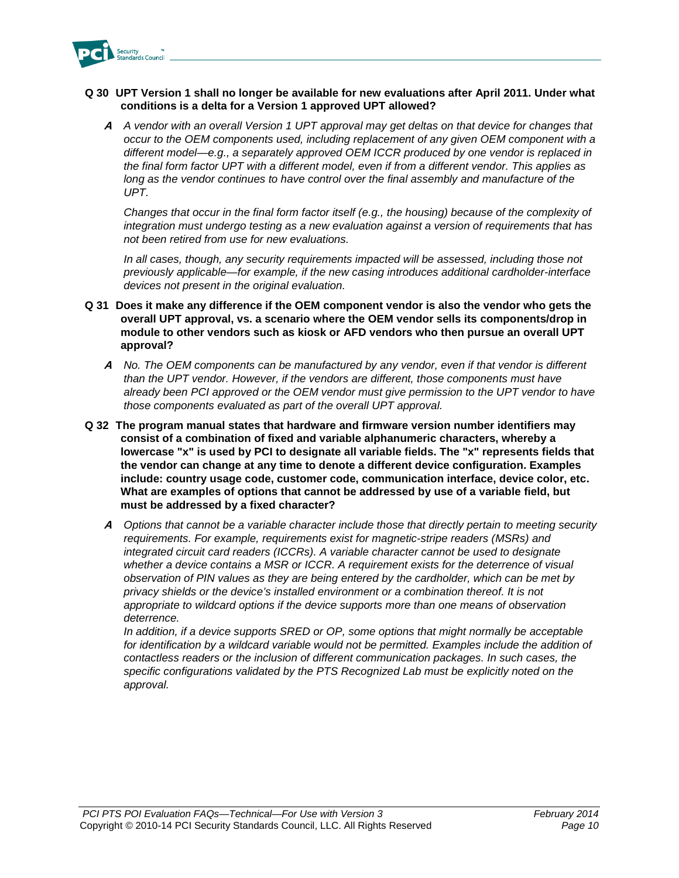**Q 30 UPT Version 1 shall no longer be available for new evaluations after April 2011. Under what conditions is a delta for a Version 1 approved UPT allowed?**

***A*** *A vendor with an overall Version 1 UPT approval may get deltas on that device for changes that occur to the OEM components used, including replacement of any given OEM component with a different model—e.g., a separately approved OEM ICCR produced by one vendor is replaced in the final form factor UPT with a different model, even if from a different vendor. This applies as long as the vendor continues to have control over the final assembly and manufacture of the UPT.*

*Changes that occur in the final form factor itself (e.g., the housing) because of the complexity of integration must undergo testing as a new evaluation against a version of requirements that has not been retired from use for new evaluations.*

*In all cases, though, any security requirements impacted will be assessed, including those not previously applicable—for example, if the new casing introduces additional cardholder-interface devices not present in the original evaluation.*

**Q 31 Does it make any difference if the OEM component vendor is also the vendor who gets the overall UPT approval, vs. a scenario where the OEM vendor sells its components/drop in module to other vendors such as kiosk or AFD vendors who then pursue an overall UPT approval?**

***A*** *No. The OEM components can be manufactured by any vendor, even if that vendor is different than the UPT vendor. However, if the vendors are different, those components must have already been PCI approved or the OEM vendor must give permission to the UPT vendor to have those components evaluated as part of the overall UPT approval.*

**Q 32 The program manual states that hardware and firmware version number identifiers may consist of a combination of fixed and variable alphanumeric characters, whereby a lowercase "x" is used by PCI to designate all variable fields. The "x" represents fields that the vendor can change at any time to denote a different device configuration. Examples include: country usage code, customer code, communication interface, device color, etc. What are examples of options that cannot be addressed by use of a variable field, but must be addressed by a fixed character?**

***A*** *Options that cannot be a variable character include those that directly pertain to meeting security requirements. For example, requirements exist for magnetic-stripe readers (MSRs) and integrated circuit card readers (ICCRs). A variable character cannot be used to designate whether a device contains a MSR or ICCR. A requirement exists for the deterrence of visual observation of PIN values as they are being entered by the cardholder, which can be met by privacy shields or the device's installed environment or a combination thereof. It is not appropriate to wildcard options if the device supports more than one means of observation deterrence.*

*In addition, if a device supports SRED or OP, some options that might normally be acceptable for identification by a wildcard variable would not be permitted. Examples include the addition of contactless readers or the inclusion of different communication packages. In such cases, the specific configurations validated by the PTS Recognized Lab must be explicitly noted on the approval.*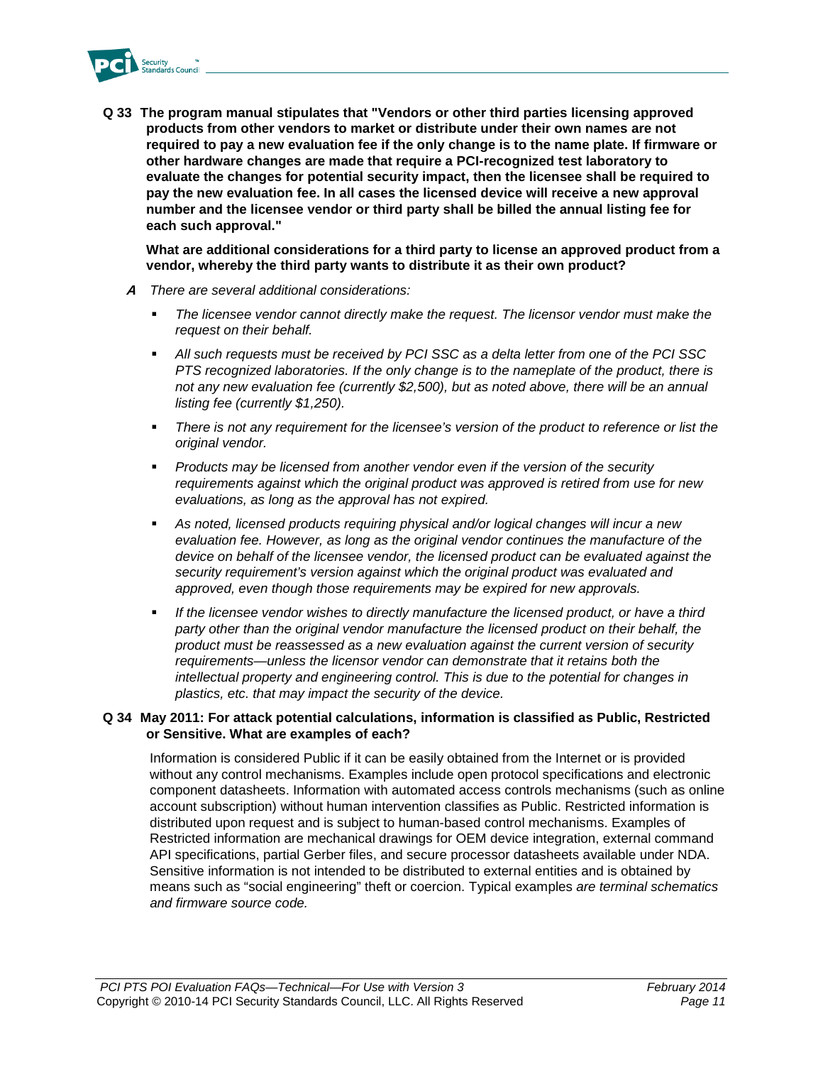**Q 33 The program manual stipulates that "Vendors or other third parties licensing approved products from other vendors to market or distribute under their own names are not required to pay a new evaluation fee if the only change is to the name plate. If firmware or other hardware changes are made that require a PCI-recognized test laboratory to evaluate the changes for potential security impact, then the licensee shall be required to pay the new evaluation fee. In all cases the licensed device will receive a new approval number and the licensee vendor or third party shall be billed the annual listing fee for each such approval."**

**What are additional considerations for a third party to license an approved product from a vendor, whereby the third party wants to distribute it as their own product?**

***A*** *There are several additional considerations:*

- *The licensee vendor cannot directly make the request. The licensor vendor must make the request on their behalf.*
- *All such requests must be received by PCI SSC as a delta letter from one of the PCI SSC PTS recognized laboratories. If the only change is to the nameplate of the product, there is not any new evaluation fee (currently $2,500), but as noted above, there will be an annual listing fee (currently $1,250).*
- *There is not any requirement for the licensee's version of the product to reference or list the original vendor.*
- *Products may be licensed from another vendor even if the version of the security requirements against which the original product was approved is retired from use for new evaluations, as long as the approval has not expired.*
- *As noted, licensed products requiring physical and/or logical changes will incur a new evaluation fee. However, as long as the original vendor continues the manufacture of the device on behalf of the licensee vendor, the licensed product can be evaluated against the security requirement's version against which the original product was evaluated and approved, even though those requirements may be expired for new approvals.*
- *If the licensee vendor wishes to directly manufacture the licensed product, or have a third party other than the original vendor manufacture the licensed product on their behalf, the product must be reassessed as a new evaluation against the current version of security requirements—unless the licensor vendor can demonstrate that it retains both the intellectual property and engineering control. This is due to the potential for changes in plastics, etc. that may impact the security of the device.*

**Q 34 May 2011: For attack potential calculations, information is classified as Public, Restricted or Sensitive. What are examples of each?**

Information is considered Public if it can be easily obtained from the Internet or is provided without any control mechanisms. Examples include open protocol specifications and electronic component datasheets. Information with automated access controls mechanisms (such as online account subscription) without human intervention classifies as Public. Restricted information is distributed upon request and is subject to human-based control mechanisms. Examples of Restricted information are mechanical drawings for OEM device integration, external command API specifications, partial Gerber files, and secure processor datasheets available under NDA. Sensitive information is not intended to be distributed to external entities and is obtained by means such as "social engineering" theft or coercion. Typical examples *are terminal schematics and firmware source code.*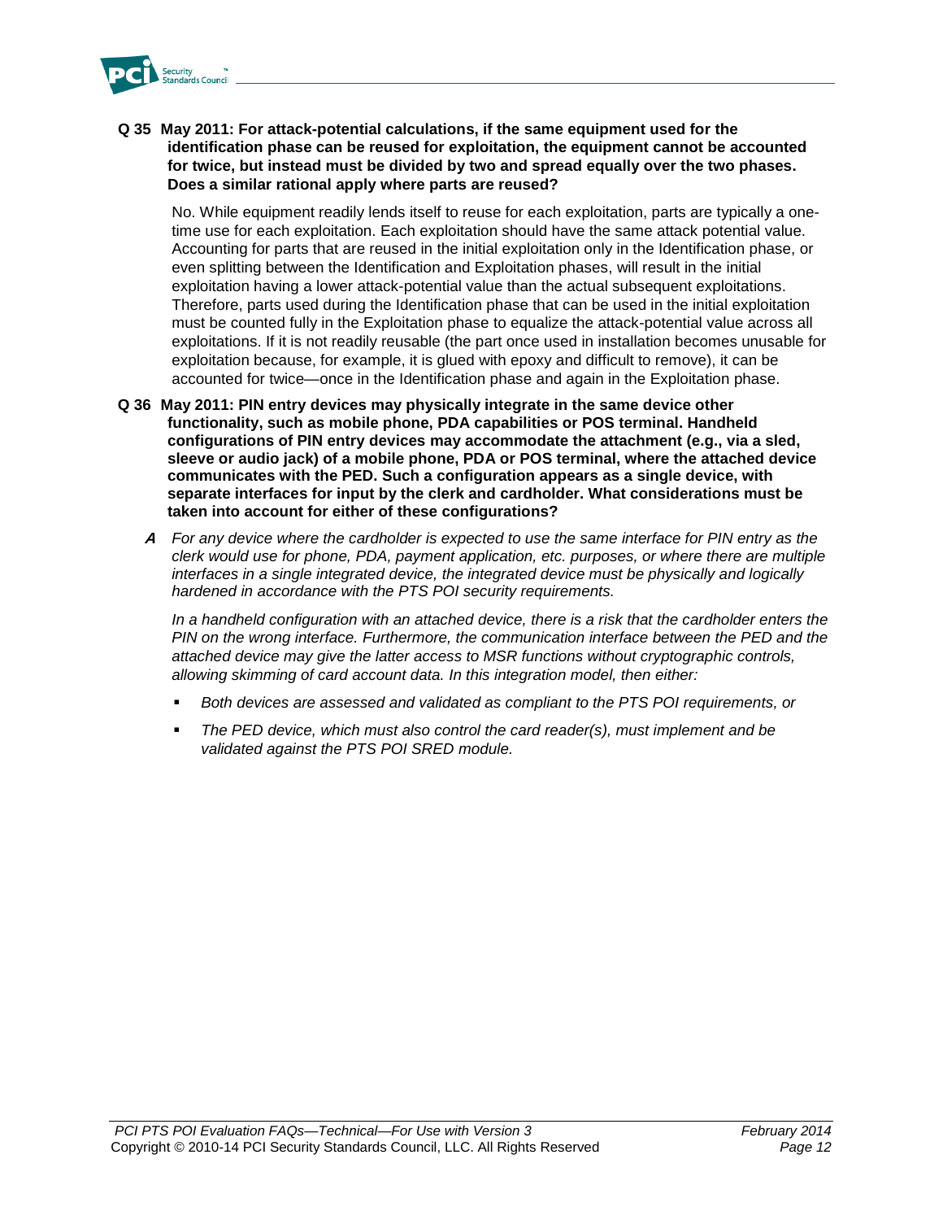**Q 35 May 2011: For attack-potential calculations, if the same equipment used for the identification phase can be reused for exploitation, the equipment cannot be accounted for twice, but instead must be divided by two and spread equally over the two phases. Does a similar rational apply where parts are reused?**

No. While equipment readily lends itself to reuse for each exploitation, parts are typically a one-time use for each exploitation. Each exploitation should have the same attack potential value. Accounting for parts that are reused in the initial exploitation only in the Identification phase, or even splitting between the Identification and Exploitation phases, will result in the initial exploitation having a lower attack-potential value than the actual subsequent exploitations. Therefore, parts used during the Identification phase that can be used in the initial exploitation must be counted fully in the Exploitation phase to equalize the attack-potential value across all exploitations. If it is not readily reusable (the part once used in installation becomes unusable for exploitation because, for example, it is glued with epoxy and difficult to remove), it can be accounted for twice—once in the Identification phase and again in the Exploitation phase.

**Q 36 May 2011: PIN entry devices may physically integrate in the same device other functionality, such as mobile phone, PDA capabilities or POS terminal. Handheld configurations of PIN entry devices may accommodate the attachment (e.g., via a sled, sleeve or audio jack) of a mobile phone, PDA or POS terminal, where the attached device communicates with the PED. Such a configuration appears as a single device, with separate interfaces for input by the clerk and cardholder. What considerations must be taken into account for either of these configurations?**

***A*** *For any device where the cardholder is expected to use the same interface for PIN entry as the clerk would use for phone, PDA, payment application, etc. purposes, or where there are multiple interfaces in a single integrated device, the integrated device must be physically and logically hardened in accordance with the PTS POI security requirements.*

*In a handheld configuration with an attached device, there is a risk that the cardholder enters the PIN on the wrong interface. Furthermore, the communication interface between the PED and the attached device may give the latter access to MSR functions without cryptographic controls, allowing skimming of card account data. In this integration model, then either:*

- *Both devices are assessed and validated as compliant to the PTS POI requirements, or*
- *The PED device, which must also control the card reader(s), must implement and be validated against the PTS POI SRED module.*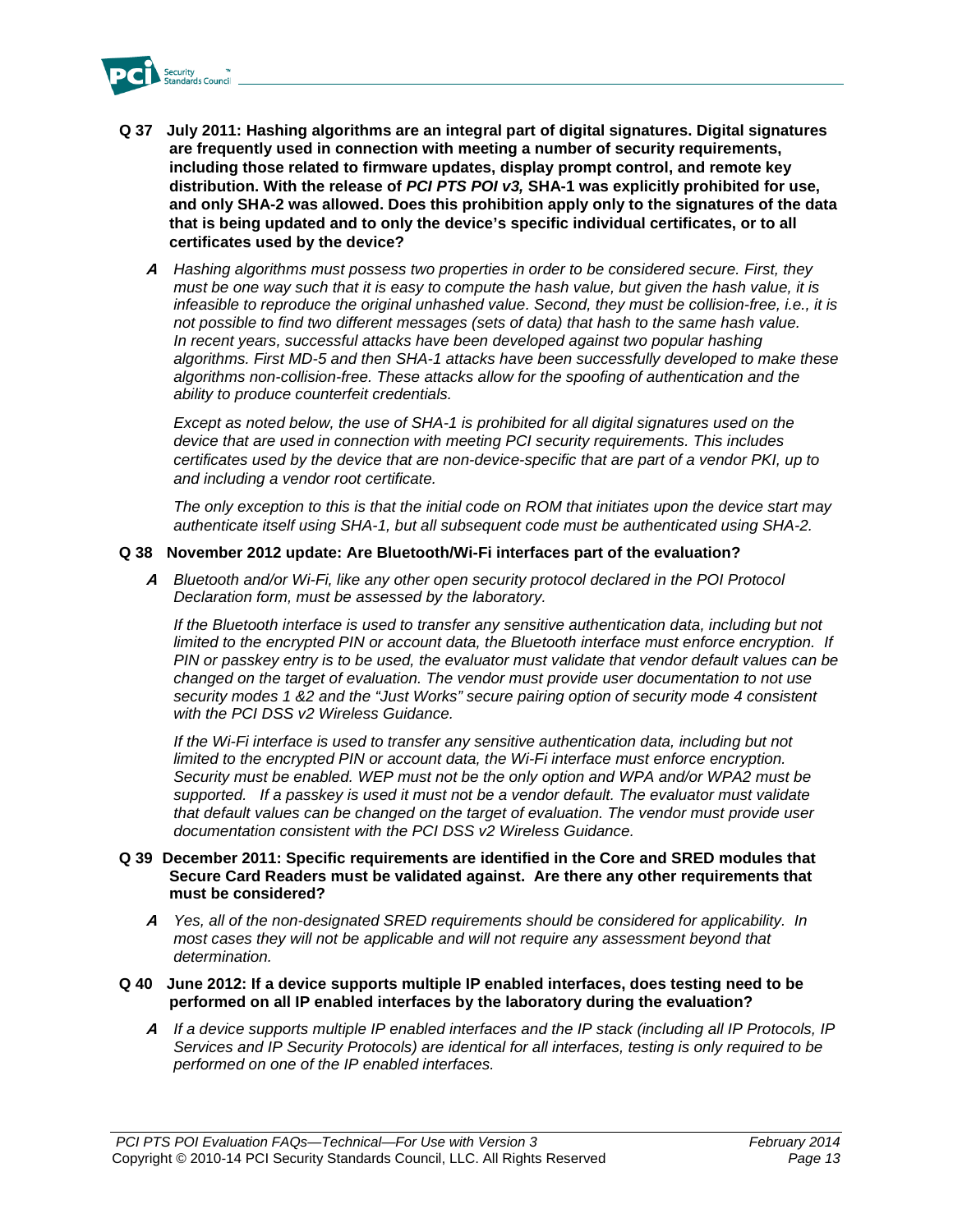**Q 37 July 2011: Hashing algorithms are an integral part of digital signatures. Digital signatures are frequently used in connection with meeting a number of security requirements, including those related to firmware updates, display prompt control, and remote key distribution. With the release of *PCI PTS POI v3,* SHA-1 was explicitly prohibited for use, and only SHA-2 was allowed. Does this prohibition apply only to the signatures of the data that is being updated and to only the device's specific individual certificates, or to all certificates used by the device?**

***A*** *Hashing algorithms must possess two properties in order to be considered secure. First, they must be one way such that it is easy to compute the hash value, but given the hash value, it is infeasible to reproduce the original unhashed value. Second, they must be collision-free, i.e., it is not possible to find two different messages (sets of data) that hash to the same hash value. In recent years, successful attacks have been developed against two popular hashing algorithms. First MD-5 and then SHA-1 attacks have been successfully developed to make these algorithms non-collision-free. These attacks allow for the spoofing of authentication and the ability to produce counterfeit credentials.*

*Except as noted below, the use of SHA-1 is prohibited for all digital signatures used on the device that are used in connection with meeting PCI security requirements. This includes certificates used by the device that are non-device-specific that are part of a vendor PKI, up to and including a vendor root certificate.*

*The only exception to this is that the initial code on ROM that initiates upon the device start may authenticate itself using SHA-1, but all subsequent code must be authenticated using SHA-2.*

**Q 38 November 2012 update: Are Bluetooth/Wi-Fi interfaces part of the evaluation?**

***A*** *Bluetooth and/or Wi-Fi, like any other open security protocol declared in the POI Protocol Declaration form, must be assessed by the laboratory.*

*If the Bluetooth interface is used to transfer any sensitive authentication data, including but not limited to the encrypted PIN or account data, the Bluetooth interface must enforce encryption. If PIN or passkey entry is to be used, the evaluator must validate that vendor default values can be changed on the target of evaluation. The vendor must provide user documentation to not use security modes 1 &2 and the "Just Works" secure pairing option of security mode 4 consistent with the PCI DSS v2 Wireless Guidance.*

*If the Wi-Fi interface is used to transfer any sensitive authentication data, including but not limited to the encrypted PIN or account data, the Wi-Fi interface must enforce encryption. Security must be enabled. WEP must not be the only option and WPA and/or WPA2 must be supported. If a passkey is used it must not be a vendor default. The evaluator must validate that default values can be changed on the target of evaluation. The vendor must provide user documentation consistent with the PCI DSS v2 Wireless Guidance.*

**Q 39 December 2011: Specific requirements are identified in the Core and SRED modules that Secure Card Readers must be validated against. Are there any other requirements that must be considered?**

***A*** *Yes, all of the non-designated SRED requirements should be considered for applicability. In most cases they will not be applicable and will not require any assessment beyond that determination.*

**Q 40 June 2012: If a device supports multiple IP enabled interfaces, does testing need to be performed on all IP enabled interfaces by the laboratory during the evaluation?**

***A*** *If a device supports multiple IP enabled interfaces and the IP stack (including all IP Protocols, IP Services and IP Security Protocols) are identical for all interfaces, testing is only required to be performed on one of the IP enabled interfaces.*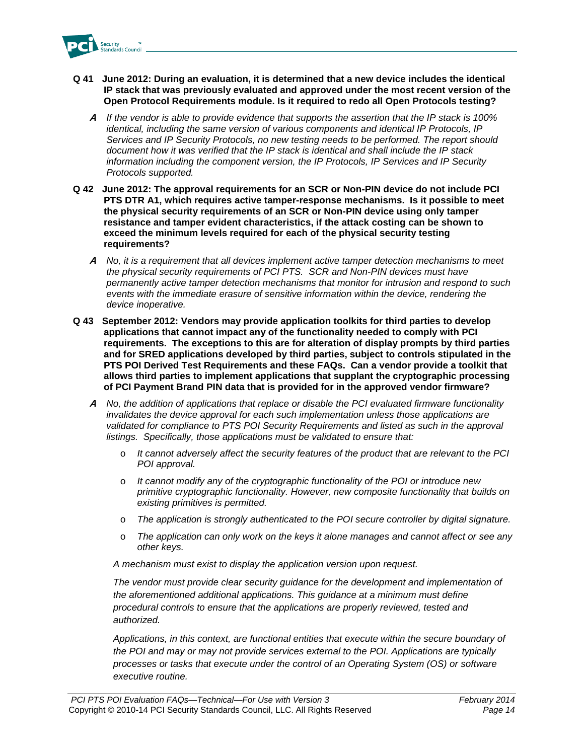**Q 41 June 2012: During an evaluation, it is determined that a new device includes the identical IP stack that was previously evaluated and approved under the most recent version of the Open Protocol Requirements module. Is it required to redo all Open Protocols testing?**

**A** *If the vendor is able to provide evidence that supports the assertion that the IP stack is 100% identical, including the same version of various components and identical IP Protocols, IP Services and IP Security Protocols, no new testing needs to be performed. The report should document how it was verified that the IP stack is identical and shall include the IP stack information including the component version, the IP Protocols, IP Services and IP Security Protocols supported.*

**Q 42 June 2012: The approval requirements for an SCR or Non-PIN device do not include PCI PTS DTR A1, which requires active tamper-response mechanisms. Is it possible to meet the physical security requirements of an SCR or Non-PIN device using only tamper resistance and tamper evident characteristics, if the attack costing can be shown to exceed the minimum levels required for each of the physical security testing requirements?**

**A** *No, it is a requirement that all devices implement active tamper detection mechanisms to meet the physical security requirements of PCI PTS. SCR and Non-PIN devices must have permanently active tamper detection mechanisms that monitor for intrusion and respond to such events with the immediate erasure of sensitive information within the device, rendering the device inoperative.*

**Q 43 September 2012: Vendors may provide application toolkits for third parties to develop applications that cannot impact any of the functionality needed to comply with PCI requirements. The exceptions to this are for alteration of display prompts by third parties and for SRED applications developed by third parties, subject to controls stipulated in the PTS POI Derived Test Requirements and these FAQs. Can a vendor provide a toolkit that allows third parties to implement applications that supplant the cryptographic processing of PCI Payment Brand PIN data that is provided for in the approved vendor firmware?**

**A** *No, the addition of applications that replace or disable the PCI evaluated firmware functionality invalidates the device approval for each such implementation unless those applications are validated for compliance to PTS POI Security Requirements and listed as such in the approval listings. Specifically, those applications must be validated to ensure that:*

- *It cannot adversely affect the security features of the product that are relevant to the PCI POI approval.*
- *It cannot modify any of the cryptographic functionality of the POI or introduce new primitive cryptographic functionality. However, new composite functionality that builds on existing primitives is permitted.*
- *The application is strongly authenticated to the POI secure controller by digital signature.*
- *The application can only work on the keys it alone manages and cannot affect or see any other keys.*

*A mechanism must exist to display the application version upon request.*

*The vendor must provide clear security guidance for the development and implementation of the aforementioned additional applications. This guidance at a minimum must define procedural controls to ensure that the applications are properly reviewed, tested and authorized.*

*Applications, in this context, are functional entities that execute within the secure boundary of the POI and may or may not provide services external to the POI. Applications are typically processes or tasks that execute under the control of an Operating System (OS) or software executive routine.*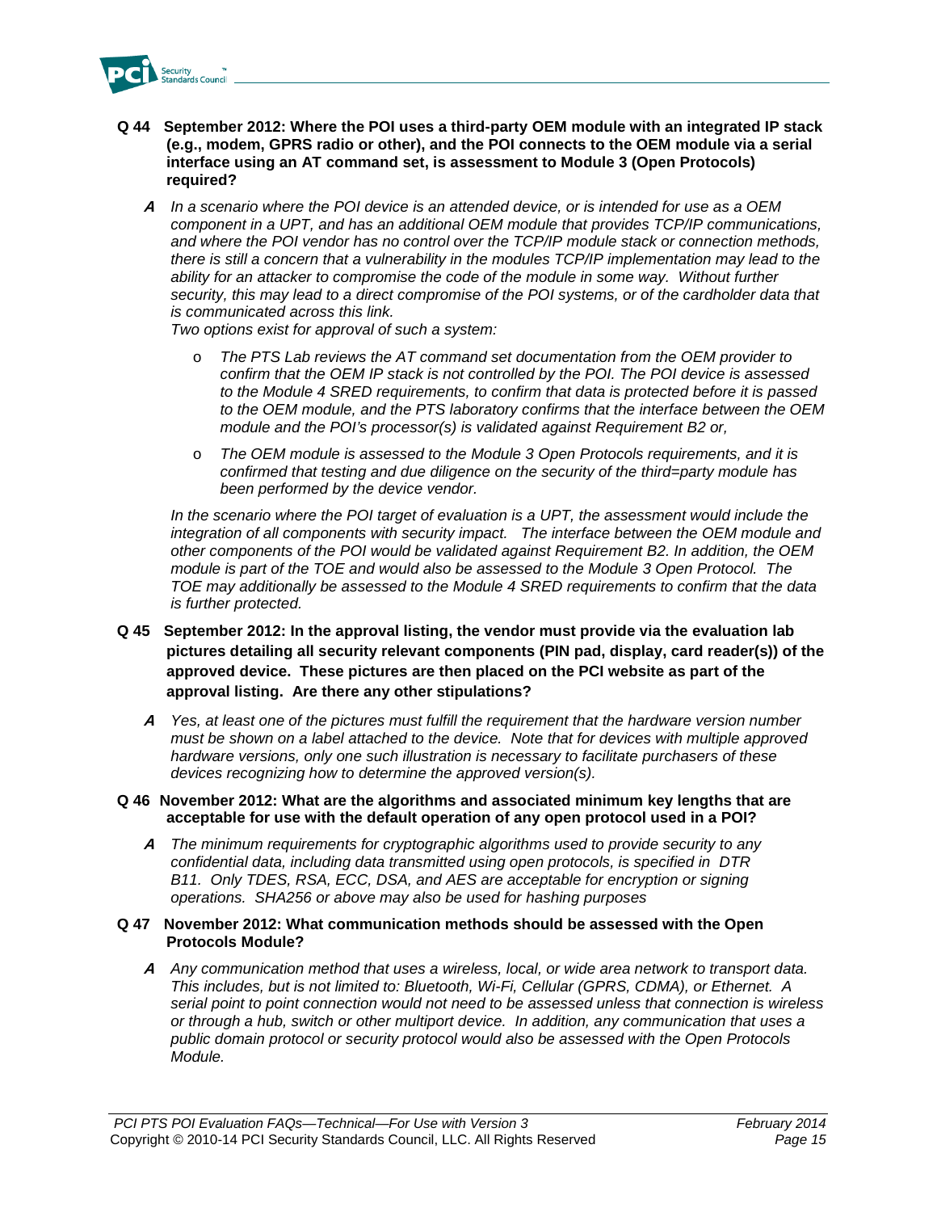**Q 44 September 2012: Where the POI uses a third-party OEM module with an integrated IP stack (e.g., modem, GPRS radio or other), and the POI connects to the OEM module via a serial interface using an AT command set, is assessment to Module 3 (Open Protocols) required?**

***A*** *In a scenario where the POI device is an attended device, or is intended for use as a OEM component in a UPT, and has an additional OEM module that provides TCP/IP communications, and where the POI vendor has no control over the TCP/IP module stack or connection methods, there is still a concern that a vulnerability in the modules TCP/IP implementation may lead to the ability for an attacker to compromise the code of the module in some way. Without further security, this may lead to a direct compromise of the POI systems, or of the cardholder data that is communicated across this link.*

*Two options exist for approval of such a system:*

- *The PTS Lab reviews the AT command set documentation from the OEM provider to confirm that the OEM IP stack is not controlled by the POI. The POI device is assessed to the Module 4 SRED requirements, to confirm that data is protected before it is passed to the OEM module, and the PTS laboratory confirms that the interface between the OEM module and the POI's processor(s) is validated against Requirement B2 or,*
- *The OEM module is assessed to the Module 3 Open Protocols requirements, and it is confirmed that testing and due diligence on the security of the third=party module has been performed by the device vendor.*

*In the scenario where the POI target of evaluation is a UPT, the assessment would include the integration of all components with security impact. The interface between the OEM module and other components of the POI would be validated against Requirement B2. In addition, the OEM module is part of the TOE and would also be assessed to the Module 3 Open Protocol. The TOE may additionally be assessed to the Module 4 SRED requirements to confirm that the data is further protected.*

**Q 45 September 2012: In the approval listing, the vendor must provide via the evaluation lab pictures detailing all security relevant components (PIN pad, display, card reader(s)) of the approved device. These pictures are then placed on the PCI website as part of the approval listing. Are there any other stipulations?**

***A*** *Yes, at least one of the pictures must fulfill the requirement that the hardware version number must be shown on a label attached to the device. Note that for devices with multiple approved hardware versions, only one such illustration is necessary to facilitate purchasers of these devices recognizing how to determine the approved version(s).*

**Q 46 November 2012: What are the algorithms and associated minimum key lengths that are acceptable for use with the default operation of any open protocol used in a POI?**

***A*** *The minimum requirements for cryptographic algorithms used to provide security to any confidential data, including data transmitted using open protocols, is specified in DTR B11. Only TDES, RSA, ECC, DSA, and AES are acceptable for encryption or signing operations. SHA256 or above may also be used for hashing purposes*

**Q 47 November 2012: What communication methods should be assessed with the Open Protocols Module?**

***A*** *Any communication method that uses a wireless, local, or wide area network to transport data. This includes, but is not limited to: Bluetooth, Wi-Fi, Cellular (GPRS, CDMA), or Ethernet. A serial point to point connection would not need to be assessed unless that connection is wireless or through a hub, switch or other multiport device. In addition, any communication that uses a public domain protocol or security protocol would also be assessed with the Open Protocols Module.*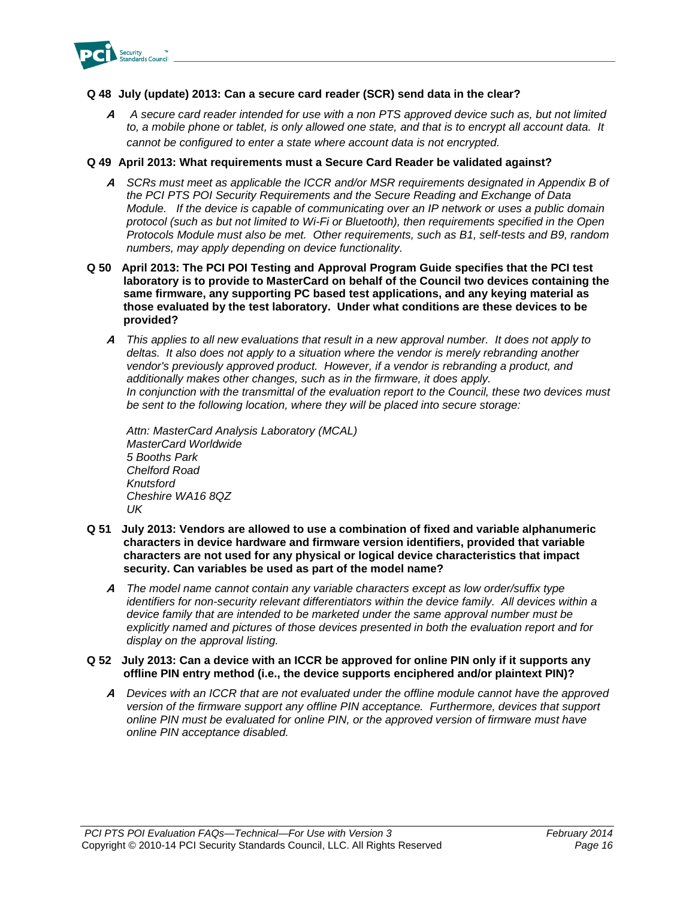**Q 48 July (update) 2013: Can a secure card reader (SCR) send data in the clear?**

***A*** *A secure card reader intended for use with a non PTS approved device such as, but not limited to, a mobile phone or tablet, is only allowed one state, and that is to encrypt all account data. It cannot be configured to enter a state where account data is not encrypted.*

**Q 49 April 2013: What requirements must a Secure Card Reader be validated against?**

***A*** *SCRs must meet as applicable the ICCR and/or MSR requirements designated in Appendix B of the PCI PTS POI Security Requirements and the Secure Reading and Exchange of Data Module. If the device is capable of communicating over an IP network or uses a public domain protocol (such as but not limited to Wi-Fi or Bluetooth), then requirements specified in the Open Protocols Module must also be met. Other requirements, such as B1, self-tests and B9, random numbers, may apply depending on device functionality.*

**Q 50 April 2013: The PCI POI Testing and Approval Program Guide specifies that the PCI test laboratory is to provide to MasterCard on behalf of the Council two devices containing the same firmware, any supporting PC based test applications, and any keying material as those evaluated by the test laboratory. Under what conditions are these devices to be provided?**

***A*** *This applies to all new evaluations that result in a new approval number. It does not apply to deltas. It also does not apply to a situation where the vendor is merely rebranding another vendor's previously approved product. However, if a vendor is rebranding a product, and additionally makes other changes, such as in the firmware, it does apply.*
*In conjunction with the transmittal of the evaluation report to the Council, these two devices must be sent to the following location, where they will be placed into secure storage:*

*Attn: MasterCard Analysis Laboratory (MCAL)*
*MasterCard Worldwide*
*5 Booths Park*
*Chelford Road*
*Knutsford*
*Cheshire WA16 8QZ*
*UK*

**Q 51 July 2013: Vendors are allowed to use a combination of fixed and variable alphanumeric characters in device hardware and firmware version identifiers, provided that variable characters are not used for any physical or logical device characteristics that impact security. Can variables be used as part of the model name?**

***A*** *The model name cannot contain any variable characters except as low order/suffix type identifiers for non-security relevant differentiators within the device family. All devices within a device family that are intended to be marketed under the same approval number must be explicitly named and pictures of those devices presented in both the evaluation report and for display on the approval listing.*

**Q 52 July 2013: Can a device with an ICCR be approved for online PIN only if it supports any offline PIN entry method (i.e., the device supports enciphered and/or plaintext PIN)?**

***A*** *Devices with an ICCR that are not evaluated under the offline module cannot have the approved version of the firmware support any offline PIN acceptance. Furthermore, devices that support online PIN must be evaluated for online PIN, or the approved version of firmware must have online PIN acceptance disabled.*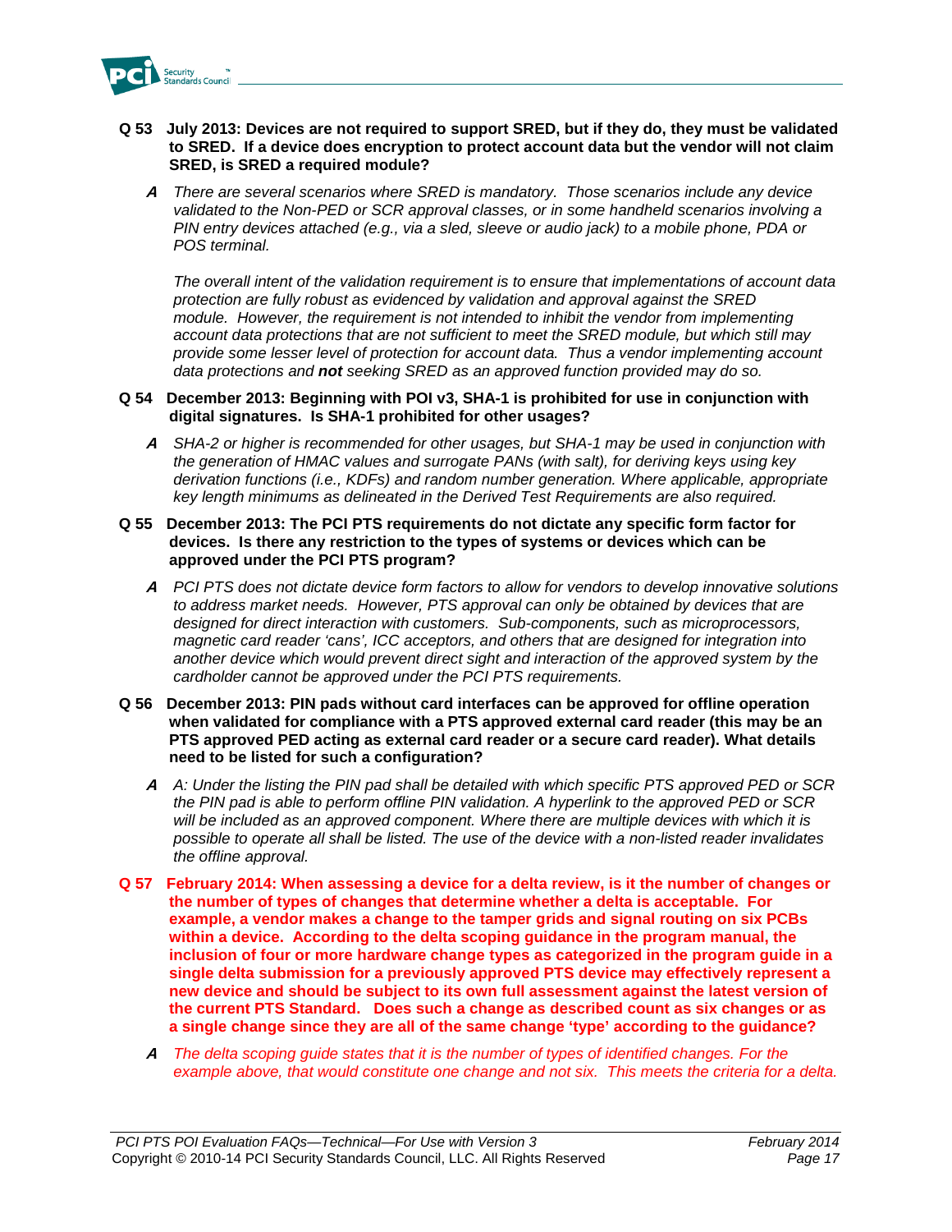**Q 53 July 2013: Devices are not required to support SRED, but if they do, they must be validated to SRED. If a device does encryption to protect account data but the vendor will not claim SRED, is SRED a required module?**

***A*** *There are several scenarios where SRED is mandatory. Those scenarios include any device validated to the Non-PED or SCR approval classes, or in some handheld scenarios involving a PIN entry devices attached (e.g., via a sled, sleeve or audio jack) to a mobile phone, PDA or POS terminal.*

*The overall intent of the validation requirement is to ensure that implementations of account data protection are fully robust as evidenced by validation and approval against the SRED module. However, the requirement is not intended to inhibit the vendor from implementing account data protections that are not sufficient to meet the SRED module, but which still may provide some lesser level of protection for account data. Thus a vendor implementing account data protections and **not** seeking SRED as an approved function provided may do so.*

**Q 54 December 2013: Beginning with POI v3, SHA-1 is prohibited for use in conjunction with digital signatures. Is SHA-1 prohibited for other usages?**

***A*** *SHA-2 or higher is recommended for other usages, but SHA-1 may be used in conjunction with the generation of HMAC values and surrogate PANs (with salt), for deriving keys using key derivation functions (i.e., KDFs) and random number generation. Where applicable, appropriate key length minimums as delineated in the Derived Test Requirements are also required.*

**Q 55 December 2013: The PCI PTS requirements do not dictate any specific form factor for devices. Is there any restriction to the types of systems or devices which can be approved under the PCI PTS program?**

***A*** *PCI PTS does not dictate device form factors to allow for vendors to develop innovative solutions to address market needs. However, PTS approval can only be obtained by devices that are designed for direct interaction with customers. Sub-components, such as microprocessors, magnetic card reader 'cans', ICC acceptors, and others that are designed for integration into another device which would prevent direct sight and interaction of the approved system by the cardholder cannot be approved under the PCI PTS requirements.*

**Q 56 December 2013: PIN pads without card interfaces can be approved for offline operation when validated for compliance with a PTS approved external card reader (this may be an PTS approved PED acting as external card reader or a secure card reader). What details need to be listed for such a configuration?**

***A*** *A: Under the listing the PIN pad shall be detailed with which specific PTS approved PED or SCR the PIN pad is able to perform offline PIN validation. A hyperlink to the approved PED or SCR will be included as an approved component. Where there are multiple devices with which it is possible to operate all shall be listed. The use of the device with a non-listed reader invalidates the offline approval.*

**Q 57 February 2014: When assessing a device for a delta review, is it the number of changes or the number of types of changes that determine whether a delta is acceptable. For example, a vendor makes a change to the tamper grids and signal routing on six PCBs within a device. According to the delta scoping guidance in the program manual, the inclusion of four or more hardware change types as categorized in the program guide in a single delta submission for a previously approved PTS device may effectively represent a new device and should be subject to its own full assessment against the latest version of the current PTS Standard. Does such a change as described count as six changes or as a single change since they are all of the same change 'type' according to the guidance?**

***A*** *The delta scoping guide states that it is the number of types of identified changes. For the example above, that would constitute one change and not six. This meets the criteria for a delta.*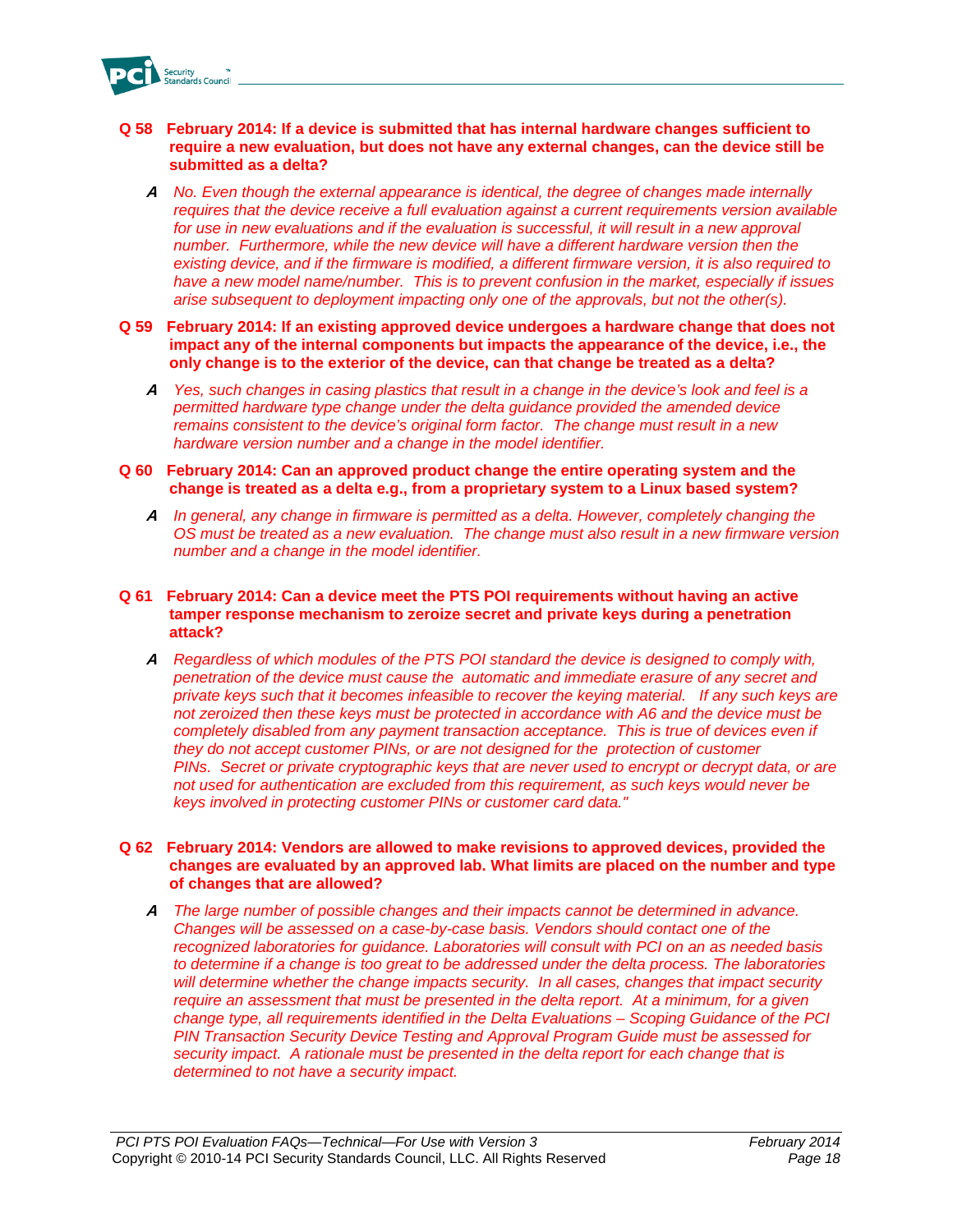**Q 58 February 2014: If a device is submitted that has internal hardware changes sufficient to require a new evaluation, but does not have any external changes, can the device still be submitted as a delta?**

***A*** *No. Even though the external appearance is identical, the degree of changes made internally requires that the device receive a full evaluation against a current requirements version available for use in new evaluations and if the evaluation is successful, it will result in a new approval number. Furthermore, while the new device will have a different hardware version then the existing device, and if the firmware is modified, a different firmware version, it is also required to have a new model name/number. This is to prevent confusion in the market, especially if issues arise subsequent to deployment impacting only one of the approvals, but not the other(s).*

**Q 59 February 2014: If an existing approved device undergoes a hardware change that does not impact any of the internal components but impacts the appearance of the device, i.e., the only change is to the exterior of the device, can that change be treated as a delta?**

***A*** *Yes, such changes in casing plastics that result in a change in the device's look and feel is a permitted hardware type change under the delta guidance provided the amended device remains consistent to the device's original form factor. The change must result in a new hardware version number and a change in the model identifier.*

**Q 60 February 2014: Can an approved product change the entire operating system and the change is treated as a delta e.g., from a proprietary system to a Linux based system?**

***A*** *In general, any change in firmware is permitted as a delta. However, completely changing the OS must be treated as a new evaluation. The change must also result in a new firmware version number and a change in the model identifier.*

**Q 61 February 2014: Can a device meet the PTS POI requirements without having an active tamper response mechanism to zeroize secret and private keys during a penetration attack?**

***A*** *Regardless of which modules of the PTS POI standard the device is designed to comply with, penetration of the device must cause the automatic and immediate erasure of any secret and private keys such that it becomes infeasible to recover the keying material. If any such keys are not zeroized then these keys must be protected in accordance with A6 and the device must be completely disabled from any payment transaction acceptance. This is true of devices even if they do not accept customer PINs, or are not designed for the protection of customer PINs. Secret or private cryptographic keys that are never used to encrypt or decrypt data, or are not used for authentication are excluded from this requirement, as such keys would never be keys involved in protecting customer PINs or customer card data."*

**Q 62 February 2014: Vendors are allowed to make revisions to approved devices, provided the changes are evaluated by an approved lab. What limits are placed on the number and type of changes that are allowed?**

***A*** *The large number of possible changes and their impacts cannot be determined in advance. Changes will be assessed on a case-by-case basis. Vendors should contact one of the recognized laboratories for guidance. Laboratories will consult with PCI on an as needed basis to determine if a change is too great to be addressed under the delta process. The laboratories will determine whether the change impacts security. In all cases, changes that impact security require an assessment that must be presented in the delta report. At a minimum, for a given change type, all requirements identified in the Delta Evaluations – Scoping Guidance of the PCI PIN Transaction Security Device Testing and Approval Program Guide must be assessed for security impact. A rationale must be presented in the delta report for each change that is determined to not have a security impact.*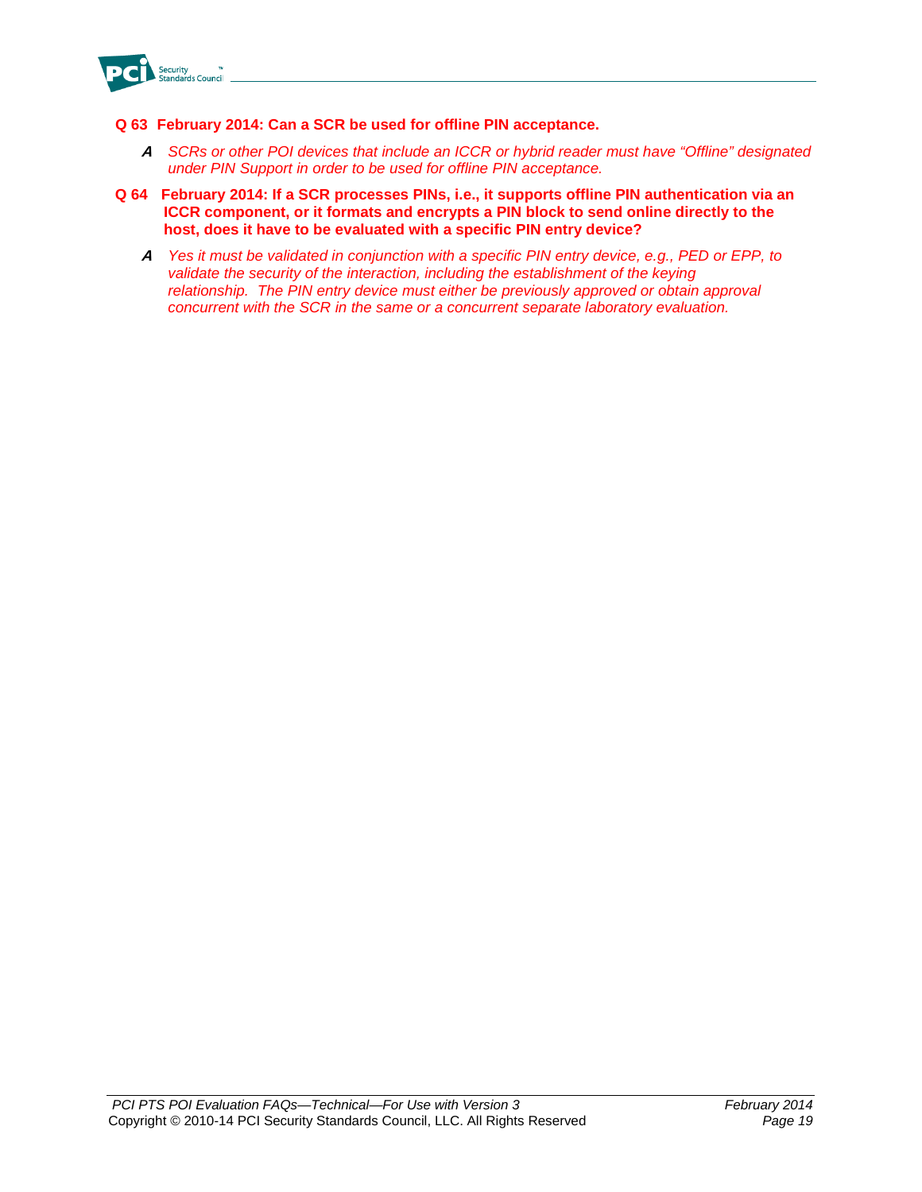**Q 63 February 2014: Can a SCR be used for offline PIN acceptance.**

> ***A*** *SCRs or other POI devices that include an ICCR or hybrid reader must have "Offline" designated under PIN Support in order to be used for offline PIN acceptance.*

**Q 64 February 2014: If a SCR processes PINs, i.e., it supports offline PIN authentication via an ICCR component, or it formats and encrypts a PIN block to send online directly to the host, does it have to be evaluated with a specific PIN entry device?**

> ***A*** *Yes it must be validated in conjunction with a specific PIN entry device, e.g., PED or EPP, to validate the security of the interaction, including the establishment of the keying relationship. The PIN entry device must either be previously approved or obtain approval concurrent with the SCR in the same or a concurrent separate laboratory evaluation.*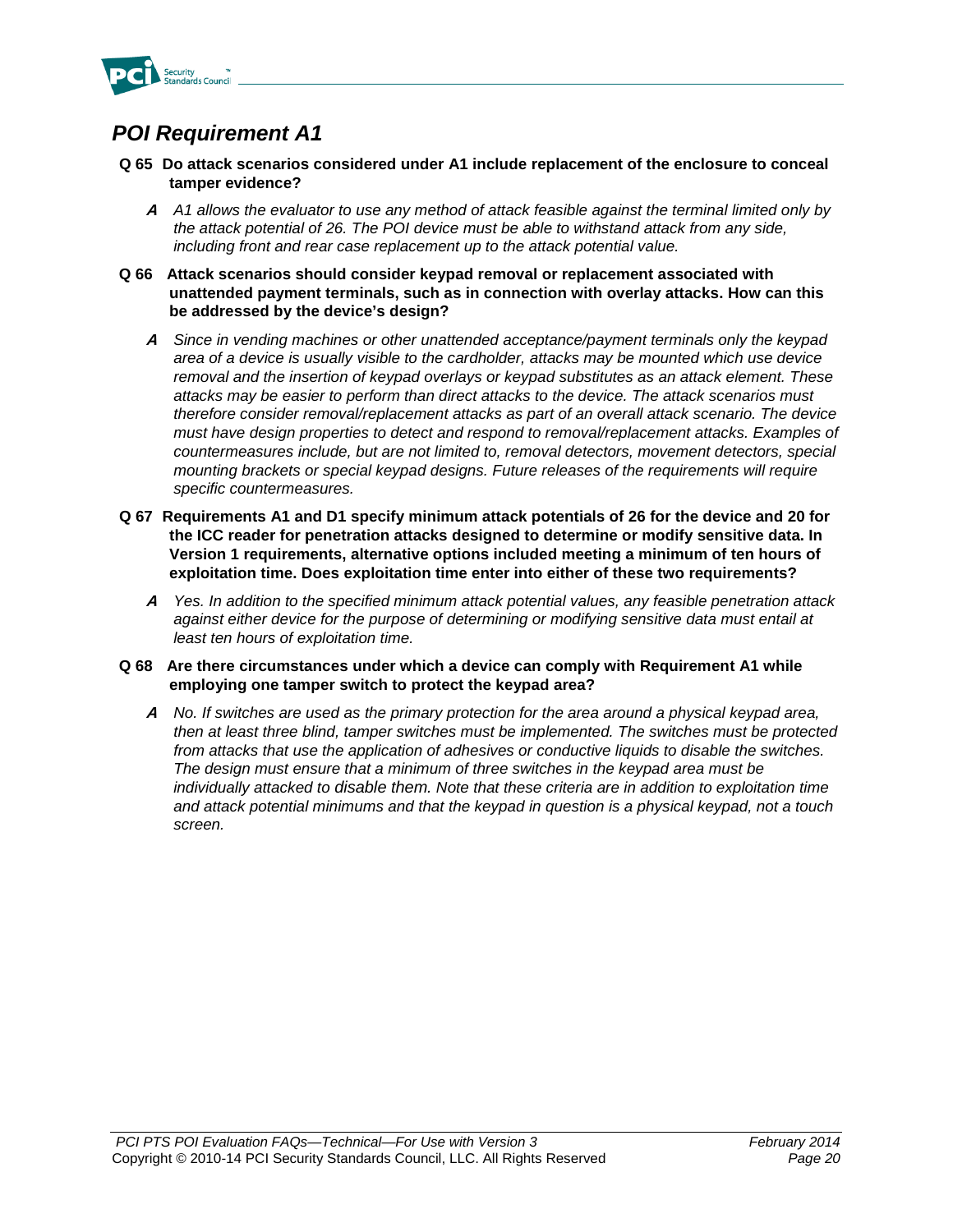## *POI Requirement A1*

**Q 65 Do attack scenarios considered under A1 include replacement of the enclosure to conceal tamper evidence?**

***A*** *A1 allows the evaluator to use any method of attack feasible against the terminal limited only by the attack potential of 26. The POI device must be able to withstand attack from any side, including front and rear case replacement up to the attack potential value.*

**Q 66 Attack scenarios should consider keypad removal or replacement associated with unattended payment terminals, such as in connection with overlay attacks. How can this be addressed by the device's design?**

***A*** *Since in vending machines or other unattended acceptance/payment terminals only the keypad area of a device is usually visible to the cardholder, attacks may be mounted which use device removal and the insertion of keypad overlays or keypad substitutes as an attack element. These attacks may be easier to perform than direct attacks to the device. The attack scenarios must therefore consider removal/replacement attacks as part of an overall attack scenario. The device must have design properties to detect and respond to removal/replacement attacks. Examples of countermeasures include, but are not limited to, removal detectors, movement detectors, special mounting brackets or special keypad designs. Future releases of the requirements will require specific countermeasures.*

**Q 67 Requirements A1 and D1 specify minimum attack potentials of 26 for the device and 20 for the ICC reader for penetration attacks designed to determine or modify sensitive data. In Version 1 requirements, alternative options included meeting a minimum of ten hours of exploitation time. Does exploitation time enter into either of these two requirements?**

***A*** *Yes. In addition to the specified minimum attack potential values, any feasible penetration attack against either device for the purpose of determining or modifying sensitive data must entail at least ten hours of exploitation time.*

**Q 68 Are there circumstances under which a device can comply with Requirement A1 while employing one tamper switch to protect the keypad area?**

***A*** *No. If switches are used as the primary protection for the area around a physical keypad area, then at least three blind, tamper switches must be implemented. The switches must be protected from attacks that use the application of adhesives or conductive liquids to disable the switches. The design must ensure that a minimum of three switches in the keypad area must be individually attacked to disable them. Note that these criteria are in addition to exploitation time and attack potential minimums and that the keypad in question is a physical keypad, not a touch screen.*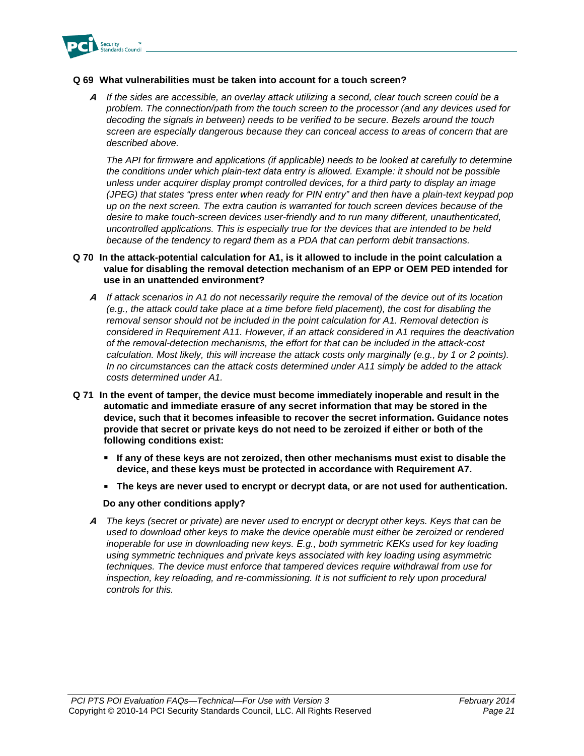**Q 69 What vulnerabilities must be taken into account for a touch screen?**

***A*** *If the sides are accessible, an overlay attack utilizing a second, clear touch screen could be a problem. The connection/path from the touch screen to the processor (and any devices used for decoding the signals in between) needs to be verified to be secure. Bezels around the touch screen are especially dangerous because they can conceal access to areas of concern that are described above.*

*The API for firmware and applications (if applicable) needs to be looked at carefully to determine the conditions under which plain-text data entry is allowed. Example: it should not be possible unless under acquirer display prompt controlled devices, for a third party to display an image (JPEG) that states "press enter when ready for PIN entry" and then have a plain-text keypad pop up on the next screen. The extra caution is warranted for touch screen devices because of the desire to make touch-screen devices user-friendly and to run many different, unauthenticated, uncontrolled applications. This is especially true for the devices that are intended to be held because of the tendency to regard them as a PDA that can perform debit transactions.*

**Q 70 In the attack-potential calculation for A1, is it allowed to include in the point calculation a value for disabling the removal detection mechanism of an EPP or OEM PED intended for use in an unattended environment?**

***A*** *If attack scenarios in A1 do not necessarily require the removal of the device out of its location (e.g., the attack could take place at a time before field placement), the cost for disabling the removal sensor should not be included in the point calculation for A1. Removal detection is considered in Requirement A11. However, if an attack considered in A1 requires the deactivation of the removal-detection mechanisms, the effort for that can be included in the attack-cost calculation. Most likely, this will increase the attack costs only marginally (e.g., by 1 or 2 points). In no circumstances can the attack costs determined under A11 simply be added to the attack costs determined under A1.*

**Q 71 In the event of tamper, the device must become immediately inoperable and result in the automatic and immediate erasure of any secret information that may be stored in the device, such that it becomes infeasible to recover the secret information. Guidance notes provide that secret or private keys do not need to be zeroized if either or both of the following conditions exist:**

- **If any of these keys are not zeroized, then other mechanisms must exist to disable the device, and these keys must be protected in accordance with Requirement A7.**
- **The keys are never used to encrypt or decrypt data, or are not used for authentication.**

**Do any other conditions apply?**

***A*** *The keys (secret or private) are never used to encrypt or decrypt other keys. Keys that can be used to download other keys to make the device operable must either be zeroized or rendered inoperable for use in downloading new keys. E.g., both symmetric KEKs used for key loading using symmetric techniques and private keys associated with key loading using asymmetric techniques. The device must enforce that tampered devices require withdrawal from use for inspection, key reloading, and re-commissioning. It is not sufficient to rely upon procedural controls for this.*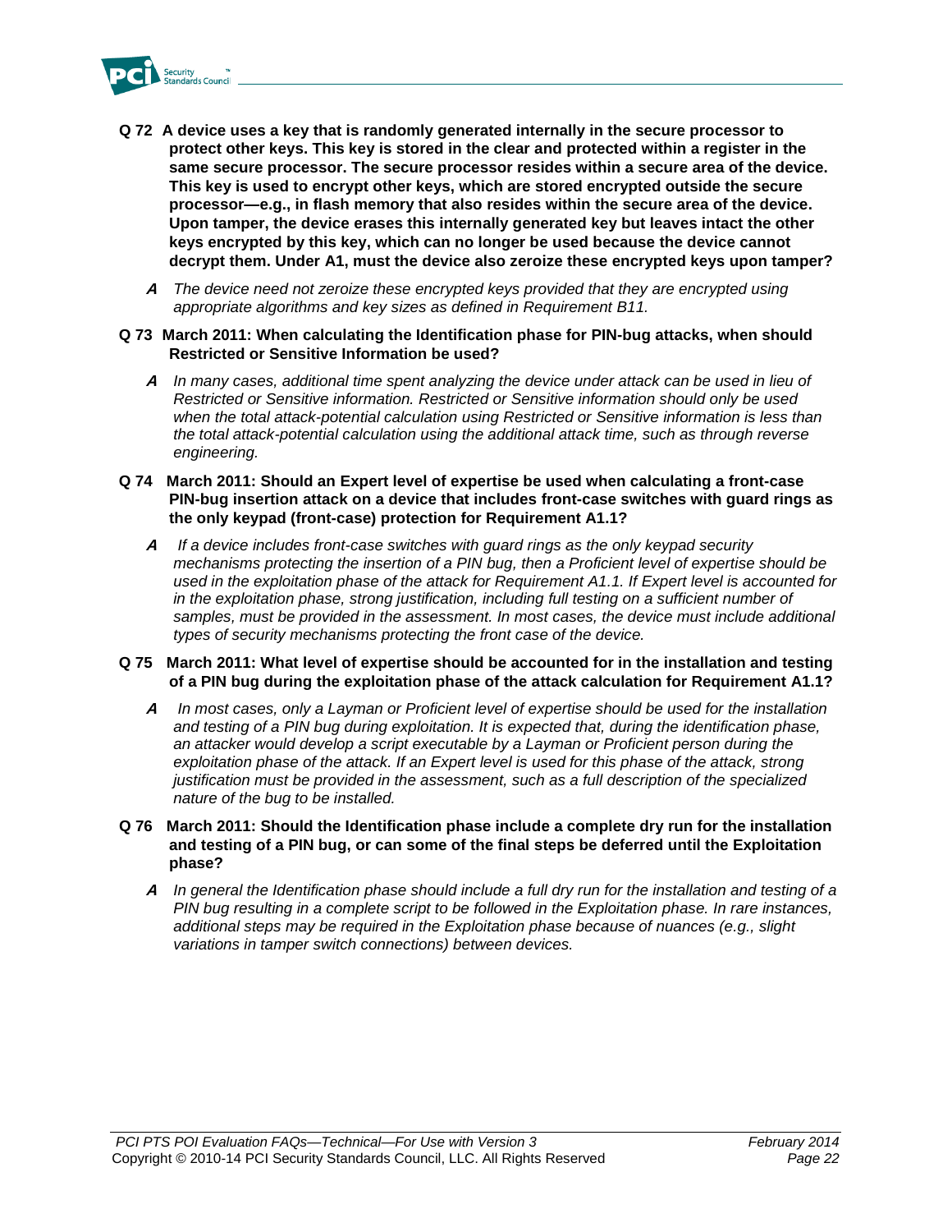**Q 72 A device uses a key that is randomly generated internally in the secure processor to protect other keys. This key is stored in the clear and protected within a register in the same secure processor. The secure processor resides within a secure area of the device. This key is used to encrypt other keys, which are stored encrypted outside the secure processor—e.g., in flash memory that also resides within the secure area of the device. Upon tamper, the device erases this internally generated key but leaves intact the other keys encrypted by this key, which can no longer be used because the device cannot decrypt them. Under A1, must the device also zeroize these encrypted keys upon tamper?**

***A*** *The device need not zeroize these encrypted keys provided that they are encrypted using appropriate algorithms and key sizes as defined in Requirement B11.*

**Q 73 March 2011: When calculating the Identification phase for PIN-bug attacks, when should Restricted or Sensitive Information be used?**

***A*** *In many cases, additional time spent analyzing the device under attack can be used in lieu of Restricted or Sensitive information. Restricted or Sensitive information should only be used when the total attack-potential calculation using Restricted or Sensitive information is less than the total attack-potential calculation using the additional attack time, such as through reverse engineering.*

**Q 74 March 2011: Should an Expert level of expertise be used when calculating a front-case PIN-bug insertion attack on a device that includes front-case switches with guard rings as the only keypad (front-case) protection for Requirement A1.1?**

***A*** *If a device includes front-case switches with guard rings as the only keypad security mechanisms protecting the insertion of a PIN bug, then a Proficient level of expertise should be used in the exploitation phase of the attack for Requirement A1.1. If Expert level is accounted for in the exploitation phase, strong justification, including full testing on a sufficient number of samples, must be provided in the assessment. In most cases, the device must include additional types of security mechanisms protecting the front case of the device.*

**Q 75 March 2011: What level of expertise should be accounted for in the installation and testing of a PIN bug during the exploitation phase of the attack calculation for Requirement A1.1?**

***A*** *In most cases, only a Layman or Proficient level of expertise should be used for the installation and testing of a PIN bug during exploitation. It is expected that, during the identification phase, an attacker would develop a script executable by a Layman or Proficient person during the exploitation phase of the attack. If an Expert level is used for this phase of the attack, strong justification must be provided in the assessment, such as a full description of the specialized nature of the bug to be installed.*

**Q 76 March 2011: Should the Identification phase include a complete dry run for the installation and testing of a PIN bug, or can some of the final steps be deferred until the Exploitation phase?**

***A*** *In general the Identification phase should include a full dry run for the installation and testing of a PIN bug resulting in a complete script to be followed in the Exploitation phase. In rare instances, additional steps may be required in the Exploitation phase because of nuances (e.g., slight variations in tamper switch connections) between devices.*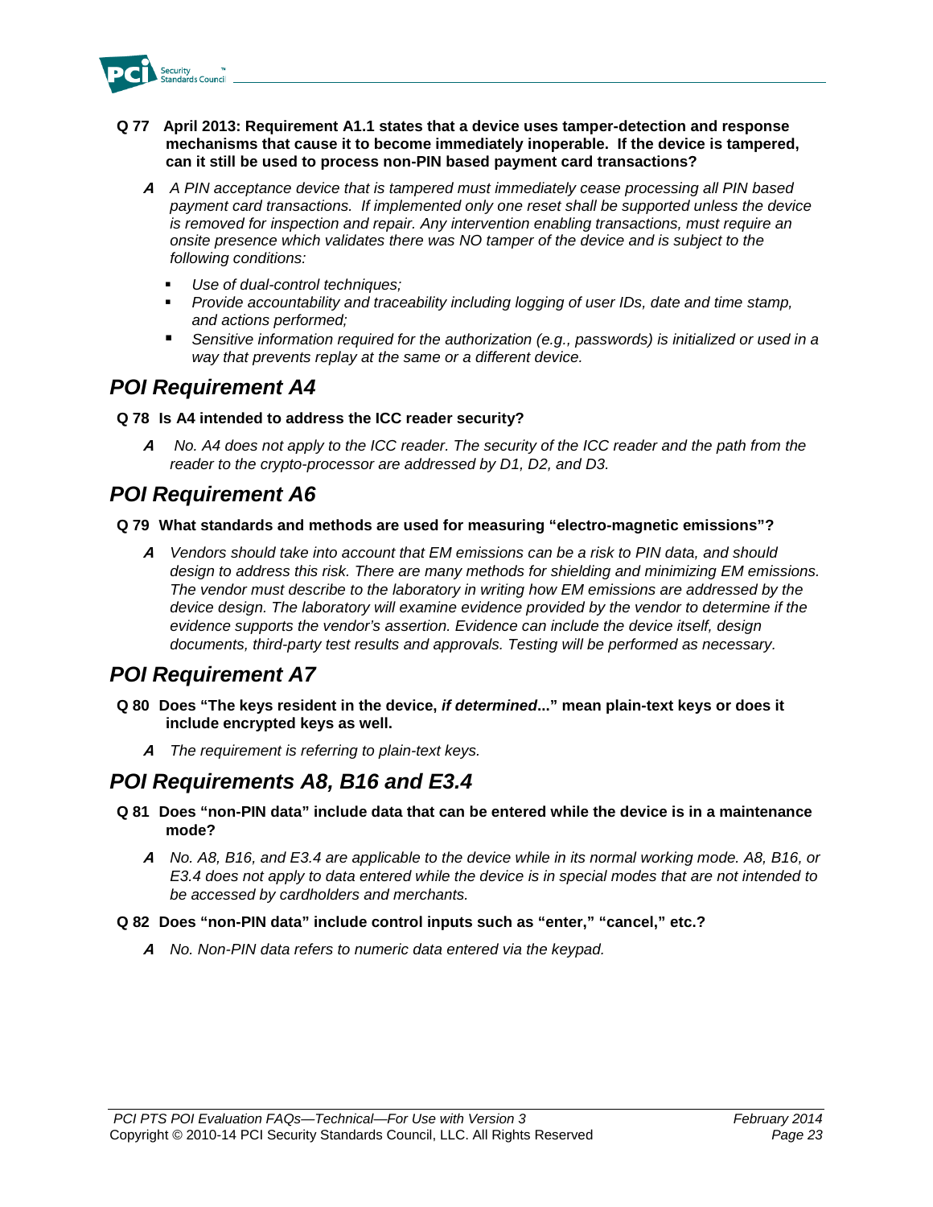**Q 77 April 2013: Requirement A1.1 states that a device uses tamper-detection and response mechanisms that cause it to become immediately inoperable. If the device is tampered, can it still be used to process non-PIN based payment card transactions?**

***A*** *A PIN acceptance device that is tampered must immediately cease processing all PIN based payment card transactions. If implemented only one reset shall be supported unless the device is removed for inspection and repair. Any intervention enabling transactions, must require an onsite presence which validates there was NO tamper of the device and is subject to the following conditions:*

- *Use of dual-control techniques;*
- *Provide accountability and traceability including logging of user IDs, date and time stamp, and actions performed;*
- *Sensitive information required for the authorization (e.g., passwords) is initialized or used in a way that prevents replay at the same or a different device.*

## POI Requirement A4

**Q 78 Is A4 intended to address the ICC reader security?**

***A*** *No. A4 does not apply to the ICC reader. The security of the ICC reader and the path from the reader to the crypto-processor are addressed by D1, D2, and D3.*

## POI Requirement A6

**Q 79 What standards and methods are used for measuring "electro-magnetic emissions"?**

***A*** *Vendors should take into account that EM emissions can be a risk to PIN data, and should design to address this risk. There are many methods for shielding and minimizing EM emissions. The vendor must describe to the laboratory in writing how EM emissions are addressed by the device design. The laboratory will examine evidence provided by the vendor to determine if the evidence supports the vendor's assertion. Evidence can include the device itself, design documents, third-party test results and approvals. Testing will be performed as necessary.*

## POI Requirement A7

**Q 80 Does "The keys resident in the device, *if determined*..." mean plain-text keys or does it include encrypted keys as well.**

***A*** *The requirement is referring to plain-text keys.*

## POI Requirements A8, B16 and E3.4

**Q 81 Does "non-PIN data" include data that can be entered while the device is in a maintenance mode?**

***A*** *No. A8, B16, and E3.4 are applicable to the device while in its normal working mode. A8, B16, or E3.4 does not apply to data entered while the device is in special modes that are not intended to be accessed by cardholders and merchants.*

**Q 82 Does "non-PIN data" include control inputs such as "enter," "cancel," etc.?**

***A*** *No. Non-PIN data refers to numeric data entered via the keypad.*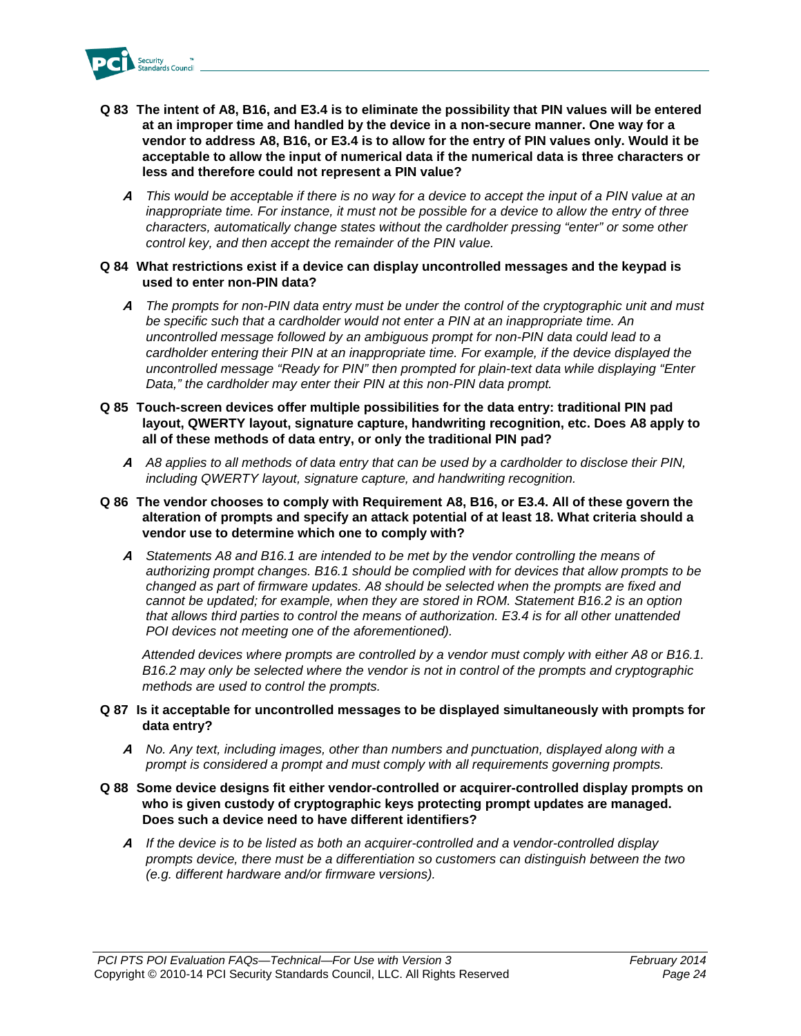**Q 83 The intent of A8, B16, and E3.4 is to eliminate the possibility that PIN values will be entered at an improper time and handled by the device in a non-secure manner. One way for a vendor to address A8, B16, or E3.4 is to allow for the entry of PIN values only. Would it be acceptable to allow the input of numerical data if the numerical data is three characters or less and therefore could not represent a PIN value?**

**A** *This would be acceptable if there is no way for a device to accept the input of a PIN value at an inappropriate time. For instance, it must not be possible for a device to allow the entry of three characters, automatically change states without the cardholder pressing "enter" or some other control key, and then accept the remainder of the PIN value.*

**Q 84 What restrictions exist if a device can display uncontrolled messages and the keypad is used to enter non-PIN data?**

**A** *The prompts for non-PIN data entry must be under the control of the cryptographic unit and must be specific such that a cardholder would not enter a PIN at an inappropriate time. An uncontrolled message followed by an ambiguous prompt for non-PIN data could lead to a cardholder entering their PIN at an inappropriate time. For example, if the device displayed the uncontrolled message "Ready for PIN" then prompted for plain-text data while displaying "Enter Data," the cardholder may enter their PIN at this non-PIN data prompt.*

**Q 85 Touch-screen devices offer multiple possibilities for the data entry: traditional PIN pad layout, QWERTY layout, signature capture, handwriting recognition, etc. Does A8 apply to all of these methods of data entry, or only the traditional PIN pad?**

**A** *A8 applies to all methods of data entry that can be used by a cardholder to disclose their PIN, including QWERTY layout, signature capture, and handwriting recognition.*

**Q 86 The vendor chooses to comply with Requirement A8, B16, or E3.4. All of these govern the alteration of prompts and specify an attack potential of at least 18. What criteria should a vendor use to determine which one to comply with?**

**A** *Statements A8 and B16.1 are intended to be met by the vendor controlling the means of authorizing prompt changes. B16.1 should be complied with for devices that allow prompts to be changed as part of firmware updates. A8 should be selected when the prompts are fixed and cannot be updated; for example, when they are stored in ROM. Statement B16.2 is an option that allows third parties to control the means of authorization. E3.4 is for all other unattended POI devices not meeting one of the aforementioned).*

*Attended devices where prompts are controlled by a vendor must comply with either A8 or B16.1. B16.2 may only be selected where the vendor is not in control of the prompts and cryptographic methods are used to control the prompts.*

**Q 87 Is it acceptable for uncontrolled messages to be displayed simultaneously with prompts for data entry?**

**A** *No. Any text, including images, other than numbers and punctuation, displayed along with a prompt is considered a prompt and must comply with all requirements governing prompts.*

**Q 88 Some device designs fit either vendor-controlled or acquirer-controlled display prompts on who is given custody of cryptographic keys protecting prompt updates are managed. Does such a device need to have different identifiers?**

**A** *If the device is to be listed as both an acquirer-controlled and a vendor-controlled display prompts device, there must be a differentiation so customers can distinguish between the two (e.g. different hardware and/or firmware versions).*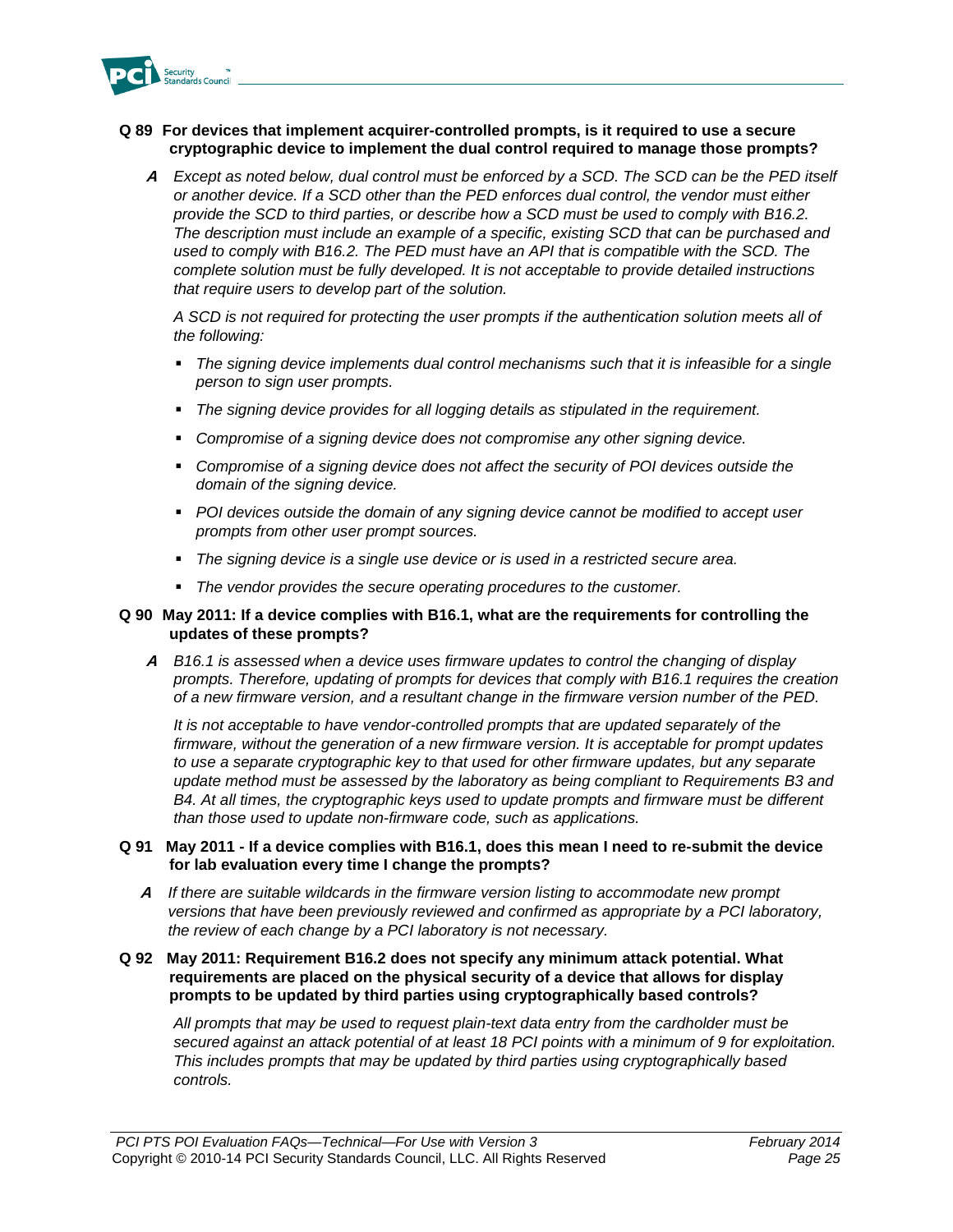**Q 89 For devices that implement acquirer-controlled prompts, is it required to use a secure cryptographic device to implement the dual control required to manage those prompts?**

***A*** *Except as noted below, dual control must be enforced by a SCD. The SCD can be the PED itself or another device. If a SCD other than the PED enforces dual control, the vendor must either provide the SCD to third parties, or describe how a SCD must be used to comply with B16.2. The description must include an example of a specific, existing SCD that can be purchased and used to comply with B16.2. The PED must have an API that is compatible with the SCD. The complete solution must be fully developed. It is not acceptable to provide detailed instructions that require users to develop part of the solution.*

*A SCD is not required for protecting the user prompts if the authentication solution meets all of the following:*

- *The signing device implements dual control mechanisms such that it is infeasible for a single person to sign user prompts.*
- *The signing device provides for all logging details as stipulated in the requirement.*
- *Compromise of a signing device does not compromise any other signing device.*
- *Compromise of a signing device does not affect the security of POI devices outside the domain of the signing device.*
- *POI devices outside the domain of any signing device cannot be modified to accept user prompts from other user prompt sources.*
- *The signing device is a single use device or is used in a restricted secure area.*
- *The vendor provides the secure operating procedures to the customer.*

**Q 90 May 2011: If a device complies with B16.1, what are the requirements for controlling the updates of these prompts?**

***A*** *B16.1 is assessed when a device uses firmware updates to control the changing of display prompts. Therefore, updating of prompts for devices that comply with B16.1 requires the creation of a new firmware version, and a resultant change in the firmware version number of the PED.*

*It is not acceptable to have vendor-controlled prompts that are updated separately of the firmware, without the generation of a new firmware version. It is acceptable for prompt updates to use a separate cryptographic key to that used for other firmware updates, but any separate update method must be assessed by the laboratory as being compliant to Requirements B3 and B4. At all times, the cryptographic keys used to update prompts and firmware must be different than those used to update non-firmware code, such as applications.*

**Q 91 May 2011 - If a device complies with B16.1, does this mean I need to re-submit the device for lab evaluation every time I change the prompts?**

***A*** *If there are suitable wildcards in the firmware version listing to accommodate new prompt versions that have been previously reviewed and confirmed as appropriate by a PCI laboratory, the review of each change by a PCI laboratory is not necessary.*

**Q 92 May 2011: Requirement B16.2 does not specify any minimum attack potential. What requirements are placed on the physical security of a device that allows for display prompts to be updated by third parties using cryptographically based controls?**

*All prompts that may be used to request plain-text data entry from the cardholder must be secured against an attack potential of at least 18 PCI points with a minimum of 9 for exploitation. This includes prompts that may be updated by third parties using cryptographically based controls.*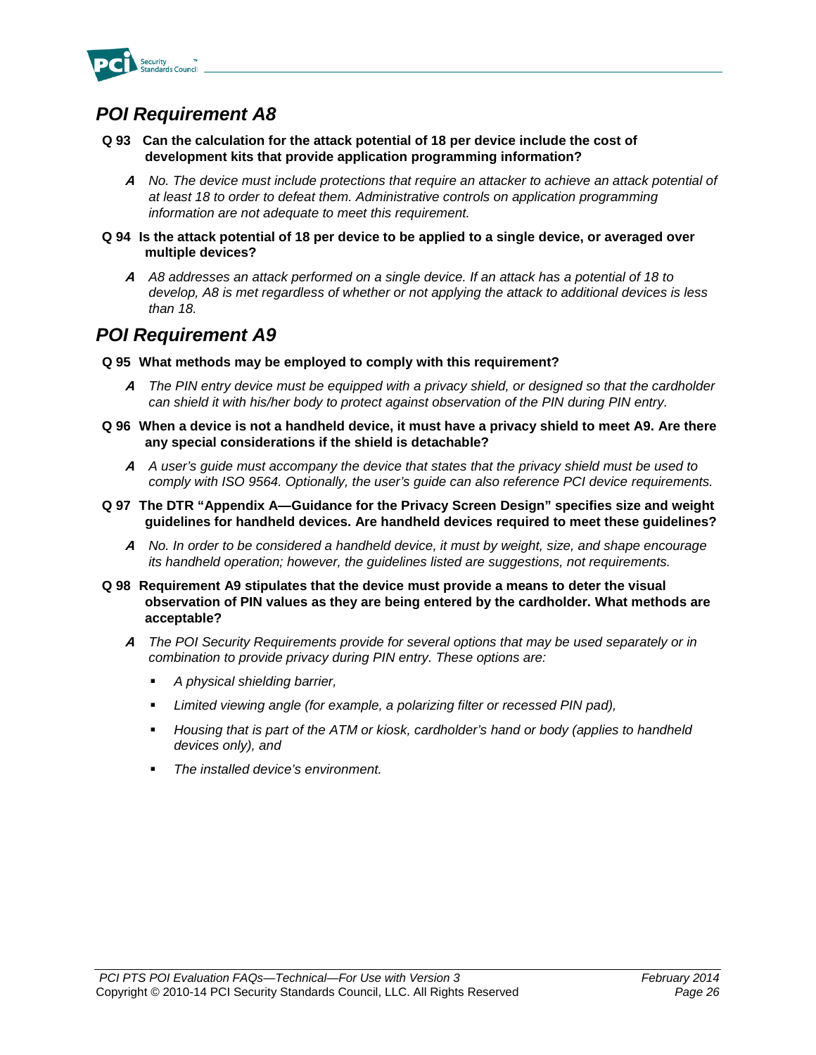## *POI Requirement A8*

**Q 93 Can the calculation for the attack potential of 18 per device include the cost of development kits that provide application programming information?**

> ***A*** *No. The device must include protections that require an attacker to achieve an attack potential of at least 18 to order to defeat them. Administrative controls on application programming information are not adequate to meet this requirement.*

**Q 94 Is the attack potential of 18 per device to be applied to a single device, or averaged over multiple devices?**

> ***A*** *A8 addresses an attack performed on a single device. If an attack has a potential of 18 to develop, A8 is met regardless of whether or not applying the attack to additional devices is less than 18.*

## *POI Requirement A9*

**Q 95 What methods may be employed to comply with this requirement?**

> ***A*** *The PIN entry device must be equipped with a privacy shield, or designed so that the cardholder can shield it with his/her body to protect against observation of the PIN during PIN entry.*

**Q 96 When a device is not a handheld device, it must have a privacy shield to meet A9. Are there any special considerations if the shield is detachable?**

> ***A*** *A user's guide must accompany the device that states that the privacy shield must be used to comply with ISO 9564. Optionally, the user's guide can also reference PCI device requirements.*

**Q 97 The DTR "Appendix A—Guidance for the Privacy Screen Design" specifies size and weight guidelines for handheld devices. Are handheld devices required to meet these guidelines?**

> ***A*** *No. In order to be considered a handheld device, it must by weight, size, and shape encourage its handheld operation; however, the guidelines listed are suggestions, not requirements.*

**Q 98 Requirement A9 stipulates that the device must provide a means to deter the visual observation of PIN values as they are being entered by the cardholder. What methods are acceptable?**

> ***A*** *The POI Security Requirements provide for several options that may be used separately or in combination to provide privacy during PIN entry. These options are:*
>
> - *A physical shielding barrier,*
> - *Limited viewing angle (for example, a polarizing filter or recessed PIN pad),*
> - *Housing that is part of the ATM or kiosk, cardholder's hand or body (applies to handheld devices only), and*
> - *The installed device's environment.*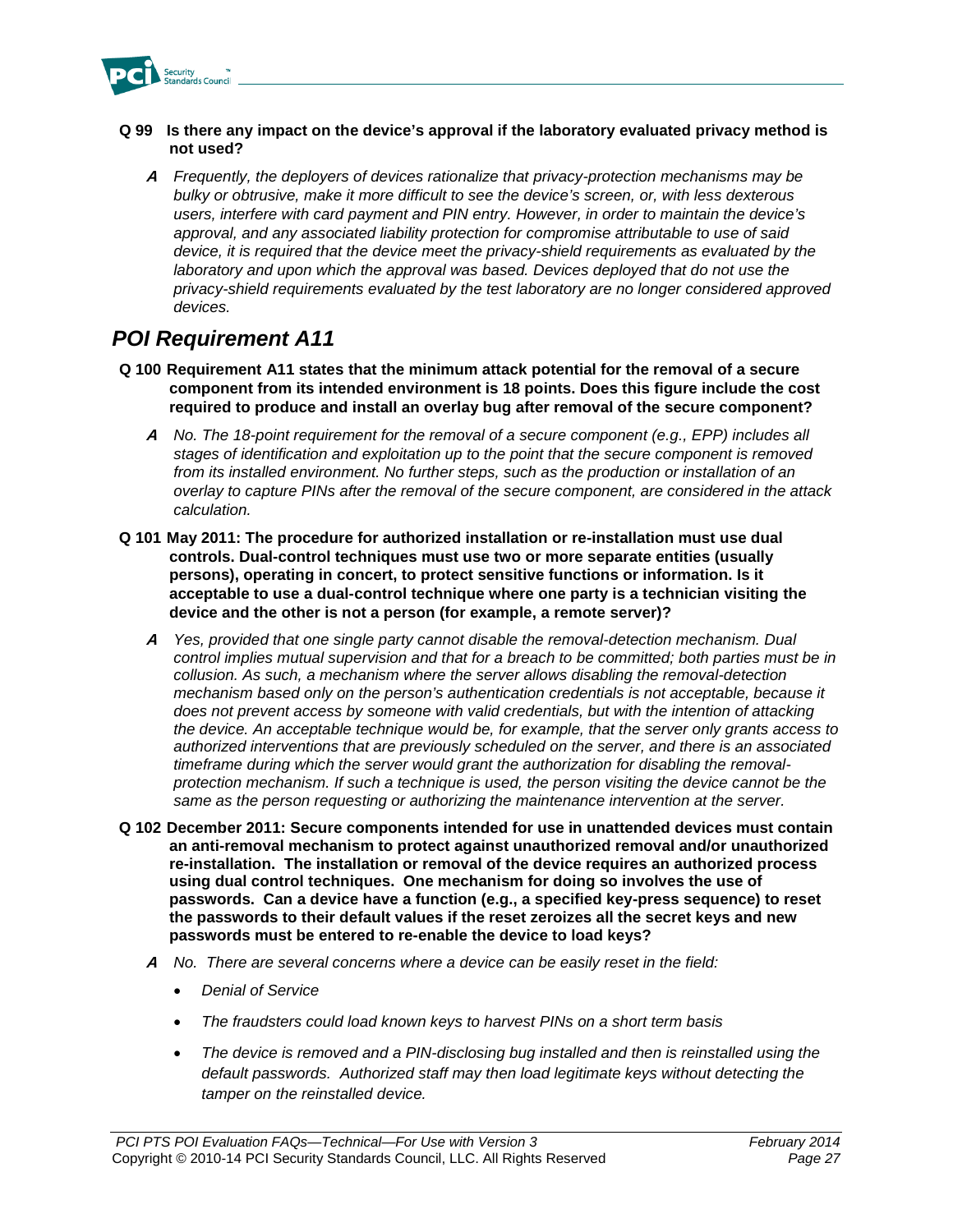**Q 99 Is there any impact on the device's approval if the laboratory evaluated privacy method is not used?**

***A*** *Frequently, the deployers of devices rationalize that privacy-protection mechanisms may be bulky or obtrusive, make it more difficult to see the device's screen, or, with less dexterous users, interfere with card payment and PIN entry. However, in order to maintain the device's approval, and any associated liability protection for compromise attributable to use of said device, it is required that the device meet the privacy-shield requirements as evaluated by the laboratory and upon which the approval was based. Devices deployed that do not use the privacy-shield requirements evaluated by the test laboratory are no longer considered approved devices.*

## *POI Requirement A11*

**Q 100 Requirement A11 states that the minimum attack potential for the removal of a secure component from its intended environment is 18 points. Does this figure include the cost required to produce and install an overlay bug after removal of the secure component?**

***A*** *No. The 18-point requirement for the removal of a secure component (e.g., EPP) includes all stages of identification and exploitation up to the point that the secure component is removed from its installed environment. No further steps, such as the production or installation of an overlay to capture PINs after the removal of the secure component, are considered in the attack calculation.*

**Q 101 May 2011: The procedure for authorized installation or re-installation must use dual controls. Dual-control techniques must use two or more separate entities (usually persons), operating in concert, to protect sensitive functions or information. Is it acceptable to use a dual-control technique where one party is a technician visiting the device and the other is not a person (for example, a remote server)?**

***A*** *Yes, provided that one single party cannot disable the removal-detection mechanism. Dual control implies mutual supervision and that for a breach to be committed; both parties must be in collusion. As such, a mechanism where the server allows disabling the removal-detection mechanism based only on the person's authentication credentials is not acceptable, because it does not prevent access by someone with valid credentials, but with the intention of attacking the device. An acceptable technique would be, for example, that the server only grants access to authorized interventions that are previously scheduled on the server, and there is an associated timeframe during which the server would grant the authorization for disabling the removal-protection mechanism. If such a technique is used, the person visiting the device cannot be the same as the person requesting or authorizing the maintenance intervention at the server.*

**Q 102 December 2011: Secure components intended for use in unattended devices must contain an anti-removal mechanism to protect against unauthorized removal and/or unauthorized re-installation. The installation or removal of the device requires an authorized process using dual control techniques. One mechanism for doing so involves the use of passwords. Can a device have a function (e.g., a specified key-press sequence) to reset the passwords to their default values if the reset zeroizes all the secret keys and new passwords must be entered to re-enable the device to load keys?**

***A*** *No. There are several concerns where a device can be easily reset in the field:*

- *Denial of Service*
- *The fraudsters could load known keys to harvest PINs on a short term basis*
- *The device is removed and a PIN-disclosing bug installed and then is reinstalled using the default passwords. Authorized staff may then load legitimate keys without detecting the tamper on the reinstalled device.*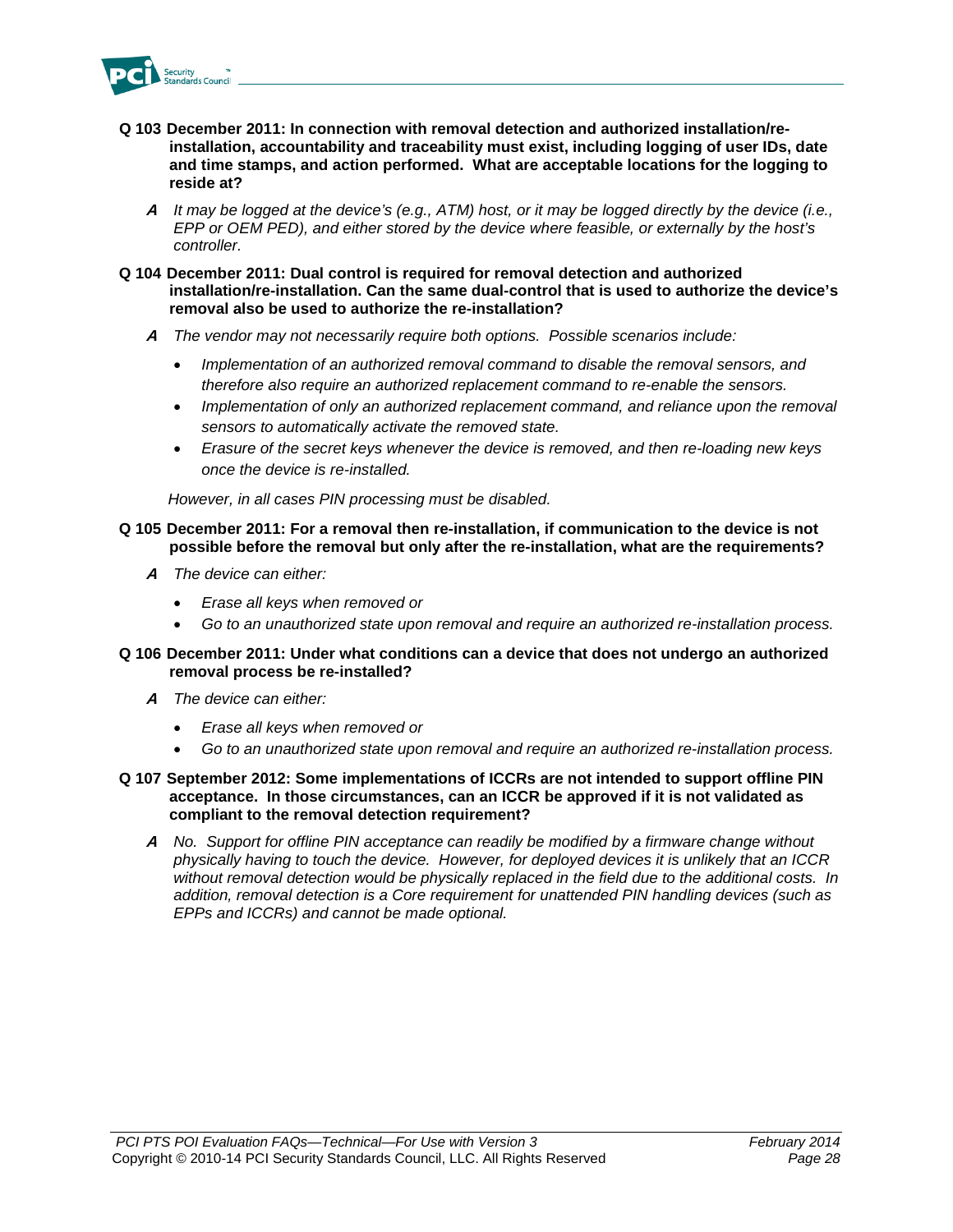**Q 103 December 2011: In connection with removal detection and authorized installation/re-installation, accountability and traceability must exist, including logging of user IDs, date and time stamps, and action performed. What are acceptable locations for the logging to reside at?**

**A** *It may be logged at the device's (e.g., ATM) host, or it may be logged directly by the device (i.e., EPP or OEM PED), and either stored by the device where feasible, or externally by the host's controller.*

**Q 104 December 2011: Dual control is required for removal detection and authorized installation/re-installation. Can the same dual-control that is used to authorize the device's removal also be used to authorize the re-installation?**

**A** *The vendor may not necessarily require both options. Possible scenarios include:*

- *Implementation of an authorized removal command to disable the removal sensors, and therefore also require an authorized replacement command to re-enable the sensors.*
- *Implementation of only an authorized replacement command, and reliance upon the removal sensors to automatically activate the removed state.*
- *Erasure of the secret keys whenever the device is removed, and then re-loading new keys once the device is re-installed.*

*However, in all cases PIN processing must be disabled.*

**Q 105 December 2011: For a removal then re-installation, if communication to the device is not possible before the removal but only after the re-installation, what are the requirements?**

**A** *The device can either:*

- *Erase all keys when removed or*
- *Go to an unauthorized state upon removal and require an authorized re-installation process.*

**Q 106 December 2011: Under what conditions can a device that does not undergo an authorized removal process be re-installed?**

**A** *The device can either:*

- *Erase all keys when removed or*
- *Go to an unauthorized state upon removal and require an authorized re-installation process.*

**Q 107 September 2012: Some implementations of ICCRs are not intended to support offline PIN acceptance. In those circumstances, can an ICCR be approved if it is not validated as compliant to the removal detection requirement?**

**A** *No. Support for offline PIN acceptance can readily be modified by a firmware change without physically having to touch the device. However, for deployed devices it is unlikely that an ICCR without removal detection would be physically replaced in the field due to the additional costs. In addition, removal detection is a Core requirement for unattended PIN handling devices (such as EPPs and ICCRs) and cannot be made optional.*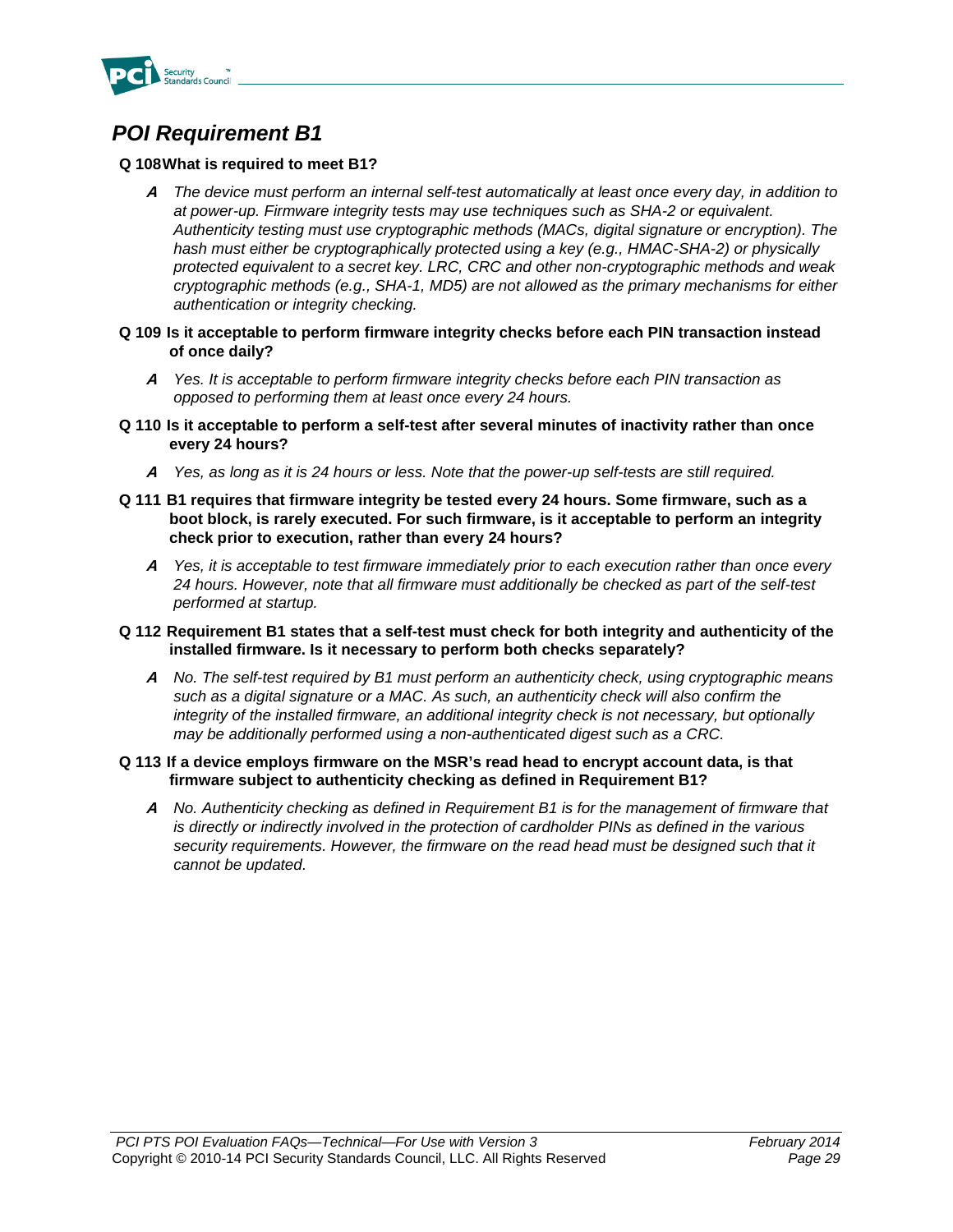## *POI Requirement B1*

**Q 108 What is required to meet B1?**

> ***A*** *The device must perform an internal self-test automatically at least once every day, in addition to at power-up. Firmware integrity tests may use techniques such as SHA-2 or equivalent. Authenticity testing must use cryptographic methods (MACs, digital signature or encryption). The hash must either be cryptographically protected using a key (e.g., HMAC-SHA-2) or physically protected equivalent to a secret key. LRC, CRC and other non-cryptographic methods and weak cryptographic methods (e.g., SHA-1, MD5) are not allowed as the primary mechanisms for either authentication or integrity checking.*

**Q 109 Is it acceptable to perform firmware integrity checks before each PIN transaction instead of once daily?**

> ***A*** *Yes. It is acceptable to perform firmware integrity checks before each PIN transaction as opposed to performing them at least once every 24 hours.*

**Q 110 Is it acceptable to perform a self-test after several minutes of inactivity rather than once every 24 hours?**

> ***A*** *Yes, as long as it is 24 hours or less. Note that the power-up self-tests are still required.*

**Q 111 B1 requires that firmware integrity be tested every 24 hours. Some firmware, such as a boot block, is rarely executed. For such firmware, is it acceptable to perform an integrity check prior to execution, rather than every 24 hours?**

> ***A*** *Yes, it is acceptable to test firmware immediately prior to each execution rather than once every 24 hours. However, note that all firmware must additionally be checked as part of the self-test performed at startup.*

**Q 112 Requirement B1 states that a self-test must check for both integrity and authenticity of the installed firmware. Is it necessary to perform both checks separately?**

> ***A*** *No. The self-test required by B1 must perform an authenticity check, using cryptographic means such as a digital signature or a MAC. As such, an authenticity check will also confirm the integrity of the installed firmware, an additional integrity check is not necessary, but optionally may be additionally performed using a non-authenticated digest such as a CRC.*

**Q 113 If a device employs firmware on the MSR's read head to encrypt account data, is that firmware subject to authenticity checking as defined in Requirement B1?**

> ***A*** *No. Authenticity checking as defined in Requirement B1 is for the management of firmware that is directly or indirectly involved in the protection of cardholder PINs as defined in the various security requirements. However, the firmware on the read head must be designed such that it cannot be updated.*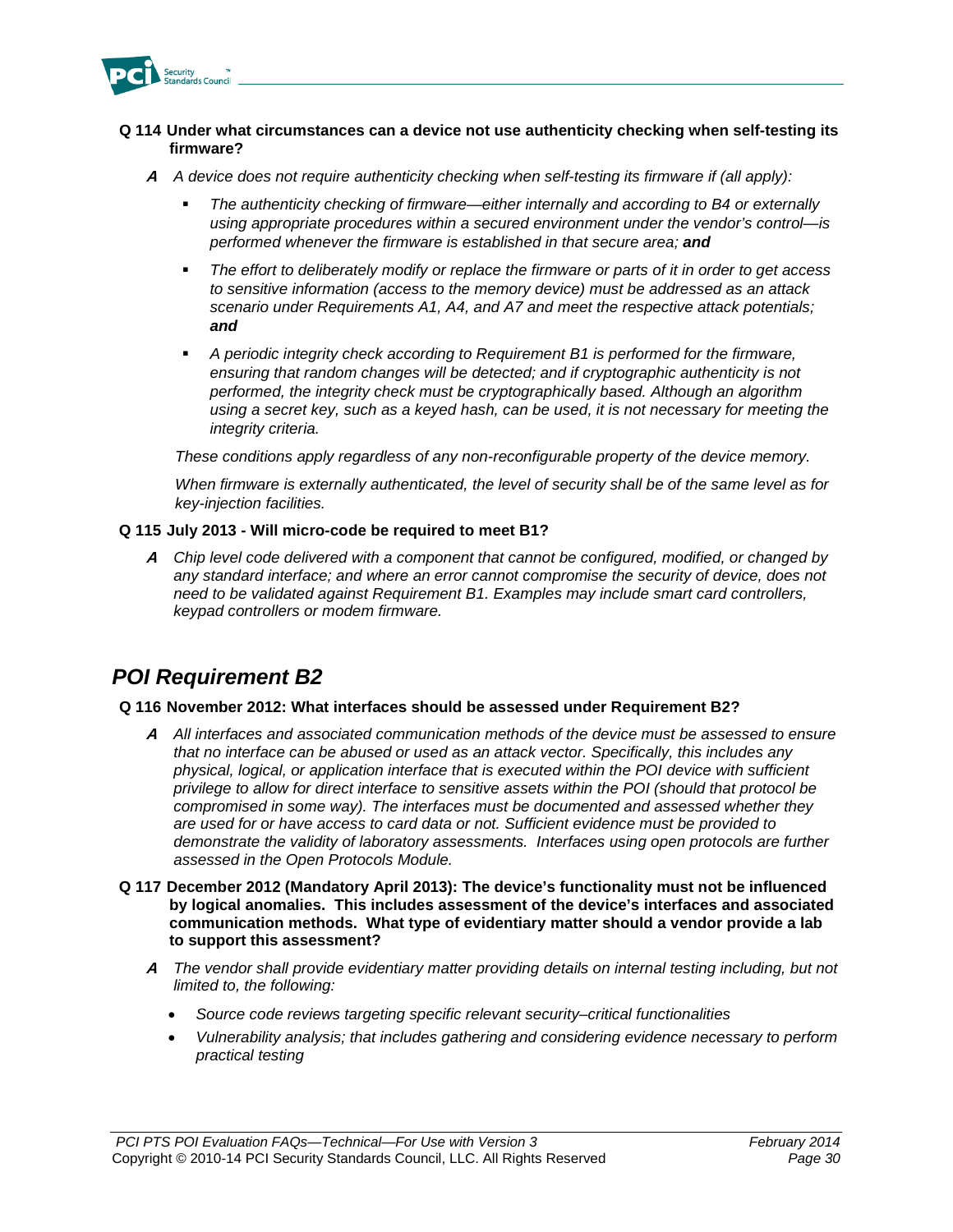**Q 114 Under what circumstances can a device not use authenticity checking when self-testing its firmware?**

**A** *A device does not require authenticity checking when self-testing its firmware if (all apply):*

- *The authenticity checking of firmware—either internally and according to B4 or externally using appropriate procedures within a secured environment under the vendor's control—is performed whenever the firmware is established in that secure area;* ***and***
- *The effort to deliberately modify or replace the firmware or parts of it in order to get access to sensitive information (access to the memory device) must be addressed as an attack scenario under Requirements A1, A4, and A7 and meet the respective attack potentials;* ***and***
- *A periodic integrity check according to Requirement B1 is performed for the firmware, ensuring that random changes will be detected; and if cryptographic authenticity is not performed, the integrity check must be cryptographically based. Although an algorithm using a secret key, such as a keyed hash, can be used, it is not necessary for meeting the integrity criteria.*

*These conditions apply regardless of any non-reconfigurable property of the device memory.*

*When firmware is externally authenticated, the level of security shall be of the same level as for key-injection facilities.*

**Q 115 July 2013 - Will micro-code be required to meet B1?**

**A** *Chip level code delivered with a component that cannot be configured, modified, or changed by any standard interface; and where an error cannot compromise the security of device, does not need to be validated against Requirement B1. Examples may include smart card controllers, keypad controllers or modem firmware.*

## *POI Requirement B2*

**Q 116 November 2012: What interfaces should be assessed under Requirement B2?**

**A** *All interfaces and associated communication methods of the device must be assessed to ensure that no interface can be abused or used as an attack vector. Specifically, this includes any physical, logical, or application interface that is executed within the POI device with sufficient privilege to allow for direct interface to sensitive assets within the POI (should that protocol be compromised in some way). The interfaces must be documented and assessed whether they are used for or have access to card data or not. Sufficient evidence must be provided to demonstrate the validity of laboratory assessments. Interfaces using open protocols are further assessed in the Open Protocols Module.*

**Q 117 December 2012 (Mandatory April 2013): The device's functionality must not be influenced by logical anomalies. This includes assessment of the device's interfaces and associated communication methods. What type of evidentiary matter should a vendor provide a lab to support this assessment?**

**A** *The vendor shall provide evidentiary matter providing details on internal testing including, but not limited to, the following:*

- *Source code reviews targeting specific relevant security–critical functionalities*
- *Vulnerability analysis; that includes gathering and considering evidence necessary to perform practical testing*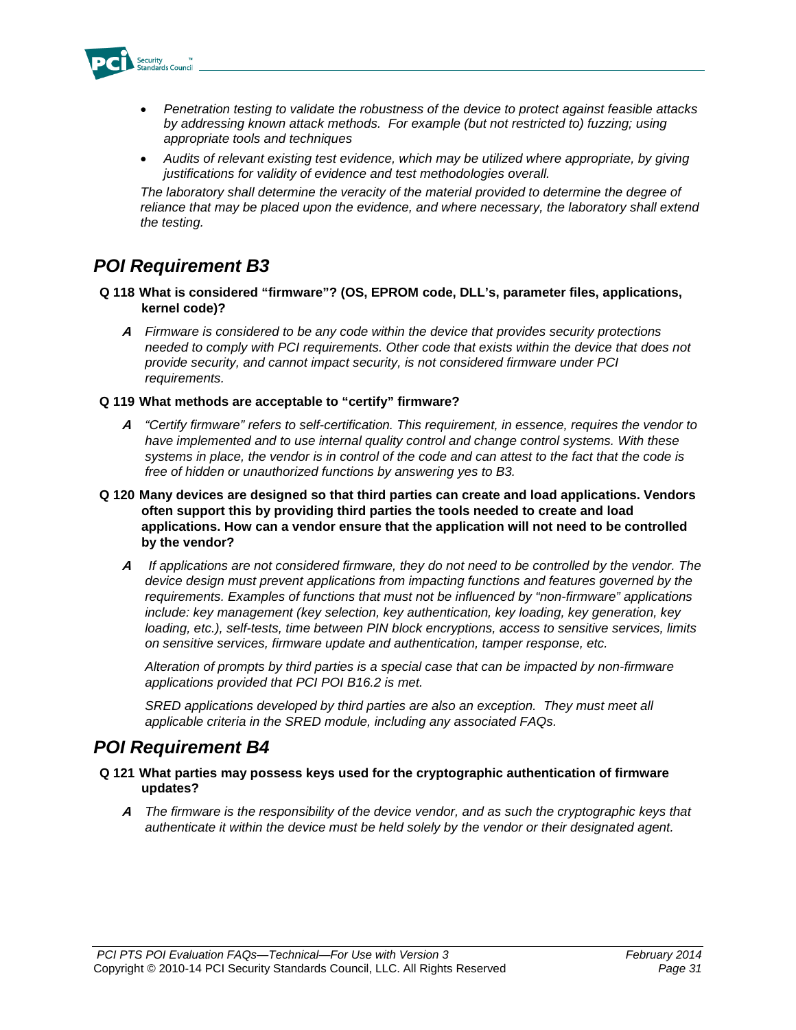- *Penetration testing to validate the robustness of the device to protect against feasible attacks by addressing known attack methods. For example (but not restricted to) fuzzing; using appropriate tools and techniques*
- *Audits of relevant existing test evidence, which may be utilized where appropriate, by giving justifications for validity of evidence and test methodologies overall.*

*The laboratory shall determine the veracity of the material provided to determine the degree of reliance that may be placed upon the evidence, and where necessary, the laboratory shall extend the testing.*

## *POI Requirement B3*

**Q 118 What is considered "firmware"? (OS, EPROM code, DLL's, parameter files, applications, kernel code)?**

***A*** *Firmware is considered to be any code within the device that provides security protections needed to comply with PCI requirements. Other code that exists within the device that does not provide security, and cannot impact security, is not considered firmware under PCI requirements.*

**Q 119 What methods are acceptable to "certify" firmware?**

***A*** *"Certify firmware" refers to self-certification. This requirement, in essence, requires the vendor to have implemented and to use internal quality control and change control systems. With these systems in place, the vendor is in control of the code and can attest to the fact that the code is free of hidden or unauthorized functions by answering yes to B3.*

**Q 120 Many devices are designed so that third parties can create and load applications. Vendors often support this by providing third parties the tools needed to create and load applications. How can a vendor ensure that the application will not need to be controlled by the vendor?**

***A*** *If applications are not considered firmware, they do not need to be controlled by the vendor. The device design must prevent applications from impacting functions and features governed by the requirements. Examples of functions that must not be influenced by "non-firmware" applications include: key management (key selection, key authentication, key loading, key generation, key loading, etc.), self-tests, time between PIN block encryptions, access to sensitive services, limits on sensitive services, firmware update and authentication, tamper response, etc.*

*Alteration of prompts by third parties is a special case that can be impacted by non-firmware applications provided that PCI POI B16.2 is met.*

*SRED applications developed by third parties are also an exception. They must meet all applicable criteria in the SRED module, including any associated FAQs.*

## *POI Requirement B4*

**Q 121 What parties may possess keys used for the cryptographic authentication of firmware updates?**

***A*** *The firmware is the responsibility of the device vendor, and as such the cryptographic keys that authenticate it within the device must be held solely by the vendor or their designated agent.*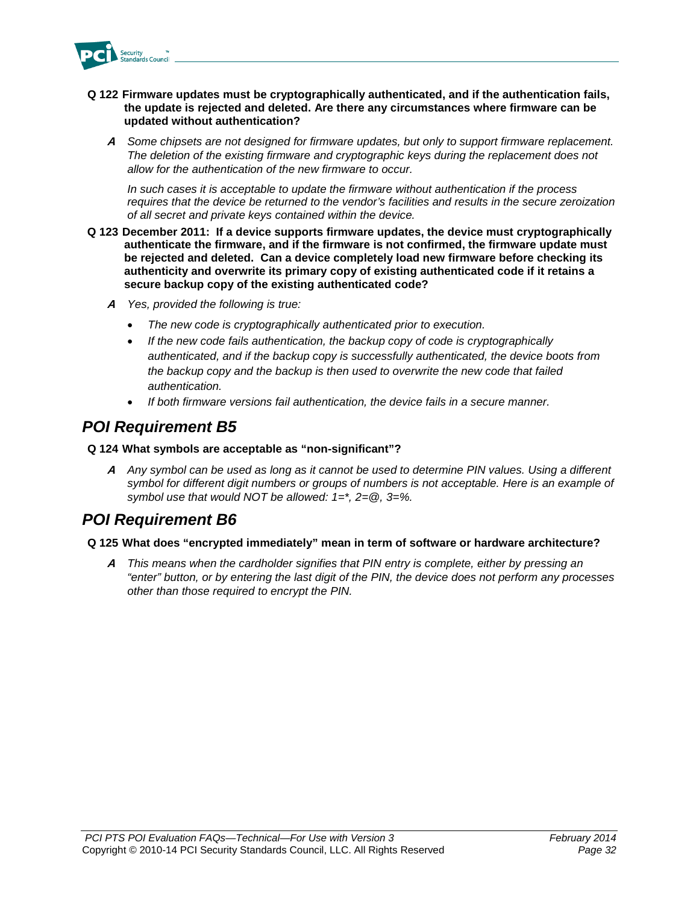**Q 122 Firmware updates must be cryptographically authenticated, and if the authentication fails, the update is rejected and deleted. Are there any circumstances where firmware can be updated without authentication?**

***A*** *Some chipsets are not designed for firmware updates, but only to support firmware replacement. The deletion of the existing firmware and cryptographic keys during the replacement does not allow for the authentication of the new firmware to occur.*

*In such cases it is acceptable to update the firmware without authentication if the process requires that the device be returned to the vendor's facilities and results in the secure zeroization of all secret and private keys contained within the device.*

**Q 123 December 2011: If a device supports firmware updates, the device must cryptographically authenticate the firmware, and if the firmware is not confirmed, the firmware update must be rejected and deleted. Can a device completely load new firmware before checking its authenticity and overwrite its primary copy of existing authenticated code if it retains a secure backup copy of the existing authenticated code?**

***A*** *Yes, provided the following is true:*

- *The new code is cryptographically authenticated prior to execution.*
- *If the new code fails authentication, the backup copy of code is cryptographically authenticated, and if the backup copy is successfully authenticated, the device boots from the backup copy and the backup is then used to overwrite the new code that failed authentication.*
- *If both firmware versions fail authentication, the device fails in a secure manner.*

## *POI Requirement B5*

**Q 124 What symbols are acceptable as "non-significant"?**

***A*** *Any symbol can be used as long as it cannot be used to determine PIN values. Using a different symbol for different digit numbers or groups of numbers is not acceptable. Here is an example of symbol use that would NOT be allowed: 1=*, 2=@, 3=%.*

## *POI Requirement B6*

**Q 125 What does "encrypted immediately" mean in term of software or hardware architecture?**

***A*** *This means when the cardholder signifies that PIN entry is complete, either by pressing an "enter" button, or by entering the last digit of the PIN, the device does not perform any processes other than those required to encrypt the PIN.*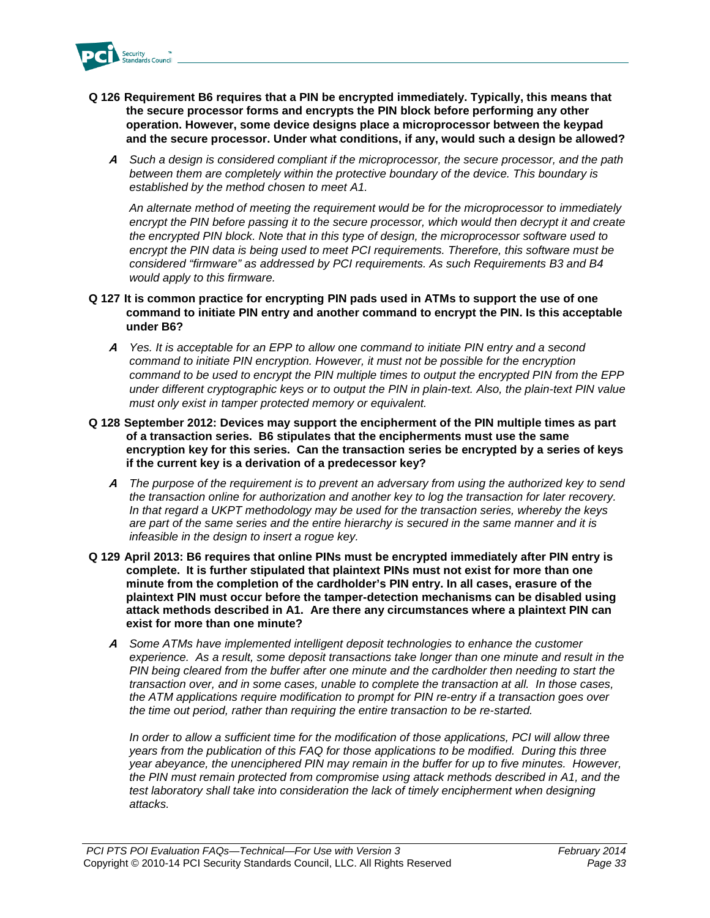**Q 126 Requirement B6 requires that a PIN be encrypted immediately. Typically, this means that the secure processor forms and encrypts the PIN block before performing any other operation. However, some device designs place a microprocessor between the keypad and the secure processor. Under what conditions, if any, would such a design be allowed?**

***A*** *Such a design is considered compliant if the microprocessor, the secure processor, and the path between them are completely within the protective boundary of the device. This boundary is established by the method chosen to meet A1.*

*An alternate method of meeting the requirement would be for the microprocessor to immediately encrypt the PIN before passing it to the secure processor, which would then decrypt it and create the encrypted PIN block. Note that in this type of design, the microprocessor software used to encrypt the PIN data is being used to meet PCI requirements. Therefore, this software must be considered "firmware" as addressed by PCI requirements. As such Requirements B3 and B4 would apply to this firmware.*

**Q 127 It is common practice for encrypting PIN pads used in ATMs to support the use of one command to initiate PIN entry and another command to encrypt the PIN. Is this acceptable under B6?**

***A*** *Yes. It is acceptable for an EPP to allow one command to initiate PIN entry and a second command to initiate PIN encryption. However, it must not be possible for the encryption command to be used to encrypt the PIN multiple times to output the encrypted PIN from the EPP under different cryptographic keys or to output the PIN in plain-text. Also, the plain-text PIN value must only exist in tamper protected memory or equivalent.*

**Q 128 September 2012: Devices may support the encipherment of the PIN multiple times as part of a transaction series. B6 stipulates that the encipherments must use the same encryption key for this series. Can the transaction series be encrypted by a series of keys if the current key is a derivation of a predecessor key?**

***A*** *The purpose of the requirement is to prevent an adversary from using the authorized key to send the transaction online for authorization and another key to log the transaction for later recovery. In that regard a UKPT methodology may be used for the transaction series, whereby the keys are part of the same series and the entire hierarchy is secured in the same manner and it is infeasible in the design to insert a rogue key.*

**Q 129 April 2013: B6 requires that online PINs must be encrypted immediately after PIN entry is complete. It is further stipulated that plaintext PINs must not exist for more than one minute from the completion of the cardholder's PIN entry. In all cases, erasure of the plaintext PIN must occur before the tamper-detection mechanisms can be disabled using attack methods described in A1. Are there any circumstances where a plaintext PIN can exist for more than one minute?**

***A*** *Some ATMs have implemented intelligent deposit technologies to enhance the customer experience. As a result, some deposit transactions take longer than one minute and result in the PIN being cleared from the buffer after one minute and the cardholder then needing to start the transaction over, and in some cases, unable to complete the transaction at all. In those cases, the ATM applications require modification to prompt for PIN re-entry if a transaction goes over the time out period, rather than requiring the entire transaction to be re-started.*

*In order to allow a sufficient time for the modification of those applications, PCI will allow three years from the publication of this FAQ for those applications to be modified. During this three year abeyance, the unenciphered PIN may remain in the buffer for up to five minutes. However, the PIN must remain protected from compromise using attack methods described in A1, and the test laboratory shall take into consideration the lack of timely encipherment when designing attacks.*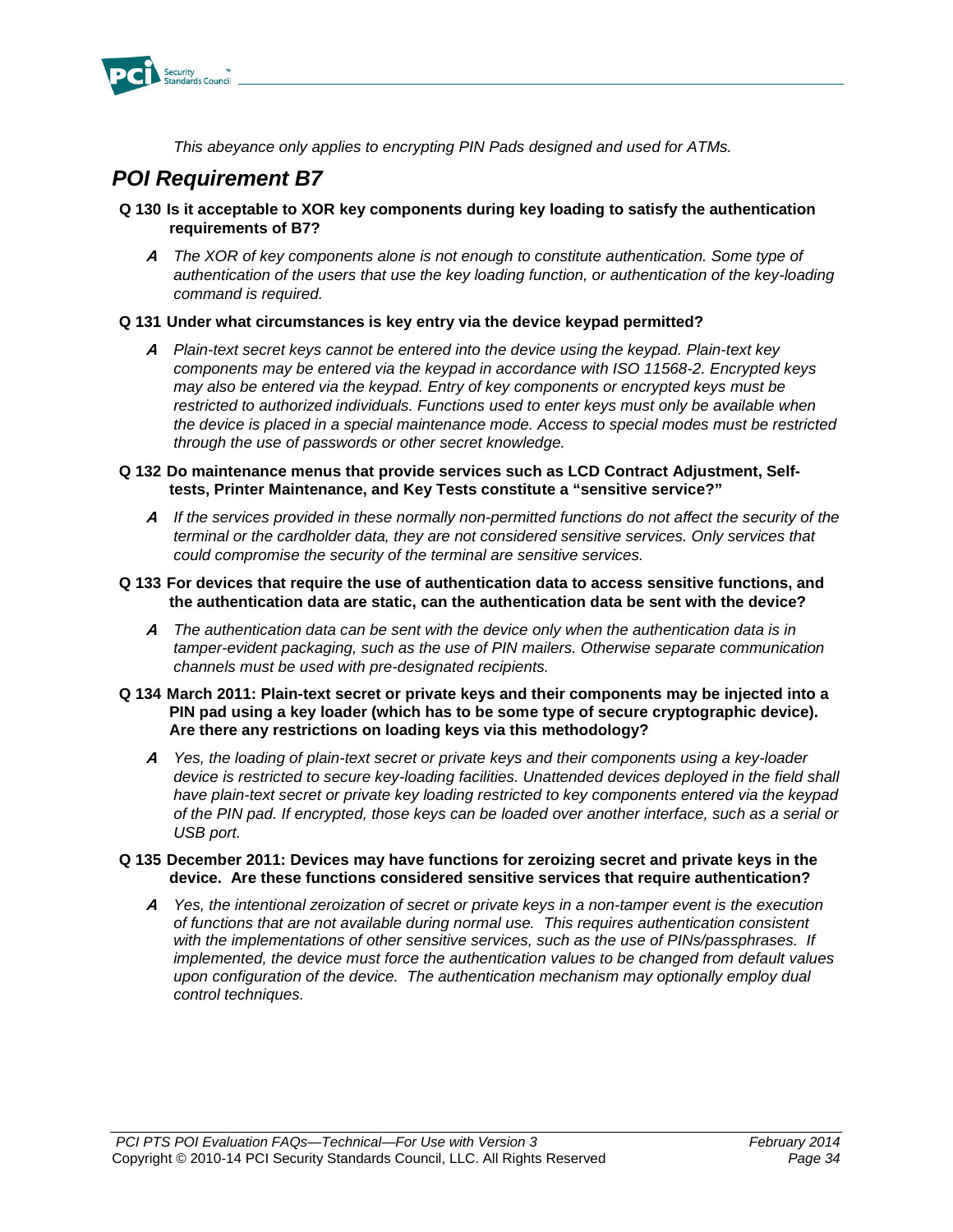*This abeyance only applies to encrypting PIN Pads designed and used for ATMs.*

## *POI Requirement B7*

**Q 130 Is it acceptable to XOR key components during key loading to satisfy the authentication requirements of B7?**

***A*** *The XOR of key components alone is not enough to constitute authentication. Some type of authentication of the users that use the key loading function, or authentication of the key-loading command is required.*

**Q 131 Under what circumstances is key entry via the device keypad permitted?**

***A*** *Plain-text secret keys cannot be entered into the device using the keypad. Plain-text key components may be entered via the keypad in accordance with ISO 11568-2. Encrypted keys may also be entered via the keypad. Entry of key components or encrypted keys must be restricted to authorized individuals. Functions used to enter keys must only be available when the device is placed in a special maintenance mode. Access to special modes must be restricted through the use of passwords or other secret knowledge.*

**Q 132 Do maintenance menus that provide services such as LCD Contract Adjustment, Self-tests, Printer Maintenance, and Key Tests constitute a "sensitive service?"**

***A*** *If the services provided in these normally non-permitted functions do not affect the security of the terminal or the cardholder data, they are not considered sensitive services. Only services that could compromise the security of the terminal are sensitive services.*

**Q 133 For devices that require the use of authentication data to access sensitive functions, and the authentication data are static, can the authentication data be sent with the device?**

***A*** *The authentication data can be sent with the device only when the authentication data is in tamper-evident packaging, such as the use of PIN mailers. Otherwise separate communication channels must be used with pre-designated recipients.*

**Q 134 March 2011: Plain-text secret or private keys and their components may be injected into a PIN pad using a key loader (which has to be some type of secure cryptographic device). Are there any restrictions on loading keys via this methodology?**

***A*** *Yes, the loading of plain-text secret or private keys and their components using a key-loader device is restricted to secure key-loading facilities. Unattended devices deployed in the field shall have plain-text secret or private key loading restricted to key components entered via the keypad of the PIN pad. If encrypted, those keys can be loaded over another interface, such as a serial or USB port.*

**Q 135 December 2011: Devices may have functions for zeroizing secret and private keys in the device. Are these functions considered sensitive services that require authentication?**

***A*** *Yes, the intentional zeroization of secret or private keys in a non-tamper event is the execution of functions that are not available during normal use. This requires authentication consistent with the implementations of other sensitive services, such as the use of PINs/passphrases. If implemented, the device must force the authentication values to be changed from default values upon configuration of the device. The authentication mechanism may optionally employ dual control techniques.*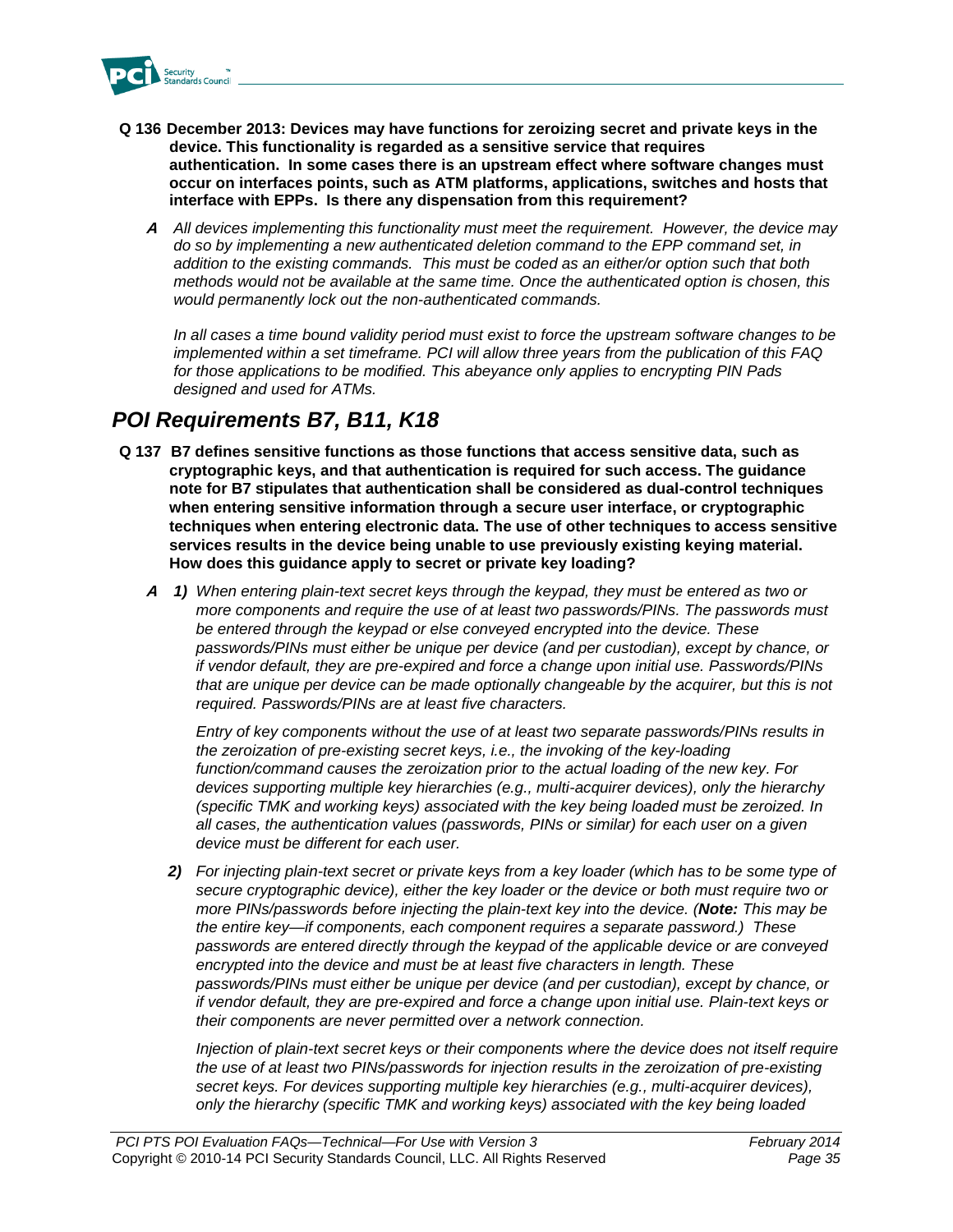**Q 136 December 2013: Devices may have functions for zeroizing secret and private keys in the device. This functionality is regarded as a sensitive service that requires authentication. In some cases there is an upstream effect where software changes must occur on interfaces points, such as ATM platforms, applications, switches and hosts that interface with EPPs. Is there any dispensation from this requirement?**

***A*** *All devices implementing this functionality must meet the requirement. However, the device may do so by implementing a new authenticated deletion command to the EPP command set, in addition to the existing commands. This must be coded as an either/or option such that both methods would not be available at the same time. Once the authenticated option is chosen, this would permanently lock out the non-authenticated commands.*

*In all cases a time bound validity period must exist to force the upstream software changes to be implemented within a set timeframe. PCI will allow three years from the publication of this FAQ for those applications to be modified. This abeyance only applies to encrypting PIN Pads designed and used for ATMs.*

## *POI Requirements B7, B11, K18*

**Q 137 B7 defines sensitive functions as those functions that access sensitive data, such as cryptographic keys, and that authentication is required for such access. The guidance note for B7 stipulates that authentication shall be considered as dual-control techniques when entering sensitive information through a secure user interface, or cryptographic techniques when entering electronic data. The use of other techniques to access sensitive services results in the device being unable to use previously existing keying material. How does this guidance apply to secret or private key loading?**

***A*** ***1)*** *When entering plain-text secret keys through the keypad, they must be entered as two or more components and require the use of at least two passwords/PINs. The passwords must be entered through the keypad or else conveyed encrypted into the device. These passwords/PINs must either be unique per device (and per custodian), except by chance, or if vendor default, they are pre-expired and force a change upon initial use. Passwords/PINs that are unique per device can be made optionally changeable by the acquirer, but this is not required. Passwords/PINs are at least five characters.*

*Entry of key components without the use of at least two separate passwords/PINs results in the zeroization of pre-existing secret keys, i.e., the invoking of the key-loading function/command causes the zeroization prior to the actual loading of the new key. For devices supporting multiple key hierarchies (e.g., multi-acquirer devices), only the hierarchy (specific TMK and working keys) associated with the key being loaded must be zeroized. In all cases, the authentication values (passwords, PINs or similar) for each user on a given device must be different for each user.*

***2)*** *For injecting plain-text secret or private keys from a key loader (which has to be some type of secure cryptographic device), either the key loader or the device or both must require two or more PINs/passwords before injecting the plain-text key into the device. (**Note:** This may be the entire key—if components, each component requires a separate password.) These passwords are entered directly through the keypad of the applicable device or are conveyed encrypted into the device and must be at least five characters in length. These passwords/PINs must either be unique per device (and per custodian), except by chance, or if vendor default, they are pre-expired and force a change upon initial use. Plain-text keys or their components are never permitted over a network connection.*

*Injection of plain-text secret keys or their components where the device does not itself require the use of at least two PINs/passwords for injection results in the zeroization of pre-existing secret keys. For devices supporting multiple key hierarchies (e.g., multi-acquirer devices), only the hierarchy (specific TMK and working keys) associated with the key being loaded*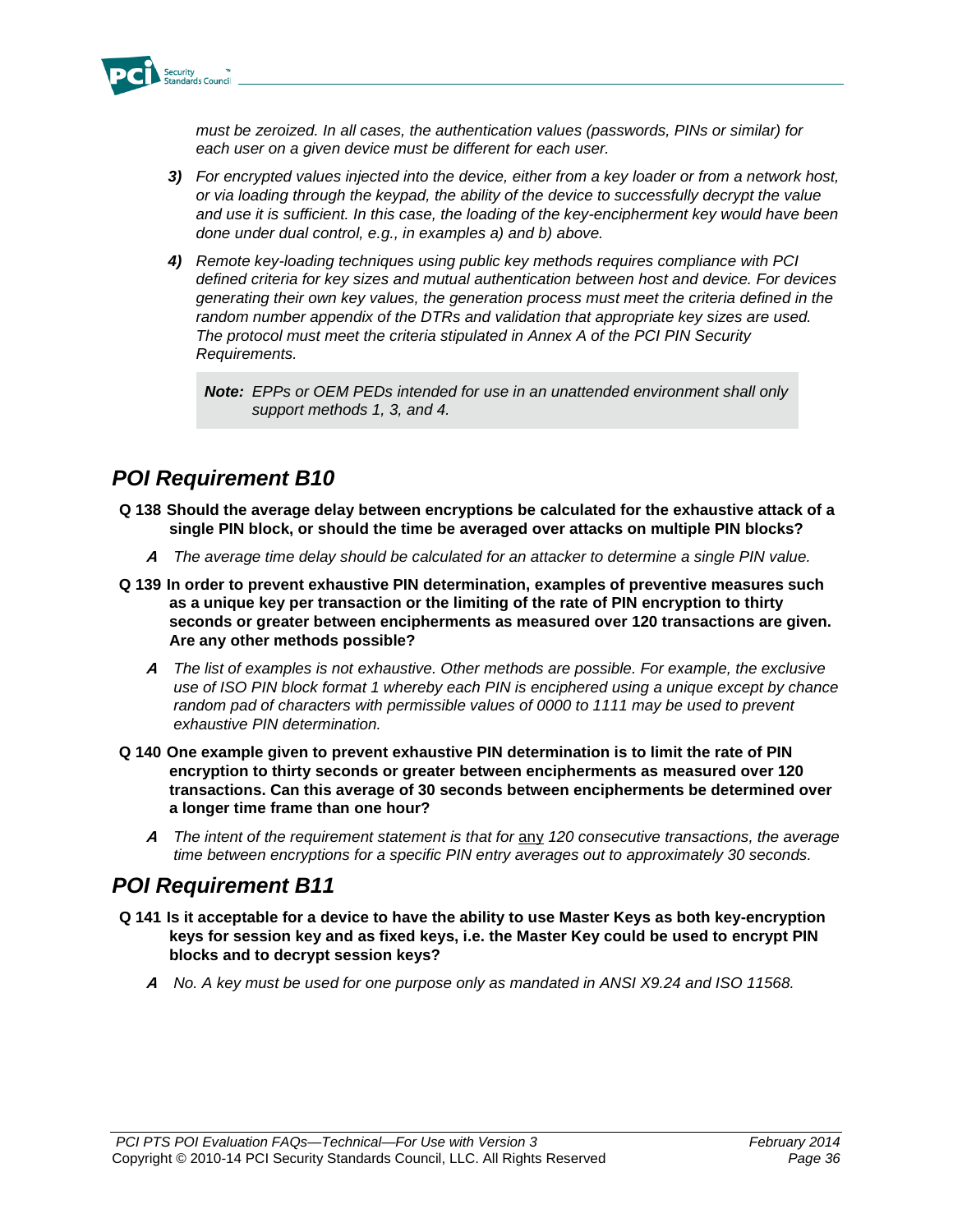*must be zeroized. In all cases, the authentication values (passwords, PINs or similar) for each user on a given device must be different for each user.*

***3)*** *For encrypted values injected into the device, either from a key loader or from a network host, or via loading through the keypad, the ability of the device to successfully decrypt the value and use it is sufficient. In this case, the loading of the key-encipherment key would have been done under dual control, e.g., in examples a) and b) above.*

***4)*** *Remote key-loading techniques using public key methods requires compliance with PCI defined criteria for key sizes and mutual authentication between host and device. For devices generating their own key values, the generation process must meet the criteria defined in the random number appendix of the DTRs and validation that appropriate key sizes are used. The protocol must meet the criteria stipulated in Annex A of the PCI PIN Security Requirements.*

> ***Note:*** *EPPs or OEM PEDs intended for use in an unattended environment shall only support methods 1, 3, and 4.*

## POI Requirement B10

**Q 138 Should the average delay between encryptions be calculated for the exhaustive attack of a single PIN block, or should the time be averaged over attacks on multiple PIN blocks?**

***A*** *The average time delay should be calculated for an attacker to determine a single PIN value.*

**Q 139 In order to prevent exhaustive PIN determination, examples of preventive measures such as a unique key per transaction or the limiting of the rate of PIN encryption to thirty seconds or greater between encipherments as measured over 120 transactions are given. Are any other methods possible?**

***A*** *The list of examples is not exhaustive. Other methods are possible. For example, the exclusive use of ISO PIN block format 1 whereby each PIN is enciphered using a unique except by chance random pad of characters with permissible values of 0000 to 1111 may be used to prevent exhaustive PIN determination.*

**Q 140 One example given to prevent exhaustive PIN determination is to limit the rate of PIN encryption to thirty seconds or greater between encipherments as measured over 120 transactions. Can this average of 30 seconds between encipherments be determined over a longer time frame than one hour?**

***A*** *The intent of the requirement statement is that for* any *120 consecutive transactions, the average time between encryptions for a specific PIN entry averages out to approximately 30 seconds.*

## POI Requirement B11

**Q 141 Is it acceptable for a device to have the ability to use Master Keys as both key-encryption keys for session key and as fixed keys, i.e. the Master Key could be used to encrypt PIN blocks and to decrypt session keys?**

***A*** *No. A key must be used for one purpose only as mandated in ANSI X9.24 and ISO 11568.*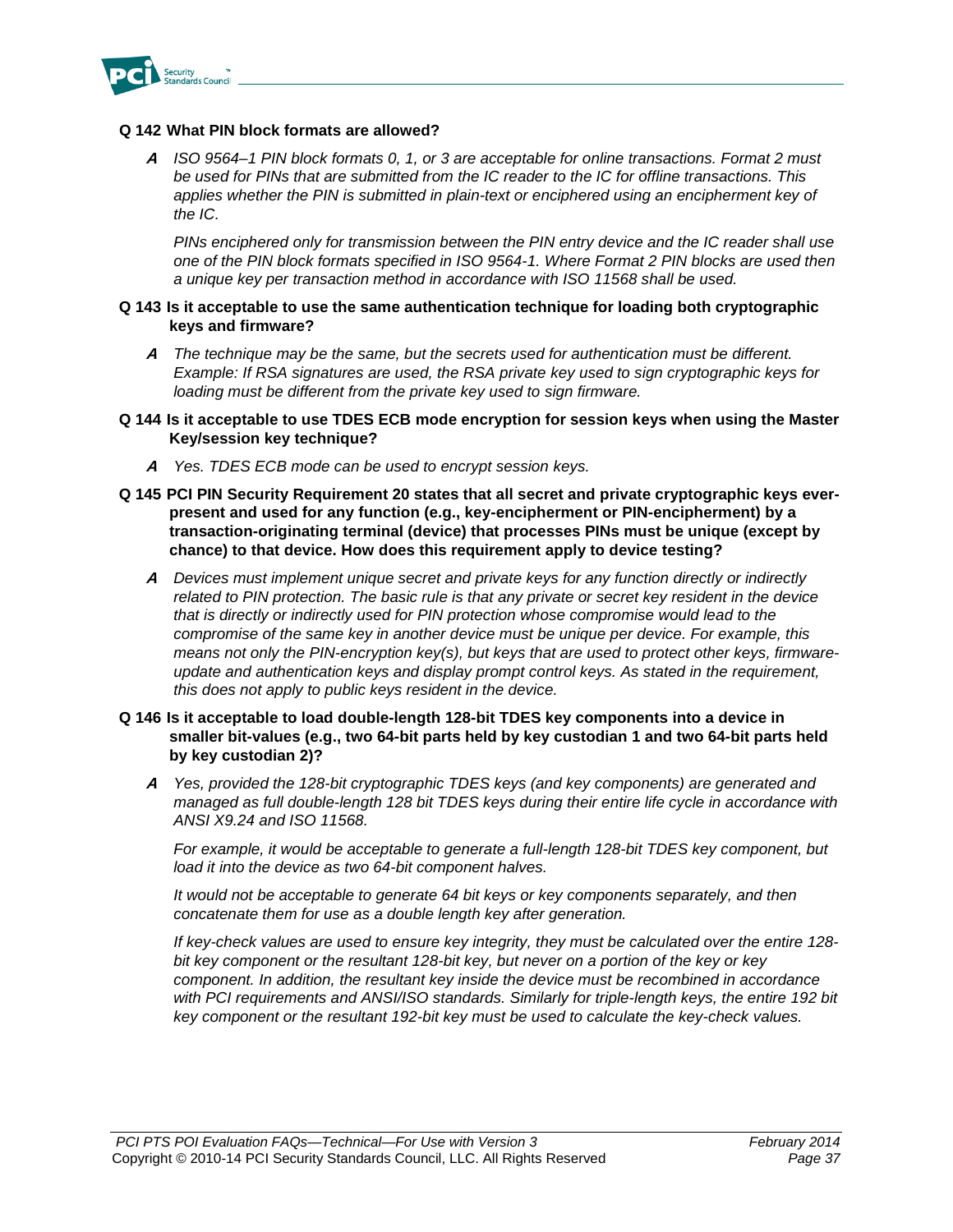**Q 142 What PIN block formats are allowed?**

***A*** *ISO 9564–1 PIN block formats 0, 1, or 3 are acceptable for online transactions. Format 2 must be used for PINs that are submitted from the IC reader to the IC for offline transactions. This applies whether the PIN is submitted in plain-text or enciphered using an encipherment key of the IC.*

*PINs enciphered only for transmission between the PIN entry device and the IC reader shall use one of the PIN block formats specified in ISO 9564-1. Where Format 2 PIN blocks are used then a unique key per transaction method in accordance with ISO 11568 shall be used.*

**Q 143 Is it acceptable to use the same authentication technique for loading both cryptographic keys and firmware?**

***A*** *The technique may be the same, but the secrets used for authentication must be different. Example: If RSA signatures are used, the RSA private key used to sign cryptographic keys for loading must be different from the private key used to sign firmware.*

**Q 144 Is it acceptable to use TDES ECB mode encryption for session keys when using the Master Key/session key technique?**

***A*** *Yes. TDES ECB mode can be used to encrypt session keys.*

**Q 145 PCI PIN Security Requirement 20 states that all secret and private cryptographic keys ever-present and used for any function (e.g., key-encipherment or PIN-encipherment) by a transaction-originating terminal (device) that processes PINs must be unique (except by chance) to that device. How does this requirement apply to device testing?**

***A*** *Devices must implement unique secret and private keys for any function directly or indirectly related to PIN protection. The basic rule is that any private or secret key resident in the device that is directly or indirectly used for PIN protection whose compromise would lead to the compromise of the same key in another device must be unique per device. For example, this means not only the PIN-encryption key(s), but keys that are used to protect other keys, firmware-update and authentication keys and display prompt control keys. As stated in the requirement, this does not apply to public keys resident in the device.*

**Q 146 Is it acceptable to load double-length 128-bit TDES key components into a device in smaller bit-values (e.g., two 64-bit parts held by key custodian 1 and two 64-bit parts held by key custodian 2)?**

***A*** *Yes, provided the 128-bit cryptographic TDES keys (and key components) are generated and managed as full double-length 128 bit TDES keys during their entire life cycle in accordance with ANSI X9.24 and ISO 11568.*

*For example, it would be acceptable to generate a full-length 128-bit TDES key component, but load it into the device as two 64-bit component halves.*

*It would not be acceptable to generate 64 bit keys or key components separately, and then concatenate them for use as a double length key after generation.*

*If key-check values are used to ensure key integrity, they must be calculated over the entire 128-bit key component or the resultant 128-bit key, but never on a portion of the key or key component. In addition, the resultant key inside the device must be recombined in accordance with PCI requirements and ANSI/ISO standards. Similarly for triple-length keys, the entire 192 bit key component or the resultant 192-bit key must be used to calculate the key-check values.*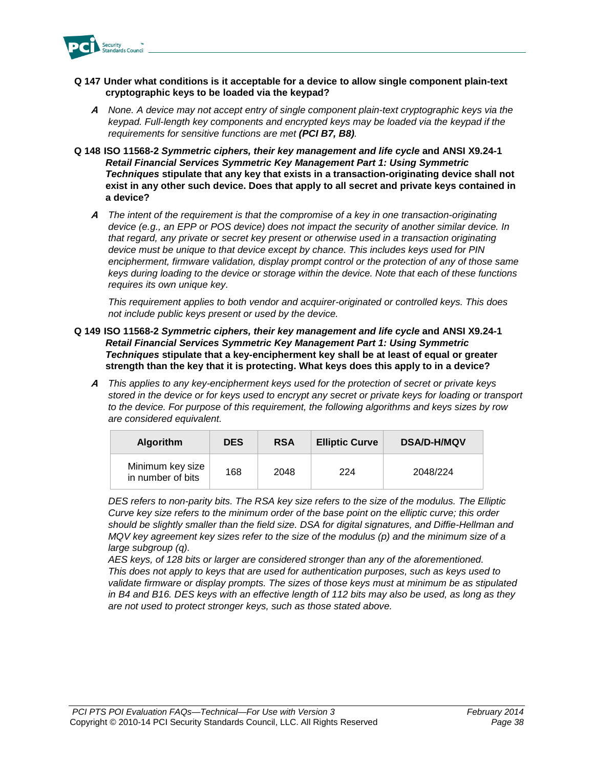**Q 147 Under what conditions is it acceptable for a device to allow single component plain-text cryptographic keys to be loaded via the keypad?**

***A*** *None. A device may not accept entry of single component plain-text cryptographic keys via the keypad. Full-length key components and encrypted keys may be loaded via the keypad if the requirements for sensitive functions are met **(PCI B7, B8)**.*

**Q 148 ISO 11568-2 *Symmetric ciphers, their key management and life cycle* and ANSI X9.24-1 *Retail Financial Services Symmetric Key Management Part 1: Using Symmetric Techniques* stipulate that any key that exists in a transaction-originating device shall not exist in any other such device. Does that apply to all secret and private keys contained in a device?**

***A*** *The intent of the requirement is that the compromise of a key in one transaction-originating device (e.g., an EPP or POS device) does not impact the security of another similar device. In that regard, any private or secret key present or otherwise used in a transaction originating device must be unique to that device except by chance. This includes keys used for PIN encipherment, firmware validation, display prompt control or the protection of any of those same keys during loading to the device or storage within the device. Note that each of these functions requires its own unique key.*

*This requirement applies to both vendor and acquirer-originated or controlled keys. This does not include public keys present or used by the device.*

**Q 149 ISO 11568-2 *Symmetric ciphers, their key management and life cycle* and ANSI X9.24-1 *Retail Financial Services Symmetric Key Management Part 1: Using Symmetric Techniques* stipulate that a key-encipherment key shall be at least of equal or greater strength than the key that it is protecting. What keys does this apply to in a device?**

***A*** *This applies to any key-encipherment keys used for the protection of secret or private keys stored in the device or for keys used to encrypt any secret or private keys for loading or transport to the device. For purpose of this requirement, the following algorithms and keys sizes by row are considered equivalent.*

| Algorithm | DES | RSA | Elliptic Curve | DSA/D-H/MQV |
|---|---|---|---|---|
| Minimum key size in number of bits | 168 | 2048 | 224 | 2048/224 |

*DES refers to non-parity bits. The RSA key size refers to the size of the modulus. The Elliptic Curve key size refers to the minimum order of the base point on the elliptic curve; this order should be slightly smaller than the field size. DSA for digital signatures, and Diffie-Hellman and MQV key agreement key sizes refer to the size of the modulus (p) and the minimum size of a large subgroup (q).*

*AES keys, of 128 bits or larger are considered stronger than any of the aforementioned.*

*This does not apply to keys that are used for authentication purposes, such as keys used to validate firmware or display prompts. The sizes of those keys must at minimum be as stipulated in B4 and B16. DES keys with an effective length of 112 bits may also be used, as long as they are not used to protect stronger keys, such as those stated above.*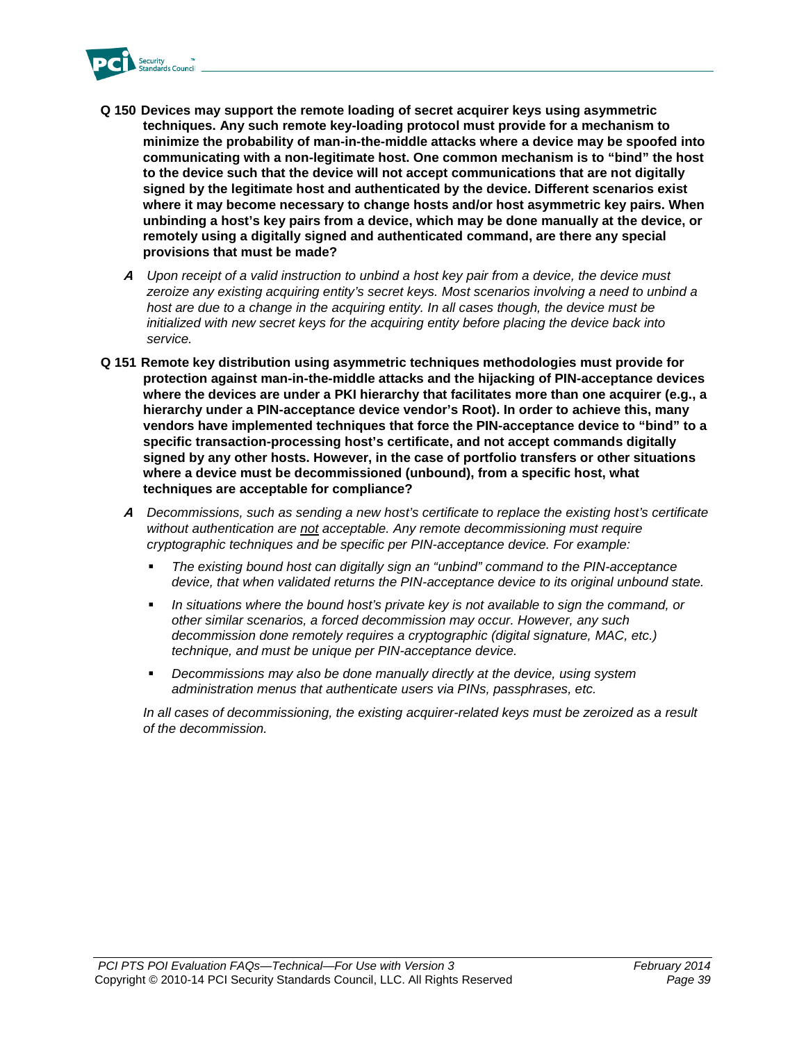**Q 150 Devices may support the remote loading of secret acquirer keys using asymmetric techniques. Any such remote key-loading protocol must provide for a mechanism to minimize the probability of man-in-the-middle attacks where a device may be spoofed into communicating with a non-legitimate host. One common mechanism is to "bind" the host to the device such that the device will not accept communications that are not digitally signed by the legitimate host and authenticated by the device. Different scenarios exist where it may become necessary to change hosts and/or host asymmetric key pairs. When unbinding a host's key pairs from a device, which may be done manually at the device, or remotely using a digitally signed and authenticated command, are there any special provisions that must be made?**

***A*** *Upon receipt of a valid instruction to unbind a host key pair from a device, the device must zeroize any existing acquiring entity's secret keys. Most scenarios involving a need to unbind a host are due to a change in the acquiring entity. In all cases though, the device must be initialized with new secret keys for the acquiring entity before placing the device back into service.*

**Q 151 Remote key distribution using asymmetric techniques methodologies must provide for protection against man-in-the-middle attacks and the hijacking of PIN-acceptance devices where the devices are under a PKI hierarchy that facilitates more than one acquirer (e.g., a hierarchy under a PIN-acceptance device vendor's Root). In order to achieve this, many vendors have implemented techniques that force the PIN-acceptance device to "bind" to a specific transaction-processing host's certificate, and not accept commands digitally signed by any other hosts. However, in the case of portfolio transfers or other situations where a device must be decommissioned (unbound), from a specific host, what techniques are acceptable for compliance?**

***A*** *Decommissions, such as sending a new host's certificate to replace the existing host's certificate without authentication are not acceptable. Any remote decommissioning must require cryptographic techniques and be specific per PIN-acceptance device. For example:*

- *The existing bound host can digitally sign an "unbind" command to the PIN-acceptance device, that when validated returns the PIN-acceptance device to its original unbound state.*
- *In situations where the bound host's private key is not available to sign the command, or other similar scenarios, a forced decommission may occur. However, any such decommission done remotely requires a cryptographic (digital signature, MAC, etc.) technique, and must be unique per PIN-acceptance device.*
- *Decommissions may also be done manually directly at the device, using system administration menus that authenticate users via PINs, passphrases, etc.*

*In all cases of decommissioning, the existing acquirer-related keys must be zeroized as a result of the decommission.*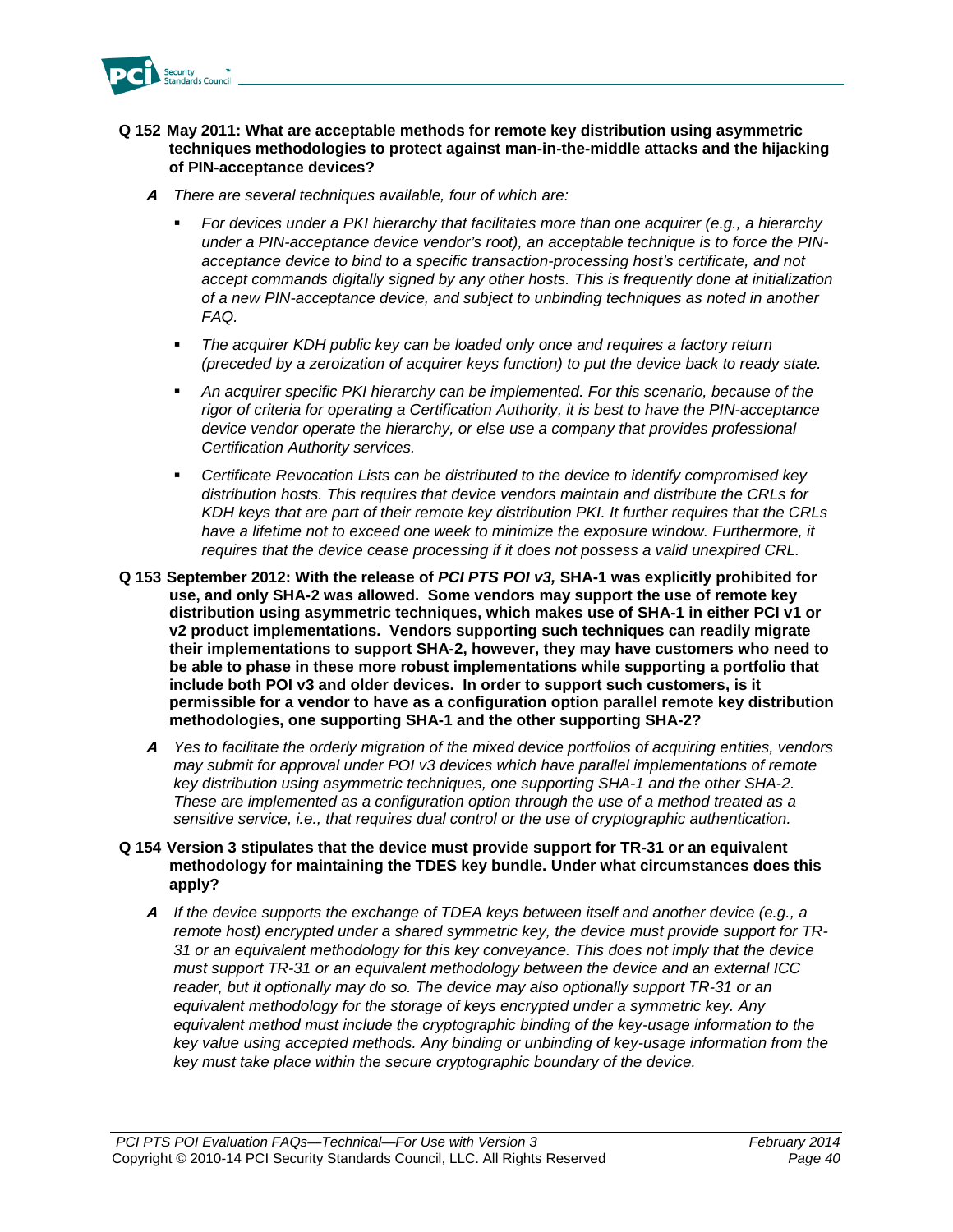**Q 152 May 2011: What are acceptable methods for remote key distribution using asymmetric techniques methodologies to protect against man-in-the-middle attacks and the hijacking of PIN-acceptance devices?**

***A*** *There are several techniques available, four of which are:*

- *For devices under a PKI hierarchy that facilitates more than one acquirer (e.g., a hierarchy under a PIN-acceptance device vendor's root), an acceptable technique is to force the PIN-acceptance device to bind to a specific transaction-processing host's certificate, and not accept commands digitally signed by any other hosts. This is frequently done at initialization of a new PIN-acceptance device, and subject to unbinding techniques as noted in another FAQ.*
- *The acquirer KDH public key can be loaded only once and requires a factory return (preceded by a zeroization of acquirer keys function) to put the device back to ready state.*
- *An acquirer specific PKI hierarchy can be implemented. For this scenario, because of the rigor of criteria for operating a Certification Authority, it is best to have the PIN-acceptance device vendor operate the hierarchy, or else use a company that provides professional Certification Authority services.*
- *Certificate Revocation Lists can be distributed to the device to identify compromised key distribution hosts. This requires that device vendors maintain and distribute the CRLs for KDH keys that are part of their remote key distribution PKI. It further requires that the CRLs have a lifetime not to exceed one week to minimize the exposure window. Furthermore, it requires that the device cease processing if it does not possess a valid unexpired CRL.*

**Q 153 September 2012: With the release of *PCI PTS POI v3,* SHA-1 was explicitly prohibited for use, and only SHA-2 was allowed. Some vendors may support the use of remote key distribution using asymmetric techniques, which makes use of SHA-1 in either PCI v1 or v2 product implementations. Vendors supporting such techniques can readily migrate their implementations to support SHA-2, however, they may have customers who need to be able to phase in these more robust implementations while supporting a portfolio that include both POI v3 and older devices. In order to support such customers, is it permissible for a vendor to have as a configuration option parallel remote key distribution methodologies, one supporting SHA-1 and the other supporting SHA-2?**

***A*** *Yes to facilitate the orderly migration of the mixed device portfolios of acquiring entities, vendors may submit for approval under POI v3 devices which have parallel implementations of remote key distribution using asymmetric techniques, one supporting SHA-1 and the other SHA-2. These are implemented as a configuration option through the use of a method treated as a sensitive service, i.e., that requires dual control or the use of cryptographic authentication.*

**Q 154 Version 3 stipulates that the device must provide support for TR-31 or an equivalent methodology for maintaining the TDES key bundle. Under what circumstances does this apply?**

***A*** *If the device supports the exchange of TDEA keys between itself and another device (e.g., a remote host) encrypted under a shared symmetric key, the device must provide support for TR-31 or an equivalent methodology for this key conveyance. This does not imply that the device must support TR-31 or an equivalent methodology between the device and an external ICC reader, but it optionally may do so. The device may also optionally support TR-31 or an equivalent methodology for the storage of keys encrypted under a symmetric key. Any equivalent method must include the cryptographic binding of the key-usage information to the key value using accepted methods. Any binding or unbinding of key-usage information from the key must take place within the secure cryptographic boundary of the device.*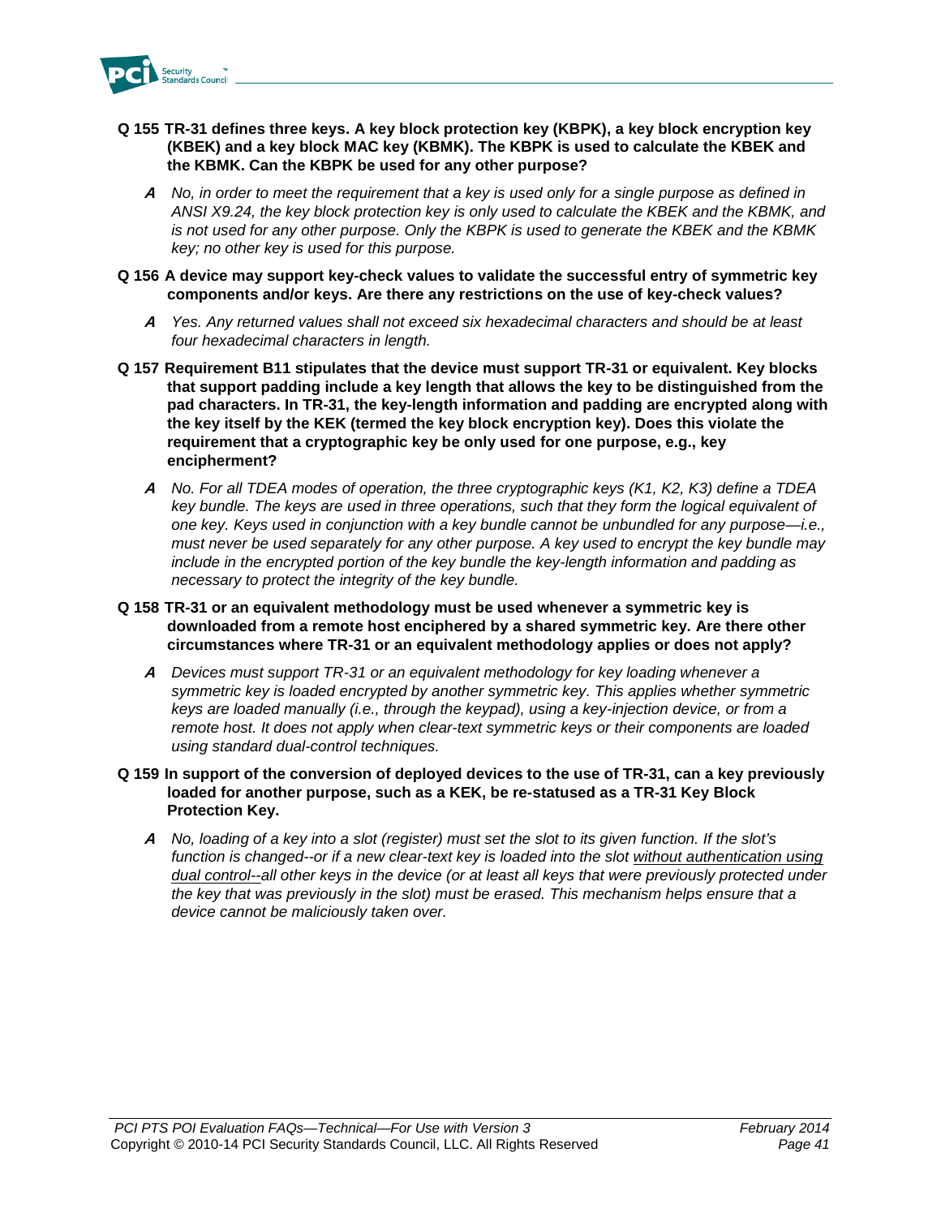**Q 155 TR-31 defines three keys. A key block protection key (KBPK), a key block encryption key (KBEK) and a key block MAC key (KBMK). The KBPK is used to calculate the KBEK and the KBMK. Can the KBPK be used for any other purpose?**

***A*** *No, in order to meet the requirement that a key is used only for a single purpose as defined in ANSI X9.24, the key block protection key is only used to calculate the KBEK and the KBMK, and is not used for any other purpose. Only the KBPK is used to generate the KBEK and the KBMK key; no other key is used for this purpose.*

**Q 156 A device may support key-check values to validate the successful entry of symmetric key components and/or keys. Are there any restrictions on the use of key-check values?**

***A*** *Yes. Any returned values shall not exceed six hexadecimal characters and should be at least four hexadecimal characters in length.*

**Q 157 Requirement B11 stipulates that the device must support TR-31 or equivalent. Key blocks that support padding include a key length that allows the key to be distinguished from the pad characters. In TR-31, the key-length information and padding are encrypted along with the key itself by the KEK (termed the key block encryption key). Does this violate the requirement that a cryptographic key be only used for one purpose, e.g., key encipherment?**

***A*** *No. For all TDEA modes of operation, the three cryptographic keys (K1, K2, K3) define a TDEA key bundle. The keys are used in three operations, such that they form the logical equivalent of one key. Keys used in conjunction with a key bundle cannot be unbundled for any purpose—i.e., must never be used separately for any other purpose. A key used to encrypt the key bundle may include in the encrypted portion of the key bundle the key-length information and padding as necessary to protect the integrity of the key bundle.*

**Q 158 TR-31 or an equivalent methodology must be used whenever a symmetric key is downloaded from a remote host enciphered by a shared symmetric key. Are there other circumstances where TR-31 or an equivalent methodology applies or does not apply?**

***A*** *Devices must support TR-31 or an equivalent methodology for key loading whenever a symmetric key is loaded encrypted by another symmetric key. This applies whether symmetric keys are loaded manually (i.e., through the keypad), using a key-injection device, or from a remote host. It does not apply when clear-text symmetric keys or their components are loaded using standard dual-control techniques.*

**Q 159 In support of the conversion of deployed devices to the use of TR-31, can a key previously loaded for another purpose, such as a KEK, be re-statused as a TR-31 Key Block Protection Key.**

***A*** *No, loading of a key into a slot (register) must set the slot to its given function. If the slot's function is changed--or if a new clear-text key is loaded into the slot <u>without authentication using dual control</u>--all other keys in the device (or at least all keys that were previously protected under the key that was previously in the slot) must be erased. This mechanism helps ensure that a device cannot be maliciously taken over.*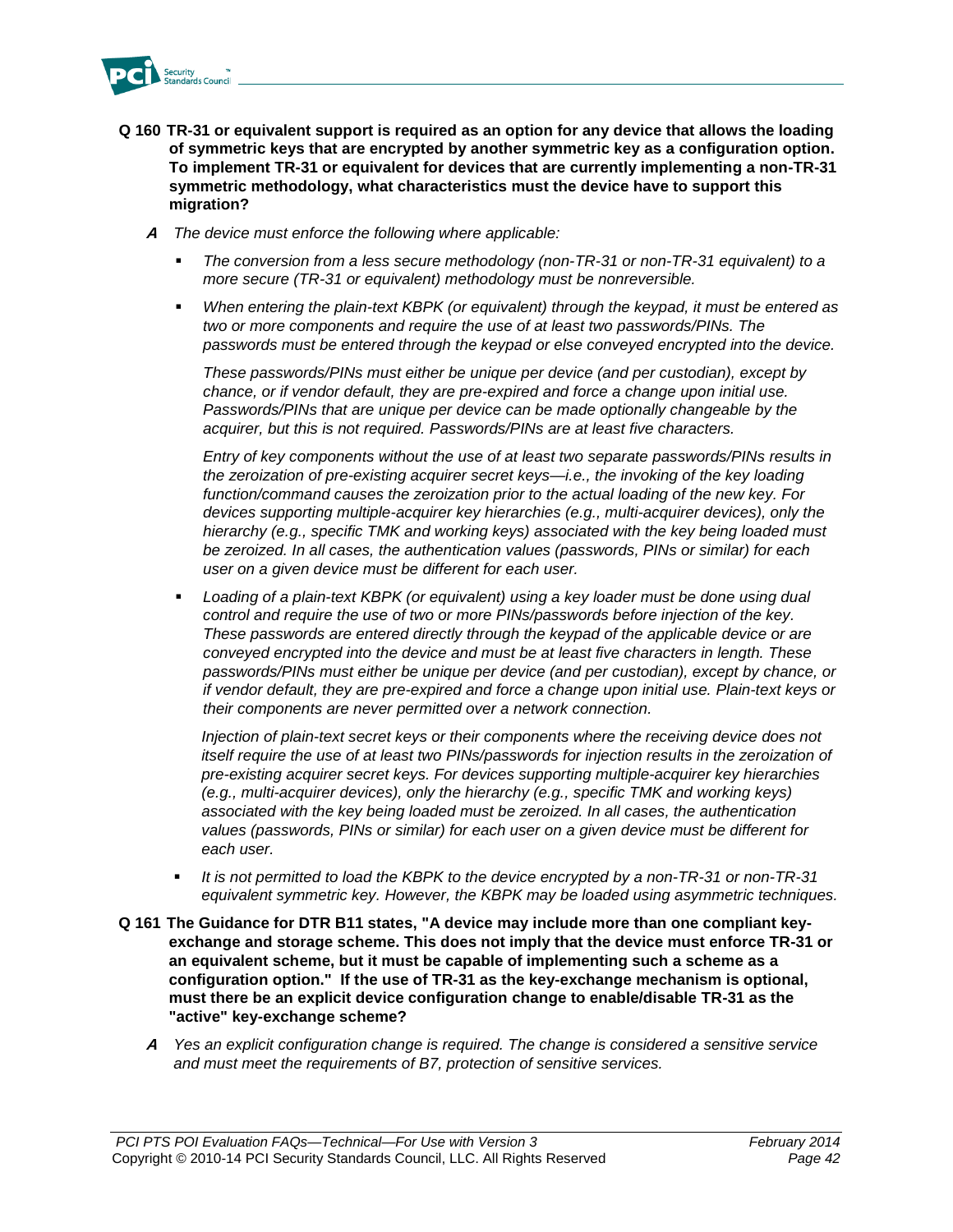**Q 160 TR-31 or equivalent support is required as an option for any device that allows the loading of symmetric keys that are encrypted by another symmetric key as a configuration option. To implement TR-31 or equivalent for devices that are currently implementing a non-TR-31 symmetric methodology, what characteristics must the device have to support this migration?**

***A*** *The device must enforce the following where applicable:*

- *The conversion from a less secure methodology (non-TR-31 or non-TR-31 equivalent) to a more secure (TR-31 or equivalent) methodology must be nonreversible.*

- *When entering the plain-text KBPK (or equivalent) through the keypad, it must be entered as two or more components and require the use of at least two passwords/PINs. The passwords must be entered through the keypad or else conveyed encrypted into the device.*

  *These passwords/PINs must either be unique per device (and per custodian), except by chance, or if vendor default, they are pre-expired and force a change upon initial use. Passwords/PINs that are unique per device can be made optionally changeable by the acquirer, but this is not required. Passwords/PINs are at least five characters.*

  *Entry of key components without the use of at least two separate passwords/PINs results in the zeroization of pre-existing acquirer secret keys—i.e., the invoking of the key loading function/command causes the zeroization prior to the actual loading of the new key. For devices supporting multiple-acquirer key hierarchies (e.g., multi-acquirer devices), only the hierarchy (e.g., specific TMK and working keys) associated with the key being loaded must be zeroized. In all cases, the authentication values (passwords, PINs or similar) for each user on a given device must be different for each user.*

- *Loading of a plain-text KBPK (or equivalent) using a key loader must be done using dual control and require the use of two or more PINs/passwords before injection of the key. These passwords are entered directly through the keypad of the applicable device or are conveyed encrypted into the device and must be at least five characters in length. These passwords/PINs must either be unique per device (and per custodian), except by chance, or if vendor default, they are pre-expired and force a change upon initial use. Plain-text keys or their components are never permitted over a network connection.*

  *Injection of plain-text secret keys or their components where the receiving device does not itself require the use of at least two PINs/passwords for injection results in the zeroization of pre-existing acquirer secret keys. For devices supporting multiple-acquirer key hierarchies (e.g., multi-acquirer devices), only the hierarchy (e.g., specific TMK and working keys) associated with the key being loaded must be zeroized. In all cases, the authentication values (passwords, PINs or similar) for each user on a given device must be different for each user.*

- *It is not permitted to load the KBPK to the device encrypted by a non-TR-31 or non-TR-31 equivalent symmetric key. However, the KBPK may be loaded using asymmetric techniques.*

**Q 161 The Guidance for DTR B11 states, "A device may include more than one compliant key-exchange and storage scheme. This does not imply that the device must enforce TR-31 or an equivalent scheme, but it must be capable of implementing such a scheme as a configuration option." If the use of TR-31 as the key-exchange mechanism is optional, must there be an explicit device configuration change to enable/disable TR-31 as the "active" key-exchange scheme?**

***A*** *Yes an explicit configuration change is required. The change is considered a sensitive service and must meet the requirements of B7, protection of sensitive services.*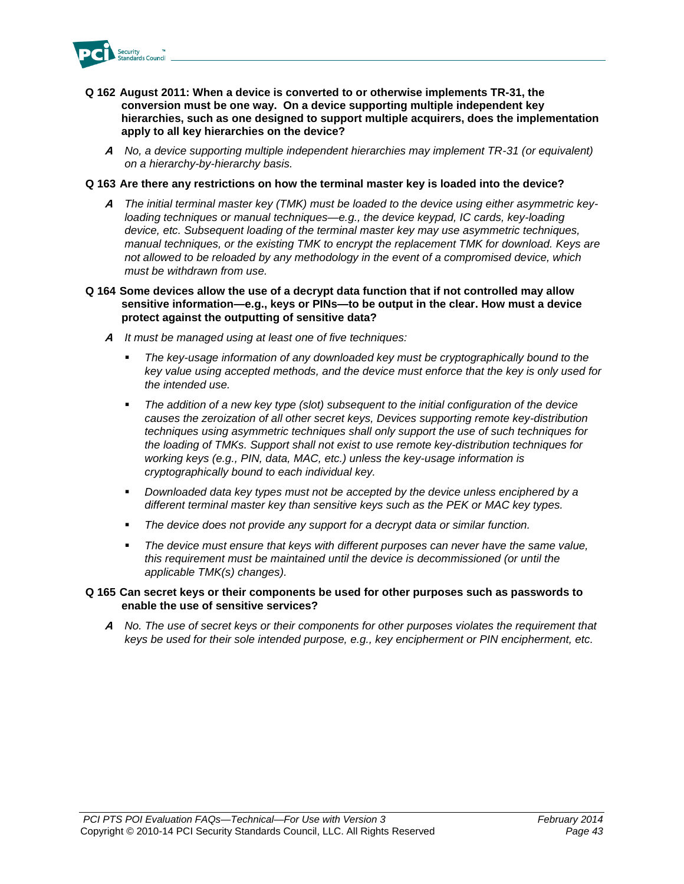**Q 162 August 2011: When a device is converted to or otherwise implements TR-31, the conversion must be one way. On a device supporting multiple independent key hierarchies, such as one designed to support multiple acquirers, does the implementation apply to all key hierarchies on the device?**

**A** *No, a device supporting multiple independent hierarchies may implement TR-31 (or equivalent) on a hierarchy-by-hierarchy basis.*

**Q 163 Are there any restrictions on how the terminal master key is loaded into the device?**

**A** *The initial terminal master key (TMK) must be loaded to the device using either asymmetric key-loading techniques or manual techniques—e.g., the device keypad, IC cards, key-loading device, etc. Subsequent loading of the terminal master key may use asymmetric techniques, manual techniques, or the existing TMK to encrypt the replacement TMK for download. Keys are not allowed to be reloaded by any methodology in the event of a compromised device, which must be withdrawn from use.*

**Q 164 Some devices allow the use of a decrypt data function that if not controlled may allow sensitive information—e.g., keys or PINs—to be output in the clear. How must a device protect against the outputting of sensitive data?**

**A** *It must be managed using at least one of five techniques:*

- *The key-usage information of any downloaded key must be cryptographically bound to the key value using accepted methods, and the device must enforce that the key is only used for the intended use.*
- *The addition of a new key type (slot) subsequent to the initial configuration of the device causes the zeroization of all other secret keys, Devices supporting remote key-distribution techniques using asymmetric techniques shall only support the use of such techniques for the loading of TMKs. Support shall not exist to use remote key-distribution techniques for working keys (e.g., PIN, data, MAC, etc.) unless the key-usage information is cryptographically bound to each individual key.*
- *Downloaded data key types must not be accepted by the device unless enciphered by a different terminal master key than sensitive keys such as the PEK or MAC key types.*
- *The device does not provide any support for a decrypt data or similar function.*
- *The device must ensure that keys with different purposes can never have the same value, this requirement must be maintained until the device is decommissioned (or until the applicable TMK(s) changes).*

**Q 165 Can secret keys or their components be used for other purposes such as passwords to enable the use of sensitive services?**

**A** *No. The use of secret keys or their components for other purposes violates the requirement that keys be used for their sole intended purpose, e.g., key encipherment or PIN encipherment, etc.*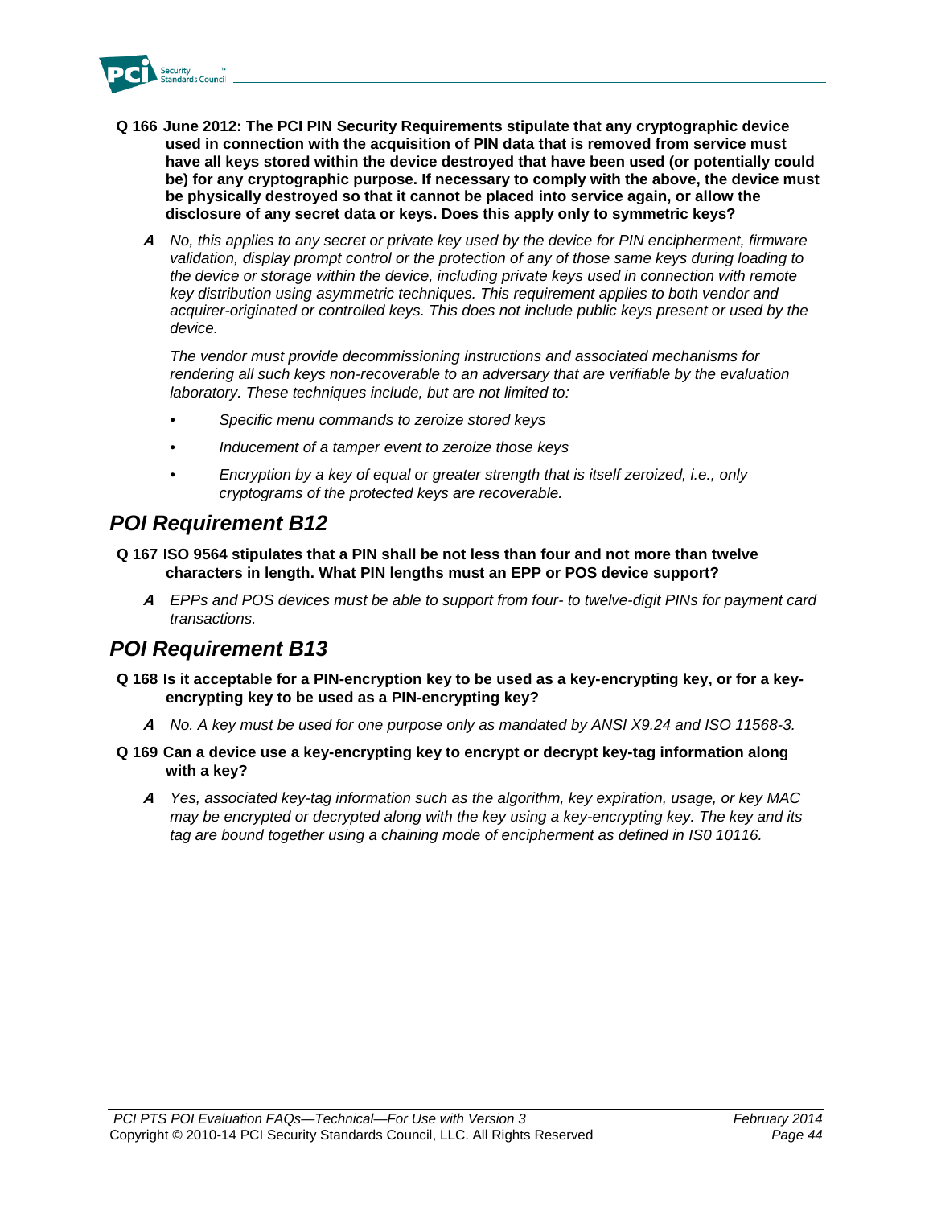**Q 166 June 2012: The PCI PIN Security Requirements stipulate that any cryptographic device used in connection with the acquisition of PIN data that is removed from service must have all keys stored within the device destroyed that have been used (or potentially could be) for any cryptographic purpose. If necessary to comply with the above, the device must be physically destroyed so that it cannot be placed into service again, or allow the disclosure of any secret data or keys. Does this apply only to symmetric keys?**

***A*** *No, this applies to any secret or private key used by the device for PIN encipherment, firmware validation, display prompt control or the protection of any of those same keys during loading to the device or storage within the device, including private keys used in connection with remote key distribution using asymmetric techniques. This requirement applies to both vendor and acquirer-originated or controlled keys. This does not include public keys present or used by the device.*

*The vendor must provide decommissioning instructions and associated mechanisms for rendering all such keys non-recoverable to an adversary that are verifiable by the evaluation laboratory. These techniques include, but are not limited to:*

- *Specific menu commands to zeroize stored keys*
- *Inducement of a tamper event to zeroize those keys*
- *Encryption by a key of equal or greater strength that is itself zeroized, i.e., only cryptograms of the protected keys are recoverable.*

## *POI Requirement B12*

**Q 167 ISO 9564 stipulates that a PIN shall be not less than four and not more than twelve characters in length. What PIN lengths must an EPP or POS device support?**

***A*** *EPPs and POS devices must be able to support from four- to twelve-digit PINs for payment card transactions.*

## *POI Requirement B13*

**Q 168 Is it acceptable for a PIN-encryption key to be used as a key-encrypting key, or for a key-encrypting key to be used as a PIN-encrypting key?**

***A*** *No. A key must be used for one purpose only as mandated by ANSI X9.24 and ISO 11568-3.*

**Q 169 Can a device use a key-encrypting key to encrypt or decrypt key-tag information along with a key?**

***A*** *Yes, associated key-tag information such as the algorithm, key expiration, usage, or key MAC may be encrypted or decrypted along with the key using a key-encrypting key. The key and its tag are bound together using a chaining mode of encipherment as defined in IS0 10116.*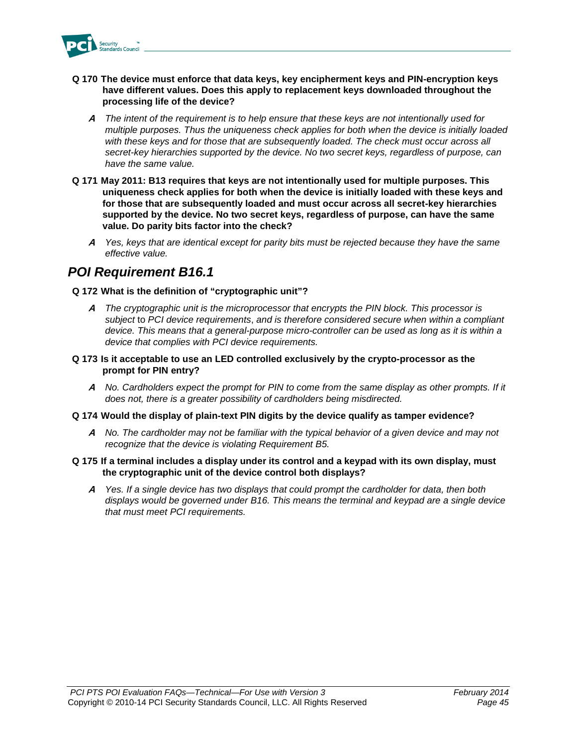**Q 170 The device must enforce that data keys, key encipherment keys and PIN-encryption keys have different values. Does this apply to replacement keys downloaded throughout the processing life of the device?**

> ***A*** *The intent of the requirement is to help ensure that these keys are not intentionally used for multiple purposes. Thus the uniqueness check applies for both when the device is initially loaded with these keys and for those that are subsequently loaded. The check must occur across all secret-key hierarchies supported by the device. No two secret keys, regardless of purpose, can have the same value.*

**Q 171 May 2011: B13 requires that keys are not intentionally used for multiple purposes. This uniqueness check applies for both when the device is initially loaded with these keys and for those that are subsequently loaded and must occur across all secret-key hierarchies supported by the device. No two secret keys, regardless of purpose, can have the same value. Do parity bits factor into the check?**

> ***A*** *Yes, keys that are identical except for parity bits must be rejected because they have the same effective value.*

## *POI Requirement B16.1*

**Q 172 What is the definition of "cryptographic unit"?**

> ***A*** *The cryptographic unit is the microprocessor that encrypts the PIN block. This processor is subject* to *PCI device requirements*, *and is therefore considered secure when within a compliant device. This means that a general-purpose micro-controller can be used as long as it is within a device that complies with PCI device requirements.*

**Q 173 Is it acceptable to use an LED controlled exclusively by the crypto-processor as the prompt for PIN entry?**

> ***A*** *No. Cardholders expect the prompt for PIN to come from the same display as other prompts. If it does not, there is a greater possibility of cardholders being misdirected.*

**Q 174 Would the display of plain-text PIN digits by the device qualify as tamper evidence?**

> ***A*** *No. The cardholder may not be familiar with the typical behavior of a given device and may not recognize that the device is violating Requirement B5.*

**Q 175 If a terminal includes a display under its control and a keypad with its own display, must the cryptographic unit of the device control both displays?**

> ***A*** *Yes. If a single device has two displays that could prompt the cardholder for data, then both displays would be governed under B16. This means the terminal and keypad are a single device that must meet PCI requirements.*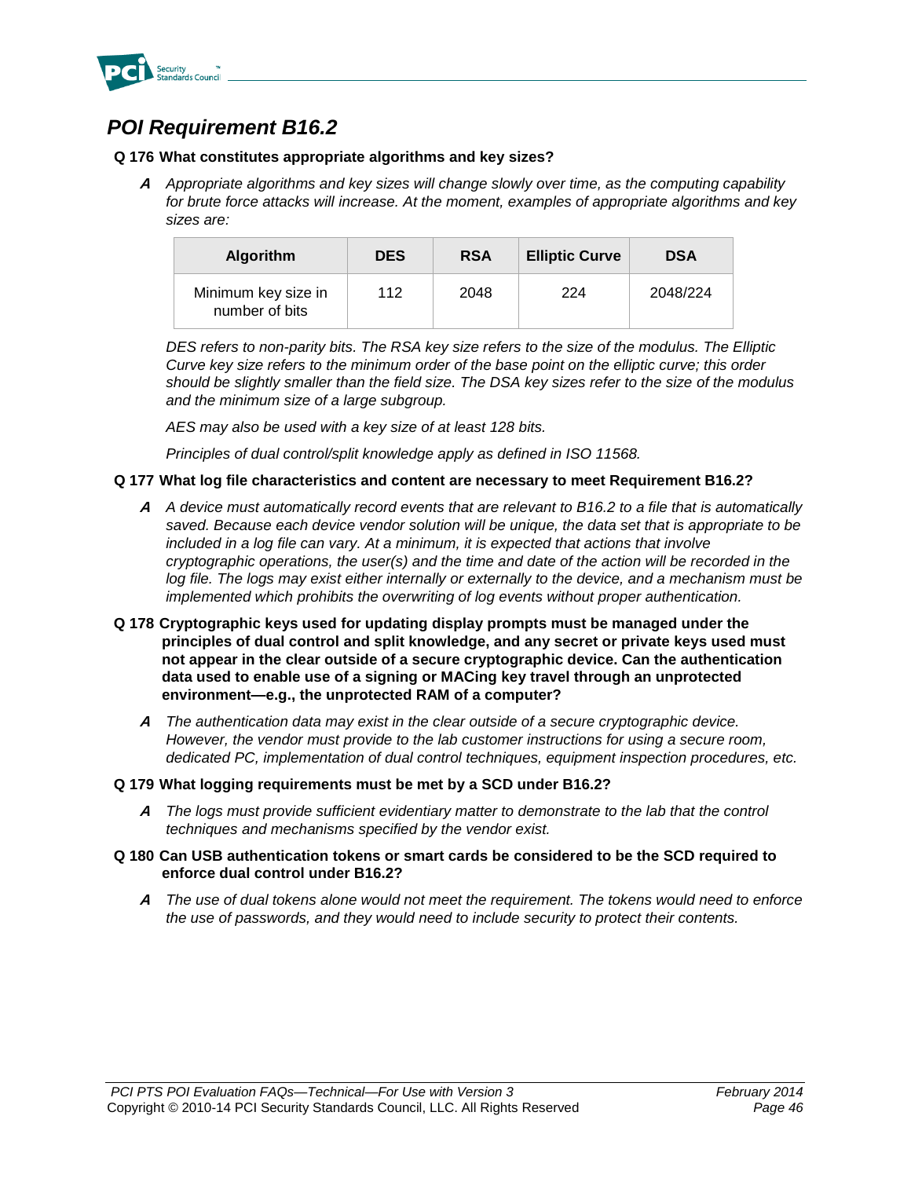## *POI Requirement B16.2*

**Q 176 What constitutes appropriate algorithms and key sizes?**

***A*** *Appropriate algorithms and key sizes will change slowly over time, as the computing capability for brute force attacks will increase. At the moment, examples of appropriate algorithms and key sizes are:*

| Algorithm | DES | RSA | Elliptic Curve | DSA |
|---|---|---|---|---|
| Minimum key size in number of bits | 112 | 2048 | 224 | 2048/224 |

*DES refers to non-parity bits. The RSA key size refers to the size of the modulus. The Elliptic Curve key size refers to the minimum order of the base point on the elliptic curve; this order should be slightly smaller than the field size. The DSA key sizes refer to the size of the modulus and the minimum size of a large subgroup.*

*AES may also be used with a key size of at least 128 bits.*

*Principles of dual control/split knowledge apply as defined in ISO 11568.*

**Q 177 What log file characteristics and content are necessary to meet Requirement B16.2?**

***A*** *A device must automatically record events that are relevant to B16.2 to a file that is automatically saved. Because each device vendor solution will be unique, the data set that is appropriate to be included in a log file can vary. At a minimum, it is expected that actions that involve cryptographic operations, the user(s) and the time and date of the action will be recorded in the log file. The logs may exist either internally or externally to the device, and a mechanism must be implemented which prohibits the overwriting of log events without proper authentication.*

**Q 178 Cryptographic keys used for updating display prompts must be managed under the principles of dual control and split knowledge, and any secret or private keys used must not appear in the clear outside of a secure cryptographic device. Can the authentication data used to enable use of a signing or MACing key travel through an unprotected environment—e.g., the unprotected RAM of a computer?**

***A*** *The authentication data may exist in the clear outside of a secure cryptographic device. However, the vendor must provide to the lab customer instructions for using a secure room, dedicated PC, implementation of dual control techniques, equipment inspection procedures, etc.*

**Q 179 What logging requirements must be met by a SCD under B16.2?**

***A*** *The logs must provide sufficient evidentiary matter to demonstrate to the lab that the control techniques and mechanisms specified by the vendor exist.*

**Q 180 Can USB authentication tokens or smart cards be considered to be the SCD required to enforce dual control under B16.2?**

***A*** *The use of dual tokens alone would not meet the requirement. The tokens would need to enforce the use of passwords, and they would need to include security to protect their contents.*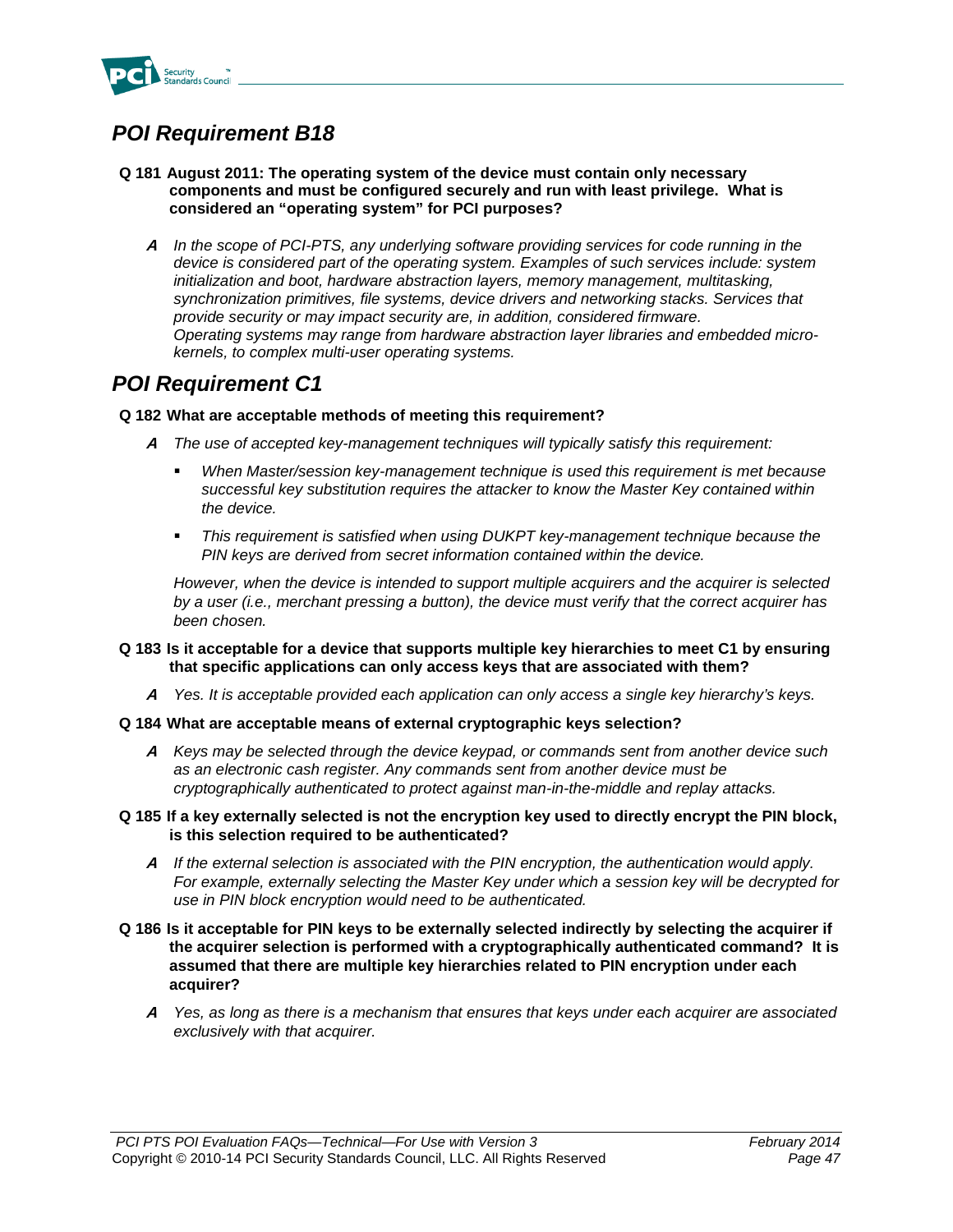## *POI Requirement B18*

**Q 181 August 2011: The operating system of the device must contain only necessary components and must be configured securely and run with least privilege. What is considered an "operating system" for PCI purposes?**

***A*** *In the scope of PCI-PTS, any underlying software providing services for code running in the device is considered part of the operating system. Examples of such services include: system initialization and boot, hardware abstraction layers, memory management, multitasking, synchronization primitives, file systems, device drivers and networking stacks. Services that provide security or may impact security are, in addition, considered firmware.*
*Operating systems may range from hardware abstraction layer libraries and embedded micro-kernels, to complex multi-user operating systems.*

## *POI Requirement C1*

**Q 182 What are acceptable methods of meeting this requirement?**

***A*** *The use of accepted key-management techniques will typically satisfy this requirement:*

- *When Master/session key-management technique is used this requirement is met because successful key substitution requires the attacker to know the Master Key contained within the device.*
- *This requirement is satisfied when using DUKPT key-management technique because the PIN keys are derived from secret information contained within the device.*

*However, when the device is intended to support multiple acquirers and the acquirer is selected by a user (i.e., merchant pressing a button), the device must verify that the correct acquirer has been chosen.*

**Q 183 Is it acceptable for a device that supports multiple key hierarchies to meet C1 by ensuring that specific applications can only access keys that are associated with them?**

***A*** *Yes. It is acceptable provided each application can only access a single key hierarchy's keys.*

**Q 184 What are acceptable means of external cryptographic keys selection?**

***A*** *Keys may be selected through the device keypad, or commands sent from another device such as an electronic cash register. Any commands sent from another device must be cryptographically authenticated to protect against man-in-the-middle and replay attacks.*

**Q 185 If a key externally selected is not the encryption key used to directly encrypt the PIN block, is this selection required to be authenticated?**

***A*** *If the external selection is associated with the PIN encryption, the authentication would apply. For example, externally selecting the Master Key under which a session key will be decrypted for use in PIN block encryption would need to be authenticated.*

**Q 186 Is it acceptable for PIN keys to be externally selected indirectly by selecting the acquirer if the acquirer selection is performed with a cryptographically authenticated command? It is assumed that there are multiple key hierarchies related to PIN encryption under each acquirer?**

***A*** *Yes, as long as there is a mechanism that ensures that keys under each acquirer are associated exclusively with that acquirer.*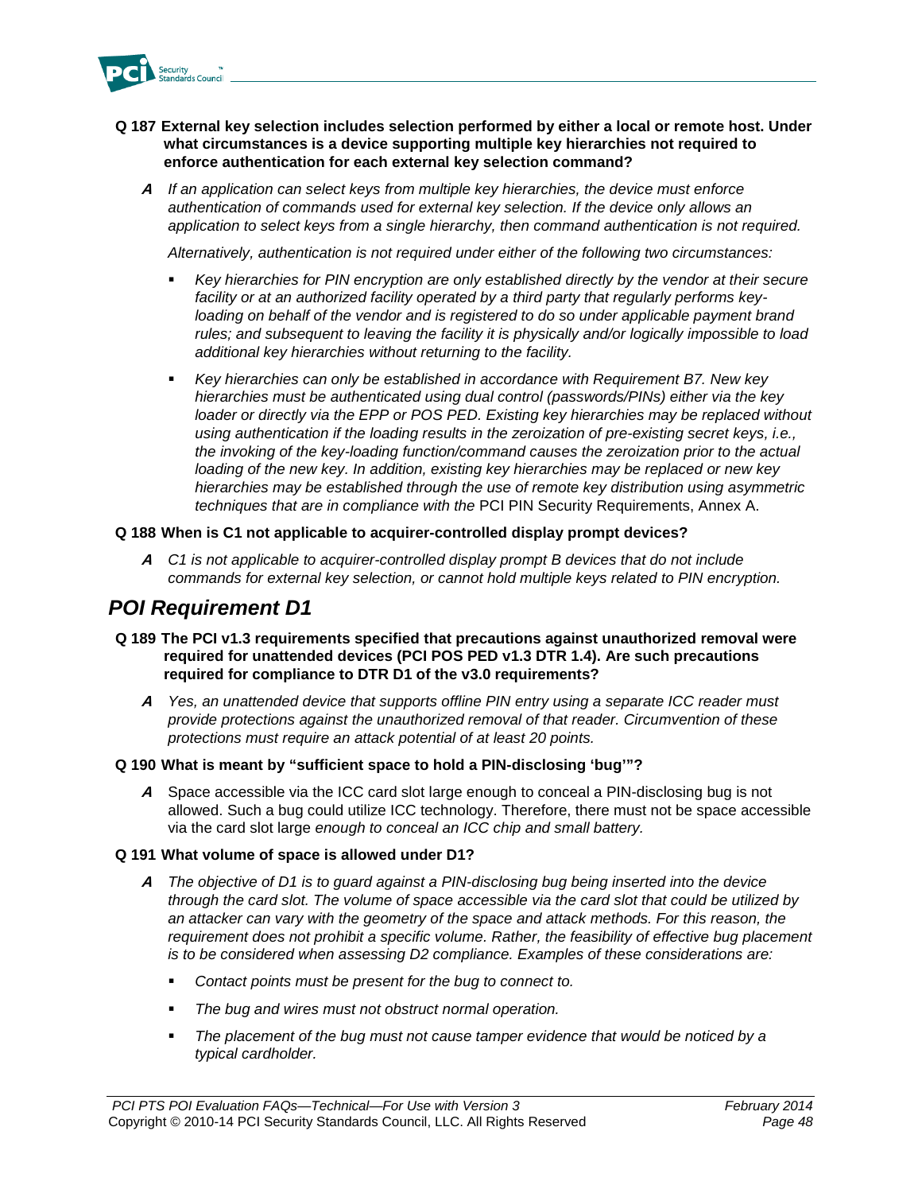**Q 187 External key selection includes selection performed by either a local or remote host. Under what circumstances is a device supporting multiple key hierarchies not required to enforce authentication for each external key selection command?**

**A** *If an application can select keys from multiple key hierarchies, the device must enforce authentication of commands used for external key selection. If the device only allows an application to select keys from a single hierarchy, then command authentication is not required.*

*Alternatively, authentication is not required under either of the following two circumstances:*

- *Key hierarchies for PIN encryption are only established directly by the vendor at their secure facility or at an authorized facility operated by a third party that regularly performs key-loading on behalf of the vendor and is registered to do so under applicable payment brand rules; and subsequent to leaving the facility it is physically and/or logically impossible to load additional key hierarchies without returning to the facility.*
- *Key hierarchies can only be established in accordance with Requirement B7. New key hierarchies must be authenticated using dual control (passwords/PINs) either via the key loader or directly via the EPP or POS PED. Existing key hierarchies may be replaced without using authentication if the loading results in the zeroization of pre-existing secret keys, i.e., the invoking of the key-loading function/command causes the zeroization prior to the actual loading of the new key. In addition, existing key hierarchies may be replaced or new key hierarchies may be established through the use of remote key distribution using asymmetric techniques that are in compliance with the* PCI PIN Security Requirements, Annex A.

**Q 188 When is C1 not applicable to acquirer-controlled display prompt devices?**

**A** *C1 is not applicable to acquirer-controlled display prompt B devices that do not include commands for external key selection, or cannot hold multiple keys related to PIN encryption.*

## *POI Requirement D1*

**Q 189 The PCI v1.3 requirements specified that precautions against unauthorized removal were required for unattended devices (PCI POS PED v1.3 DTR 1.4). Are such precautions required for compliance to DTR D1 of the v3.0 requirements?**

**A** *Yes, an unattended device that supports offline PIN entry using a separate ICC reader must provide protections against the unauthorized removal of that reader. Circumvention of these protections must require an attack potential of at least 20 points.*

**Q 190 What is meant by "sufficient space to hold a PIN-disclosing 'bug'"?**

**A** Space accessible via the ICC card slot large enough to conceal a PIN-disclosing bug is not allowed. Such a bug could utilize ICC technology. Therefore, there must not be space accessible via the card slot large *enough to conceal an ICC chip and small battery.*

**Q 191 What volume of space is allowed under D1?**

**A** *The objective of D1 is to guard against a PIN-disclosing bug being inserted into the device through the card slot. The volume of space accessible via the card slot that could be utilized by an attacker can vary with the geometry of the space and attack methods. For this reason, the requirement does not prohibit a specific volume. Rather, the feasibility of effective bug placement is to be considered when assessing D2 compliance. Examples of these considerations are:*

- *Contact points must be present for the bug to connect to.*
- *The bug and wires must not obstruct normal operation.*
- *The placement of the bug must not cause tamper evidence that would be noticed by a typical cardholder.*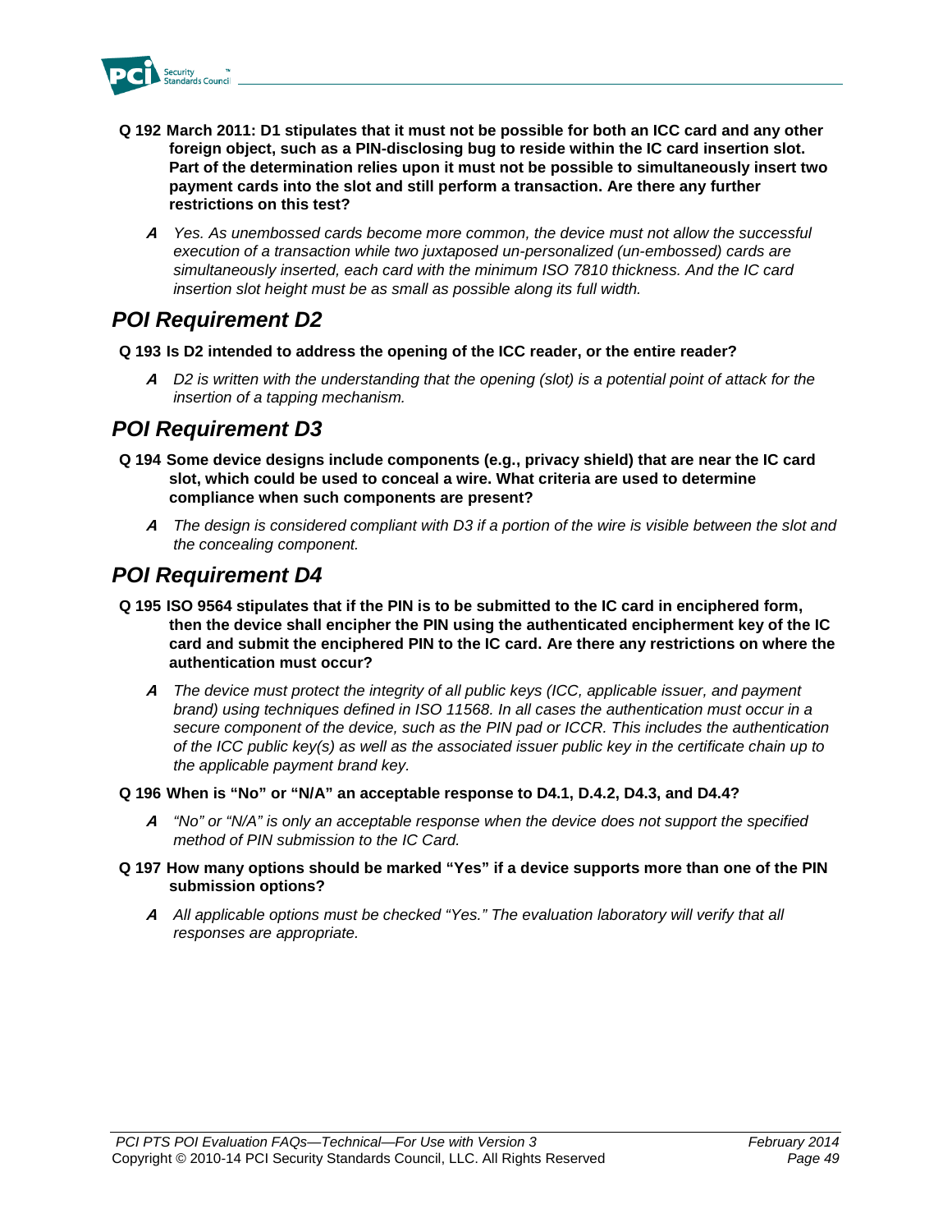**Q 192 March 2011: D1 stipulates that it must not be possible for both an ICC card and any other foreign object, such as a PIN-disclosing bug to reside within the IC card insertion slot. Part of the determination relies upon it must not be possible to simultaneously insert two payment cards into the slot and still perform a transaction. Are there any further restrictions on this test?**

***A*** *Yes. As unembossed cards become more common, the device must not allow the successful execution of a transaction while two juxtaposed un-personalized (un-embossed) cards are simultaneously inserted, each card with the minimum ISO 7810 thickness. And the IC card insertion slot height must be as small as possible along its full width.*

## *POI Requirement D2*

**Q 193 Is D2 intended to address the opening of the ICC reader, or the entire reader?**

***A*** *D2 is written with the understanding that the opening (slot) is a potential point of attack for the insertion of a tapping mechanism.*

## *POI Requirement D3*

**Q 194 Some device designs include components (e.g., privacy shield) that are near the IC card slot, which could be used to conceal a wire. What criteria are used to determine compliance when such components are present?**

***A*** *The design is considered compliant with D3 if a portion of the wire is visible between the slot and the concealing component.*

## *POI Requirement D4*

**Q 195 ISO 9564 stipulates that if the PIN is to be submitted to the IC card in enciphered form, then the device shall encipher the PIN using the authenticated encipherment key of the IC card and submit the enciphered PIN to the IC card. Are there any restrictions on where the authentication must occur?**

***A*** *The device must protect the integrity of all public keys (ICC, applicable issuer, and payment brand) using techniques defined in ISO 11568. In all cases the authentication must occur in a secure component of the device, such as the PIN pad or ICCR. This includes the authentication of the ICC public key(s) as well as the associated issuer public key in the certificate chain up to the applicable payment brand key.*

**Q 196 When is "No" or "N/A" an acceptable response to D4.1, D.4.2, D4.3, and D4.4?**

***A*** *"No" or "N/A" is only an acceptable response when the device does not support the specified method of PIN submission to the IC Card.*

**Q 197 How many options should be marked "Yes" if a device supports more than one of the PIN submission options?**

***A*** *All applicable options must be checked "Yes." The evaluation laboratory will verify that all responses are appropriate.*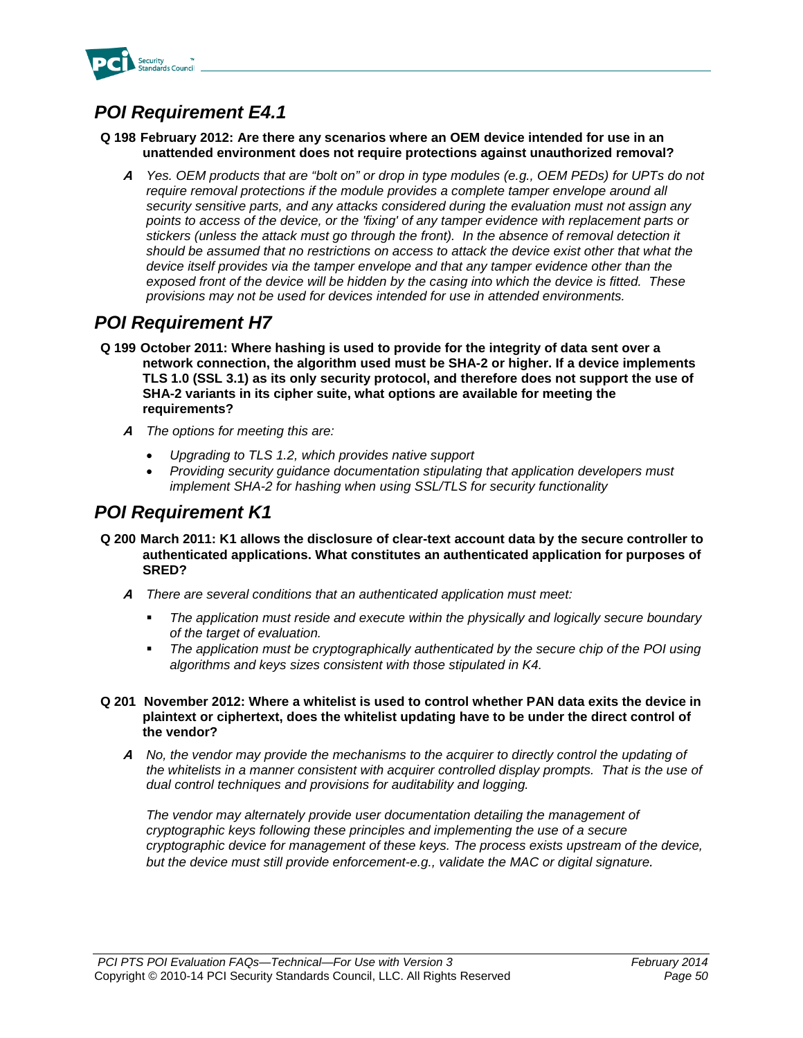## POI Requirement E4.1

**Q 198 February 2012: Are there any scenarios where an OEM device intended for use in an unattended environment does not require protections against unauthorized removal?**

**A** *Yes. OEM products that are "bolt on" or drop in type modules (e.g., OEM PEDs) for UPTs do not require removal protections if the module provides a complete tamper envelope around all security sensitive parts, and any attacks considered during the evaluation must not assign any points to access of the device, or the 'fixing' of any tamper evidence with replacement parts or stickers (unless the attack must go through the front). In the absence of removal detection it should be assumed that no restrictions on access to attack the device exist other that what the device itself provides via the tamper envelope and that any tamper evidence other than the exposed front of the device will be hidden by the casing into which the device is fitted. These provisions may not be used for devices intended for use in attended environments.*

## POI Requirement H7

**Q 199 October 2011: Where hashing is used to provide for the integrity of data sent over a network connection, the algorithm used must be SHA-2 or higher. If a device implements TLS 1.0 (SSL 3.1) as its only security protocol, and therefore does not support the use of SHA-2 variants in its cipher suite, what options are available for meeting the requirements?**

**A** *The options for meeting this are:*

- *Upgrading to TLS 1.2, which provides native support*
- *Providing security guidance documentation stipulating that application developers must implement SHA-2 for hashing when using SSL/TLS for security functionality*

## POI Requirement K1

**Q 200 March 2011: K1 allows the disclosure of clear-text account data by the secure controller to authenticated applications. What constitutes an authenticated application for purposes of SRED?**

**A** *There are several conditions that an authenticated application must meet:*

- *The application must reside and execute within the physically and logically secure boundary of the target of evaluation.*
- *The application must be cryptographically authenticated by the secure chip of the POI using algorithms and keys sizes consistent with those stipulated in K4.*

**Q 201 November 2012: Where a whitelist is used to control whether PAN data exits the device in plaintext or ciphertext, does the whitelist updating have to be under the direct control of the vendor?**

**A** *No, the vendor may provide the mechanisms to the acquirer to directly control the updating of the whitelists in a manner consistent with acquirer controlled display prompts. That is the use of dual control techniques and provisions for auditability and logging.*

*The vendor may alternately provide user documentation detailing the management of cryptographic keys following these principles and implementing the use of a secure cryptographic device for management of these keys. The process exists upstream of the device, but the device must still provide enforcement-e.g., validate the MAC or digital signature.*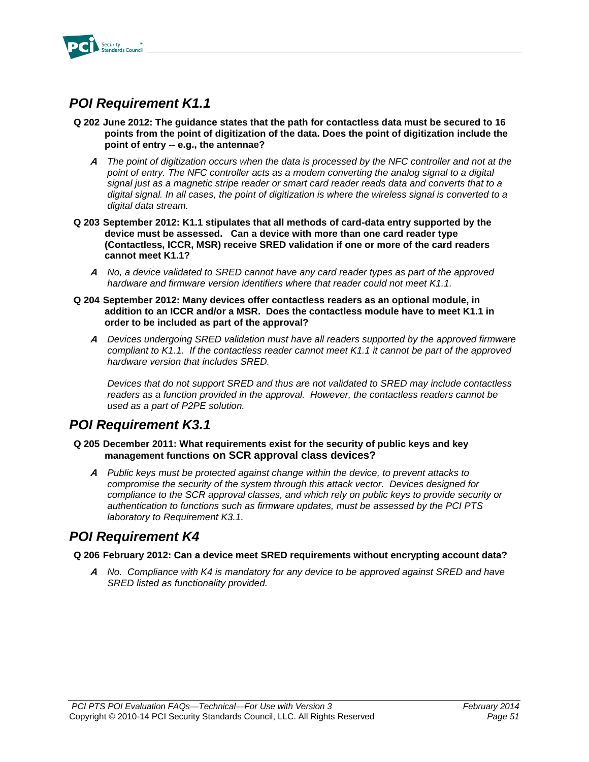## *POI Requirement K1.1*

**Q 202 June 2012: The guidance states that the path for contactless data must be secured to 16 points from the point of digitization of the data. Does the point of digitization include the point of entry -- e.g., the antennae?**

***A*** *The point of digitization occurs when the data is processed by the NFC controller and not at the point of entry. The NFC controller acts as a modem converting the analog signal to a digital signal just as a magnetic stripe reader or smart card reader reads data and converts that to a digital signal. In all cases, the point of digitization is where the wireless signal is converted to a digital data stream.*

**Q 203 September 2012: K1.1 stipulates that all methods of card-data entry supported by the device must be assessed. Can a device with more than one card reader type (Contactless, ICCR, MSR) receive SRED validation if one or more of the card readers cannot meet K1.1?**

***A*** *No, a device validated to SRED cannot have any card reader types as part of the approved hardware and firmware version identifiers where that reader could not meet K1.1.*

**Q 204 September 2012: Many devices offer contactless readers as an optional module, in addition to an ICCR and/or a MSR. Does the contactless module have to meet K1.1 in order to be included as part of the approval?**

***A*** *Devices undergoing SRED validation must have all readers supported by the approved firmware compliant to K1.1. If the contactless reader cannot meet K1.1 it cannot be part of the approved hardware version that includes SRED.*

*Devices that do not support SRED and thus are not validated to SRED may include contactless readers as a function provided in the approval. However, the contactless readers cannot be used as a part of P2PE solution.*

## *POI Requirement K3.1*

**Q 205 December 2011: What requirements exist for the security of public keys and key management functions on SCR approval class devices?**

***A*** *Public keys must be protected against change within the device, to prevent attacks to compromise the security of the system through this attack vector. Devices designed for compliance to the SCR approval classes, and which rely on public keys to provide security or authentication to functions such as firmware updates, must be assessed by the PCI PTS laboratory to Requirement K3.1.*

## *POI Requirement K4*

**Q 206 February 2012: Can a device meet SRED requirements without encrypting account data?**

***A*** *No. Compliance with K4 is mandatory for any device to be approved against SRED and have SRED listed as functionality provided.*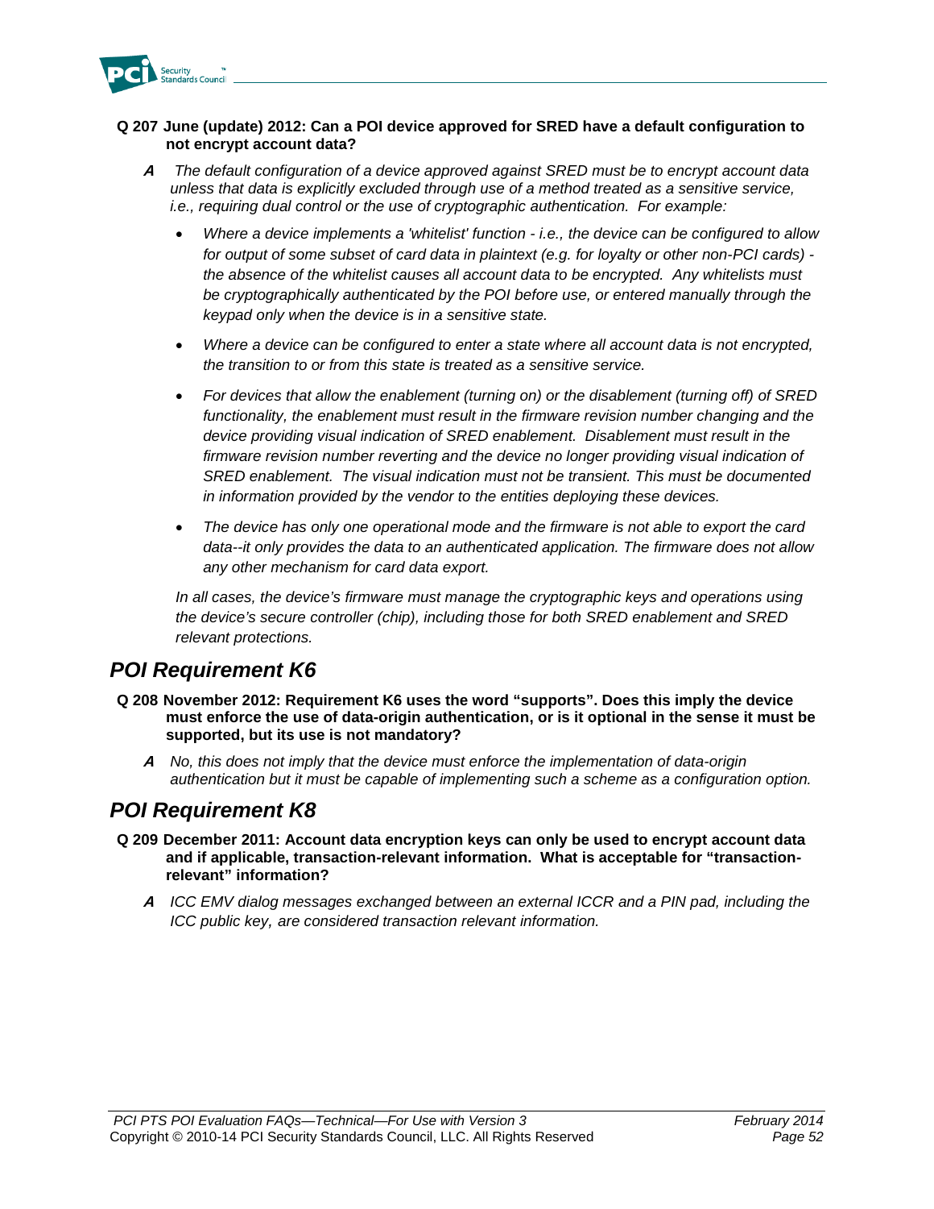**Q 207 June (update) 2012: Can a POI device approved for SRED have a default configuration to not encrypt account data?**

***A*** *The default configuration of a device approved against SRED must be to encrypt account data unless that data is explicitly excluded through use of a method treated as a sensitive service, i.e., requiring dual control or the use of cryptographic authentication. For example:*

- *Where a device implements a 'whitelist' function - i.e., the device can be configured to allow for output of some subset of card data in plaintext (e.g. for loyalty or other non-PCI cards) - the absence of the whitelist causes all account data to be encrypted. Any whitelists must be cryptographically authenticated by the POI before use, or entered manually through the keypad only when the device is in a sensitive state.*
- *Where a device can be configured to enter a state where all account data is not encrypted, the transition to or from this state is treated as a sensitive service.*
- *For devices that allow the enablement (turning on) or the disablement (turning off) of SRED functionality, the enablement must result in the firmware revision number changing and the device providing visual indication of SRED enablement. Disablement must result in the firmware revision number reverting and the device no longer providing visual indication of SRED enablement. The visual indication must not be transient. This must be documented in information provided by the vendor to the entities deploying these devices.*
- *The device has only one operational mode and the firmware is not able to export the card data--it only provides the data to an authenticated application. The firmware does not allow any other mechanism for card data export.*

*In all cases, the device's firmware must manage the cryptographic keys and operations using the device's secure controller (chip), including those for both SRED enablement and SRED relevant protections.*

## *POI Requirement K6*

**Q 208 November 2012: Requirement K6 uses the word "supports". Does this imply the device must enforce the use of data-origin authentication, or is it optional in the sense it must be supported, but its use is not mandatory?**

***A*** *No, this does not imply that the device must enforce the implementation of data-origin authentication but it must be capable of implementing such a scheme as a configuration option.*

## *POI Requirement K8*

**Q 209 December 2011: Account data encryption keys can only be used to encrypt account data and if applicable, transaction-relevant information. What is acceptable for "transaction-relevant" information?**

***A*** *ICC EMV dialog messages exchanged between an external ICCR and a PIN pad, including the ICC public key, are considered transaction relevant information.*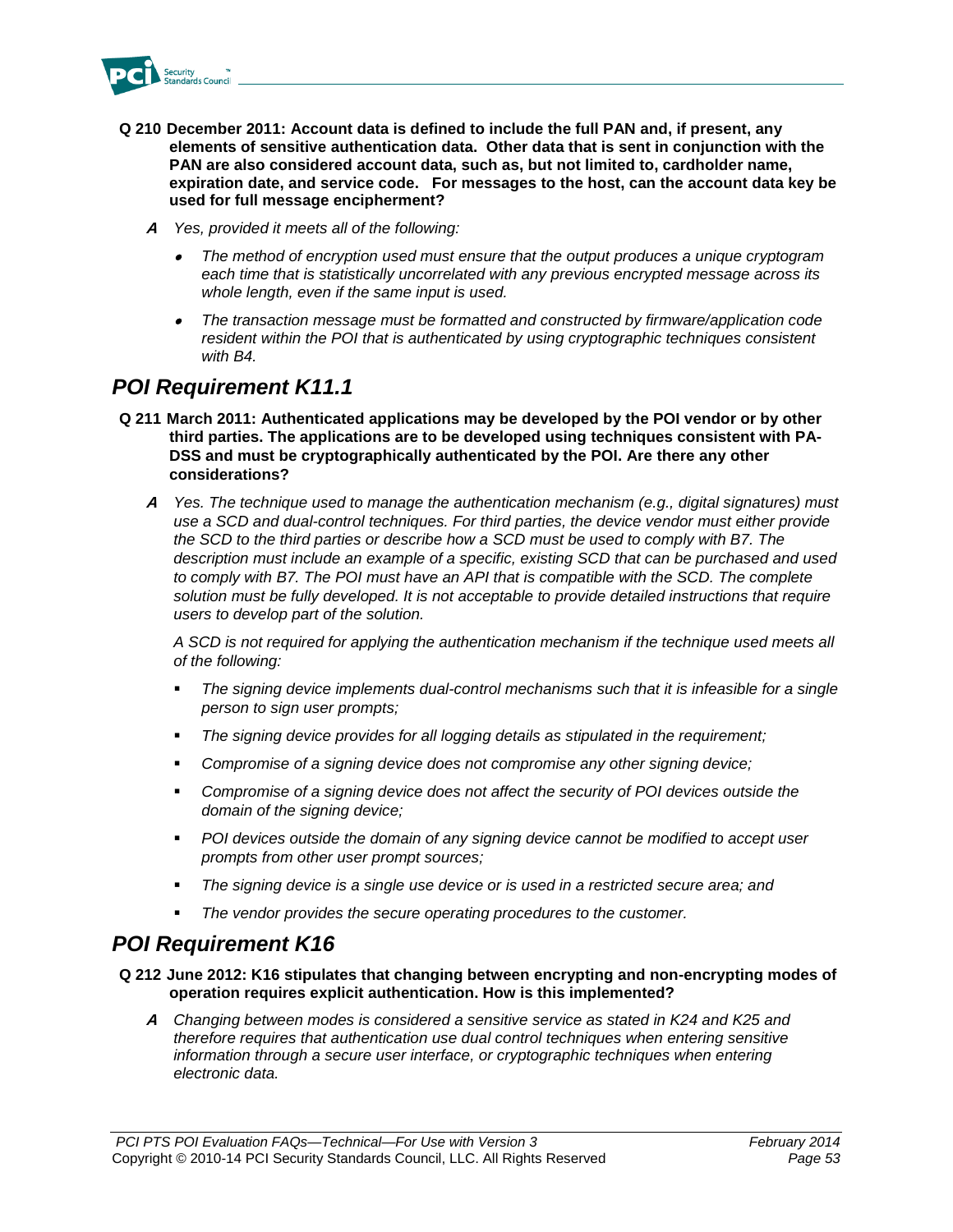**Q 210 December 2011: Account data is defined to include the full PAN and, if present, any elements of sensitive authentication data. Other data that is sent in conjunction with the PAN are also considered account data, such as, but not limited to, cardholder name, expiration date, and service code. For messages to the host, can the account data key be used for full message encipherment?**

***A*** *Yes, provided it meets all of the following:*

- *The method of encryption used must ensure that the output produces a unique cryptogram each time that is statistically uncorrelated with any previous encrypted message across its whole length, even if the same input is used.*
- *The transaction message must be formatted and constructed by firmware/application code resident within the POI that is authenticated by using cryptographic techniques consistent with B4.*

## POI Requirement K11.1

**Q 211 March 2011: Authenticated applications may be developed by the POI vendor or by other third parties. The applications are to be developed using techniques consistent with PA-DSS and must be cryptographically authenticated by the POI. Are there any other considerations?**

***A*** *Yes. The technique used to manage the authentication mechanism (e.g., digital signatures) must use a SCD and dual-control techniques. For third parties, the device vendor must either provide the SCD to the third parties or describe how a SCD must be used to comply with B7. The description must include an example of a specific, existing SCD that can be purchased and used to comply with B7. The POI must have an API that is compatible with the SCD. The complete solution must be fully developed. It is not acceptable to provide detailed instructions that require users to develop part of the solution.*

*A SCD is not required for applying the authentication mechanism if the technique used meets all of the following:*

- *The signing device implements dual-control mechanisms such that it is infeasible for a single person to sign user prompts;*
- *The signing device provides for all logging details as stipulated in the requirement;*
- *Compromise of a signing device does not compromise any other signing device;*
- *Compromise of a signing device does not affect the security of POI devices outside the domain of the signing device;*
- *POI devices outside the domain of any signing device cannot be modified to accept user prompts from other user prompt sources;*
- *The signing device is a single use device or is used in a restricted secure area; and*
- *The vendor provides the secure operating procedures to the customer.*

## POI Requirement K16

**Q 212 June 2012: K16 stipulates that changing between encrypting and non-encrypting modes of operation requires explicit authentication. How is this implemented?**

***A*** *Changing between modes is considered a sensitive service as stated in K24 and K25 and therefore requires that authentication use dual control techniques when entering sensitive information through a secure user interface, or cryptographic techniques when entering electronic data.*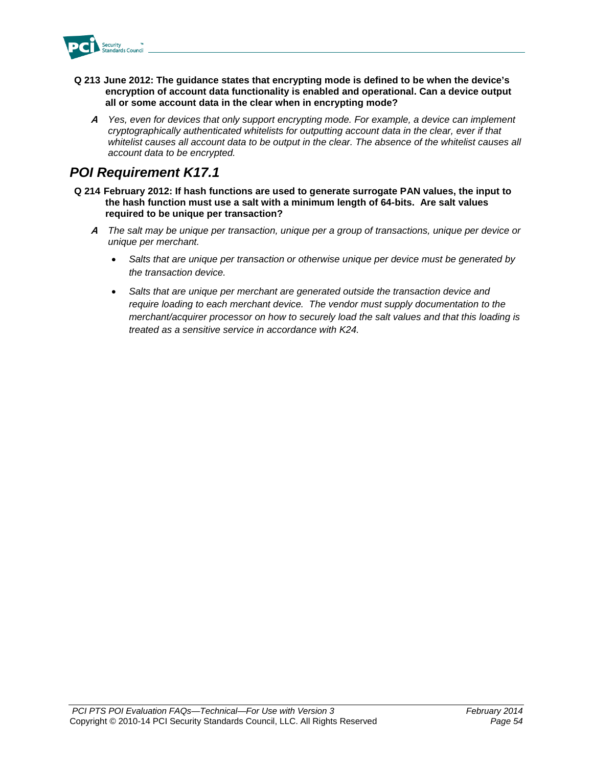**Q 213 June 2012: The guidance states that encrypting mode is defined to be when the device's encryption of account data functionality is enabled and operational. Can a device output all or some account data in the clear when in encrypting mode?**

***A*** *Yes, even for devices that only support encrypting mode. For example, a device can implement cryptographically authenticated whitelists for outputting account data in the clear, ever if that whitelist causes all account data to be output in the clear. The absence of the whitelist causes all account data to be encrypted.*

## *POI Requirement K17.1*

**Q 214 February 2012: If hash functions are used to generate surrogate PAN values, the input to the hash function must use a salt with a minimum length of 64-bits. Are salt values required to be unique per transaction?**

***A*** *The salt may be unique per transaction, unique per a group of transactions, unique per device or unique per merchant.*

- *Salts that are unique per transaction or otherwise unique per device must be generated by the transaction device.*
- *Salts that are unique per merchant are generated outside the transaction device and require loading to each merchant device. The vendor must supply documentation to the merchant/acquirer processor on how to securely load the salt values and that this loading is treated as a sensitive service in accordance with K24.*